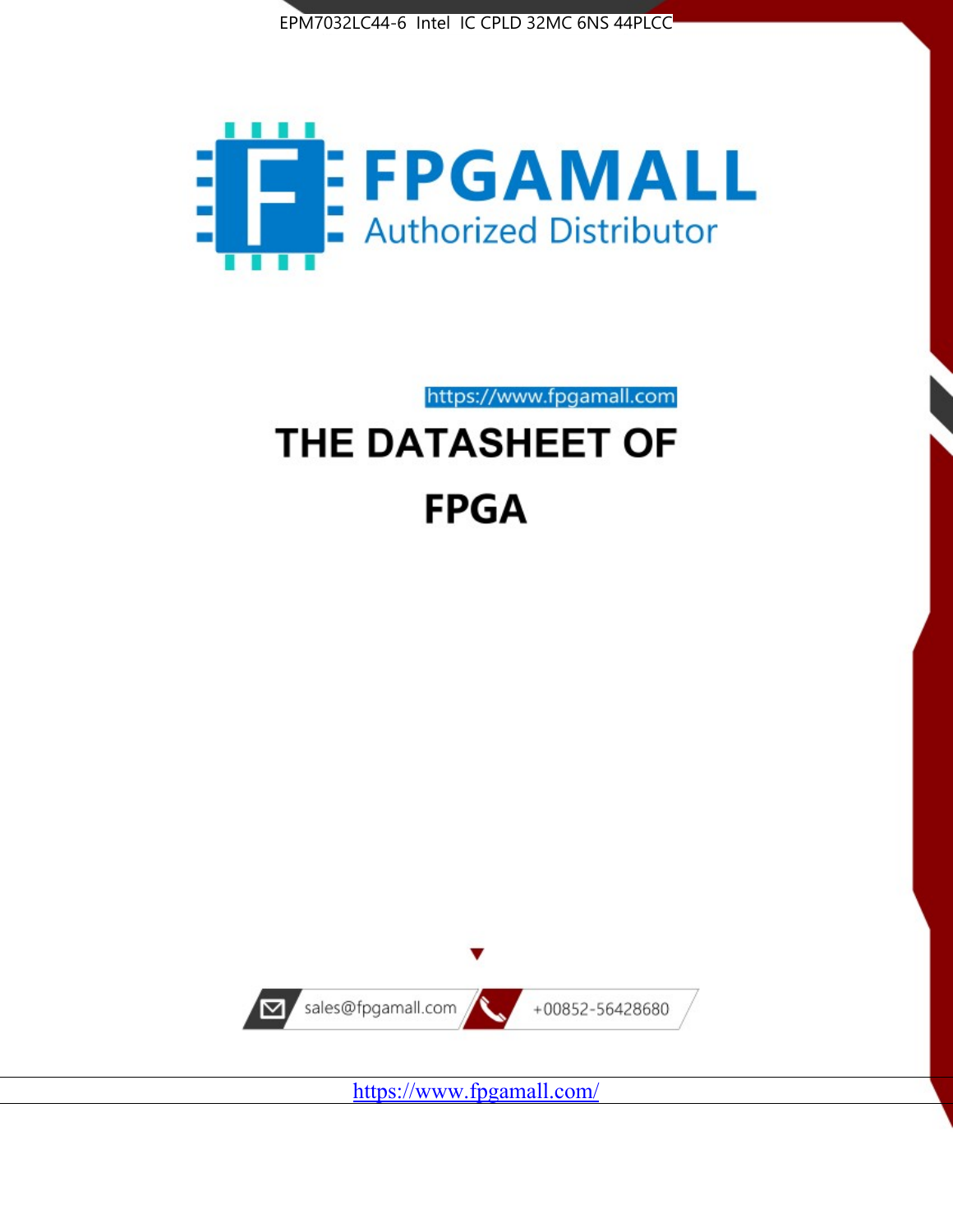FPGAMALL

Authorized Distributor

https://www.fpgamall.com

# THE DATASHEET OF

# FPGA

sales@fpgamall.com

+00852-56428680

https://www.fpgamall.com/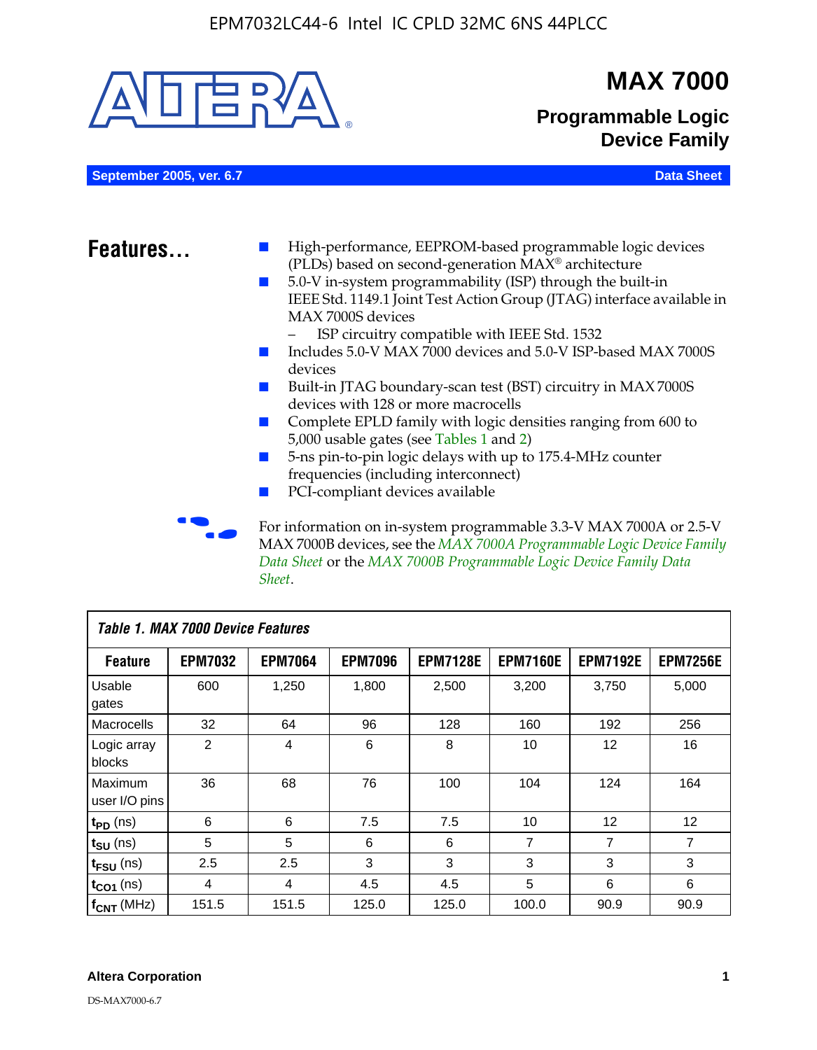EPM7032LC44-6 Intel IC CPLD 32MC 6NS 44PLCC

# MAX 7000

## Programmable Logic Device Family

**September 2005, ver. 6.7** **Data Sheet**

## Features...

- High-performance, EEPROM-based programmable logic devices (PLDs) based on second-generation MAX® architecture
- 5.0-V in-system programmability (ISP) through the built-in IEEE Std. 1149.1 Joint Test Action Group (JTAG) interface available in MAX 7000S devices
  - ISP circuitry compatible with IEEE Std. 1532
- Includes 5.0-V MAX 7000 devices and 5.0-V ISP-based MAX 7000S devices
- Built-in JTAG boundary-scan test (BST) circuitry in MAX 7000S devices with 128 or more macrocells
- Complete EPLD family with logic densities ranging from 600 to 5,000 usable gates (see Tables 1 and 2)
- 5-ns pin-to-pin logic delays with up to 175.4-MHz counter frequencies (including interconnect)
- PCI-compliant devices available

For information on in-system programmable 3.3-V MAX 7000A or 2.5-V MAX 7000B devices, see the *MAX 7000A Programmable Logic Device Family Data Sheet* or the *MAX 7000B Programmable Logic Device Family Data Sheet*.

**Table 1. MAX 7000 Device Features**

| Feature | EPM7032 | EPM7064 | EPM7096 | EPM7128E | EPM7160E | EPM7192E | EPM7256E |
|---|---|---|---|---|---|---|---|
| Usable gates | 600 | 1,250 | 1,800 | 2,500 | 3,200 | 3,750 | 5,000 |
| Macrocells | 32 | 64 | 96 | 128 | 160 | 192 | 256 |
| Logic array blocks | 2 | 4 | 6 | 8 | 10 | 12 | 16 |
| Maximum user I/O pins | 36 | 68 | 76 | 100 | 104 | 124 | 164 |
| $t_{PD}$ (ns) | 6 | 6 | 7.5 | 7.5 | 10 | 12 | 12 |
| $t_{SU}$ (ns) | 5 | 5 | 6 | 6 | 7 | 7 | 7 |
| $t_{FSU}$ (ns) | 2.5 | 2.5 | 3 | 3 | 3 | 3 | 3 |
| $t_{CO1}$ (ns) | 4 | 4 | 4.5 | 4.5 | 5 | 6 | 6 |
| $f_{CNT}$ (MHz) | 151.5 | 151.5 | 125.0 | 125.0 | 100.0 | 90.9 | 90.9 |

Altera Corporation

DS-MAX7000-6.7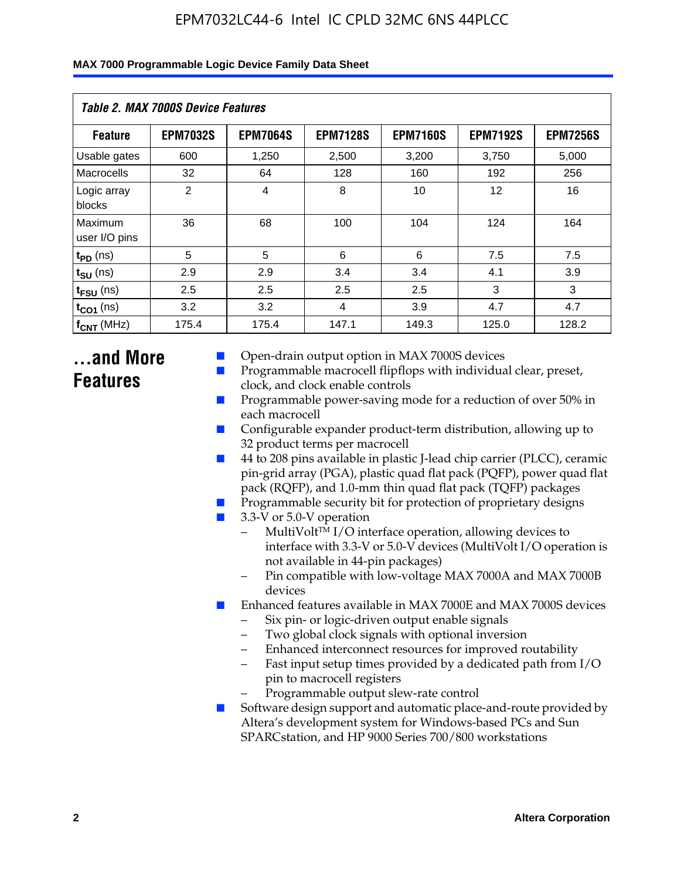*Table 2. MAX 7000S Device Features*

| Feature | EPM7032S | EPM7064S | EPM7128S | EPM7160S | EPM7192S | EPM7256S |
|---|---|---|---|---|---|---|
| Usable gates | 600 | 1,250 | 2,500 | 3,200 | 3,750 | 5,000 |
| Macrocells | 32 | 64 | 128 | 160 | 192 | 256 |
| Logic array blocks | 2 | 4 | 8 | 10 | 12 | 16 |
| Maximum user I/O pins | 36 | 68 | 100 | 104 | 124 | 164 |
| $t_{PD}$ (ns) | 5 | 5 | 6 | 6 | 7.5 | 7.5 |
| $t_{SU}$ (ns) | 2.9 | 2.9 | 3.4 | 3.4 | 4.1 | 3.9 |
| $t_{FSU}$ (ns) | 2.5 | 2.5 | 2.5 | 2.5 | 3 | 3 |
| $t_{CO1}$ (ns) | 3.2 | 3.2 | 4 | 3.9 | 4.7 | 4.7 |
| $f_{CNT}$ (MHz) | 175.4 | 175.4 | 147.1 | 149.3 | 125.0 | 128.2 |

## ...and More Features

- Open-drain output option in MAX 7000S devices
- Programmable macrocell flipflops with individual clear, preset, clock, and clock enable controls
- Programmable power-saving mode for a reduction of over 50% in each macrocell
- Configurable expander product-term distribution, allowing up to 32 product terms per macrocell
- 44 to 208 pins available in plastic J-lead chip carrier (PLCC), ceramic pin-grid array (PGA), plastic quad flat pack (PQFP), power quad flat pack (RQFP), and 1.0-mm thin quad flat pack (TQFP) packages
- Programmable security bit for protection of proprietary designs
- 3.3-V or 5.0-V operation
  - MultiVolt™ I/O interface operation, allowing devices to interface with 3.3-V or 5.0-V devices (MultiVolt I/O operation is not available in 44-pin packages)
  - Pin compatible with low-voltage MAX 7000A and MAX 7000B devices
- Enhanced features available in MAX 7000E and MAX 7000S devices
  - Six pin- or logic-driven output enable signals
  - Two global clock signals with optional inversion
  - Enhanced interconnect resources for improved routability
  - Fast input setup times provided by a dedicated path from I/O pin to macrocell registers
  - Programmable output slew-rate control
- Software design support and automatic place-and-route provided by Altera's development system for Windows-based PCs and Sun SPARCstation, and HP 9000 Series 700/800 workstations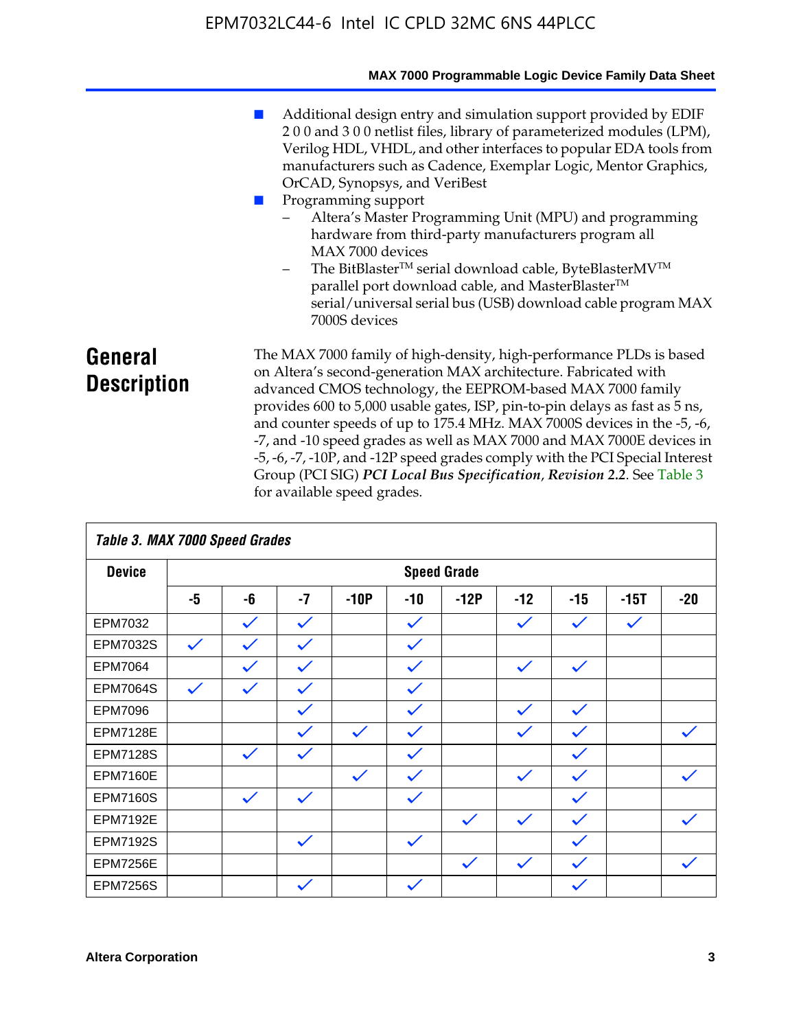- Additional design entry and simulation support provided by EDIF 2 0 0 and 3 0 0 netlist files, library of parameterized modules (LPM), Verilog HDL, VHDL, and other interfaces to popular EDA tools from manufacturers such as Cadence, Exemplar Logic, Mentor Graphics, OrCAD, Synopsys, and VeriBest
- Programming support
  - Altera's Master Programming Unit (MPU) and programming hardware from third-party manufacturers program all MAX 7000 devices
  - The BitBlaster™ serial download cable, ByteBlasterMV™ parallel port download cable, and MasterBlaster™ serial/universal serial bus (USB) download cable program MAX 7000S devices

## General Description

The MAX 7000 family of high-density, high-performance PLDs is based on Altera's second-generation MAX architecture. Fabricated with advanced CMOS technology, the EEPROM-based MAX 7000 family provides 600 to 5,000 usable gates, ISP, pin-to-pin delays as fast as 5 ns, and counter speeds of up to 175.4 MHz. MAX 7000S devices in the -5, -6, -7, and -10 speed grades as well as MAX 7000 and MAX 7000E devices in -5, -6, -7, -10P, and -12P speed grades comply with the PCI Special Interest Group (PCI SIG) ***PCI Local Bus Specification, Revision 2.2***. See Table 3 for available speed grades.

**Table 3. MAX 7000 Speed Grades**

| Device | Speed Grade | | | | | | | | | |
|---|---|---|---|---|---|---|---|---|---|---|
| | -5 | -6 | -7 | -10P | -10 | -12P | -12 | -15 | -15T | -20 |
| EPM7032 | | ✓ | ✓ | | ✓ | | ✓ | ✓ | ✓ | |
| EPM7032S | ✓ | ✓ | ✓ | | ✓ | | | | | |
| EPM7064 | | ✓ | ✓ | | ✓ | | ✓ | ✓ | | |
| EPM7064S | ✓ | ✓ | ✓ | | ✓ | | | | | |
| EPM7096 | | | ✓ | | ✓ | | ✓ | ✓ | | |
| EPM7128E | | | ✓ | ✓ | ✓ | | ✓ | ✓ | | ✓ |
| EPM7128S | | ✓ | ✓ | | ✓ | | | ✓ | | |
| EPM7160E | | | | ✓ | ✓ | | ✓ | ✓ | | ✓ |
| EPM7160S | | ✓ | ✓ | | ✓ | | | ✓ | | |
| EPM7192E | | | | | | ✓ | ✓ | ✓ | | ✓ |
| EPM7192S | | | ✓ | | ✓ | | | ✓ | | |
| EPM7256E | | | | | | ✓ | ✓ | ✓ | | ✓ |
| EPM7256S | | | ✓ | | ✓ | | | ✓ | | |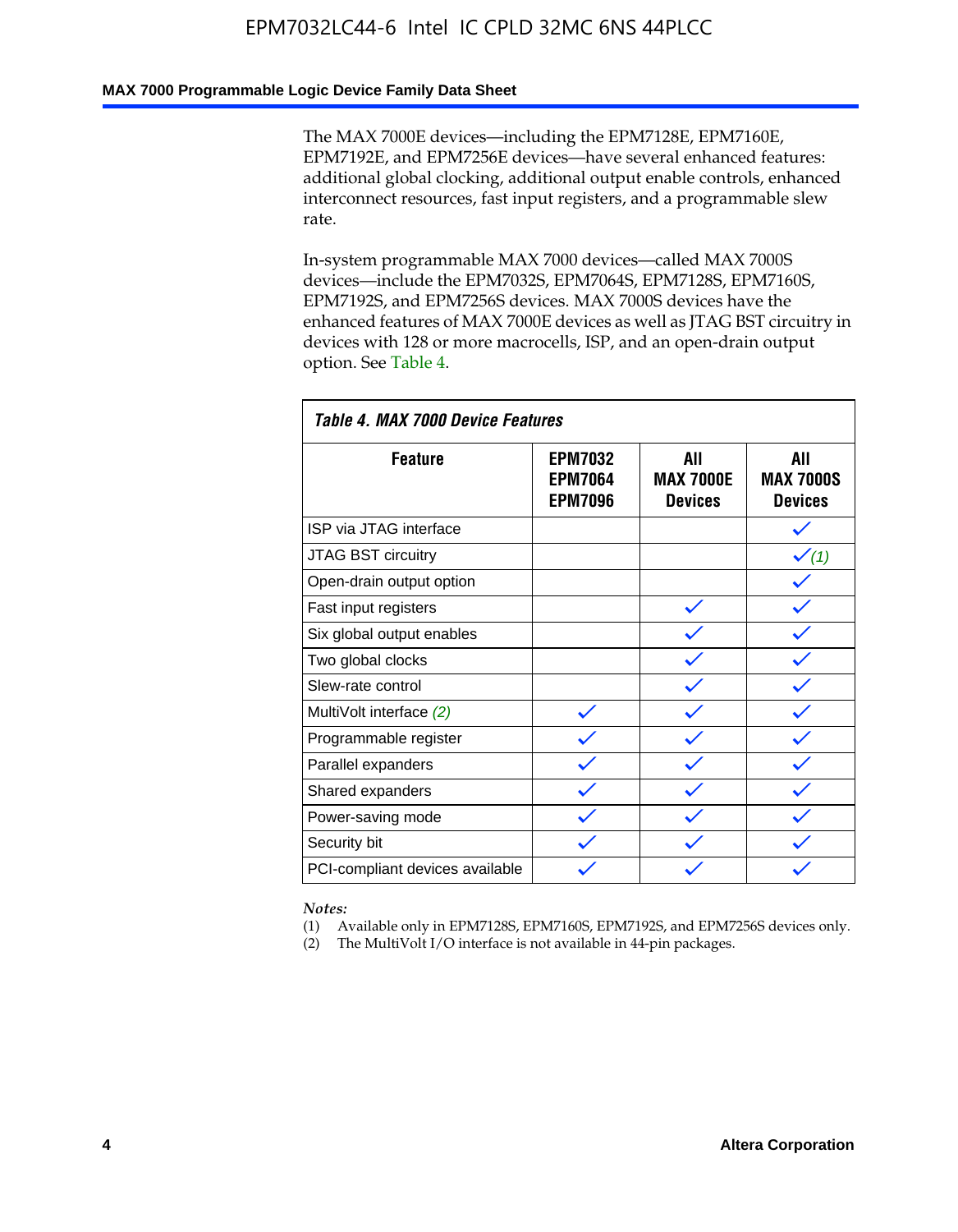The MAX 7000E devices—including the EPM7128E, EPM7160E, EPM7192E, and EPM7256E devices—have several enhanced features: additional global clocking, additional output enable controls, enhanced interconnect resources, fast input registers, and a programmable slew rate.

In-system programmable MAX 7000 devices—called MAX 7000S devices—include the EPM7032S, EPM7064S, EPM7128S, EPM7160S, EPM7192S, and EPM7256S devices. MAX 7000S devices have the enhanced features of MAX 7000E devices as well as JTAG BST circuitry in devices with 128 or more macrocells, ISP, and an open-drain output option. See Table 4.

*Table 4. MAX 7000 Device Features*

| Feature | EPM7032 EPM7064 EPM7096 | All MAX 7000E Devices | All MAX 7000S Devices |
|---|---|---|---|
| ISP via JTAG interface | | | ✓ |
| JTAG BST circuitry | | | ✓ *(1)* |
| Open-drain output option | | | ✓ |
| Fast input registers | | ✓ | ✓ |
| Six global output enables | | ✓ | ✓ |
| Two global clocks | | ✓ | ✓ |
| Slew-rate control | | ✓ | ✓ |
| MultiVolt interface *(2)* | ✓ | ✓ | ✓ |
| Programmable register | ✓ | ✓ | ✓ |
| Parallel expanders | ✓ | ✓ | ✓ |
| Shared expanders | ✓ | ✓ | ✓ |
| Power-saving mode | ✓ | ✓ | ✓ |
| Security bit | ✓ | ✓ | ✓ |
| PCI-compliant devices available | ✓ | ✓ | ✓ |

*Notes:*
(1) Available only in EPM7128S, EPM7160S, EPM7192S, and EPM7256S devices only.
(2) The MultiVolt I/O interface is not available in 44-pin packages.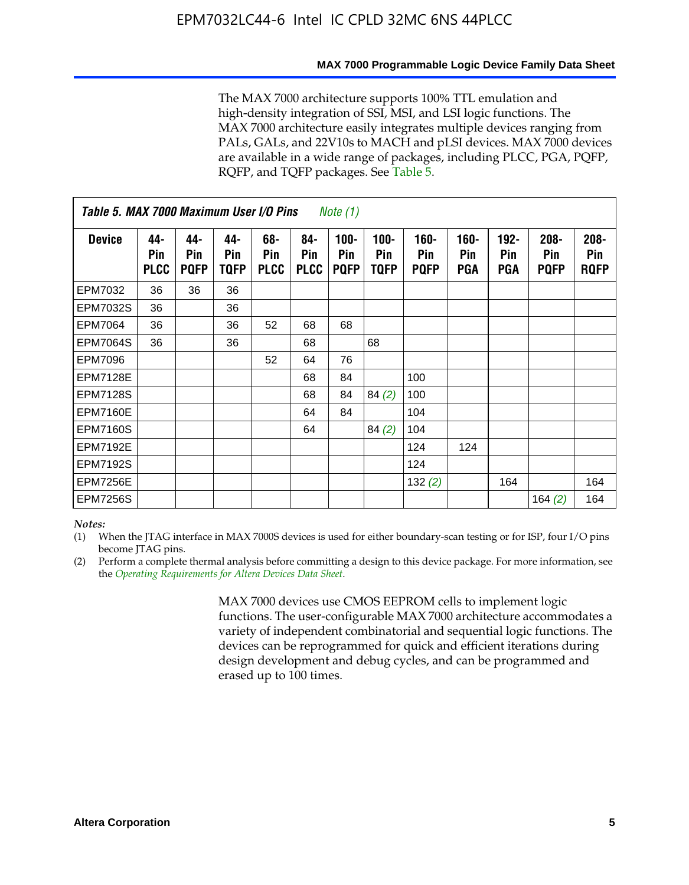The MAX 7000 architecture supports 100% TTL emulation and high-density integration of SSI, MSI, and LSI logic functions. The MAX 7000 architecture easily integrates multiple devices ranging from PALs, GALs, and 22V10s to MACH and pLSI devices. MAX 7000 devices are available in a wide range of packages, including PLCC, PGA, PQFP, RQFP, and TQFP packages. See Table 5.

**Table 5. MAX 7000 Maximum User I/O Pins** *Note (1)*

| Device | 44-Pin PLCC | 44-Pin PQFP | 44-Pin TQFP | 68-Pin PLCC | 84-Pin PLCC | 100-Pin PQFP | 100-Pin TQFP | 160-Pin PQFP | 160-Pin PGA | 192-Pin PGA | 208-Pin PQFP | 208-Pin RQFP |
|---|---|---|---|---|---|---|---|---|---|---|---|---|
| EPM7032 | 36 | 36 | 36 | | | | | | | | | |
| EPM7032S | 36 | | 36 | | | | | | | | | |
| EPM7064 | 36 | | 36 | 52 | 68 | 68 | | | | | | |
| EPM7064S | 36 | | 36 | | 68 | | 68 | | | | | |
| EPM7096 | | | | 52 | 64 | 76 | | | | | | |
| EPM7128E | | | | | 68 | 84 | | 100 | | | | |
| EPM7128S | | | | | 68 | 84 | 84 *(2)* | 100 | | | | |
| EPM7160E | | | | | 64 | 84 | | 104 | | | | |
| EPM7160S | | | | | 64 | | 84 *(2)* | 104 | | | | |
| EPM7192E | | | | | | | | 124 | 124 | | | |
| EPM7192S | | | | | | | | 124 | | | | |
| EPM7256E | | | | | | | | 132 *(2)* | | 164 | | 164 |
| EPM7256S | | | | | | | | | | | 164 *(2)* | 164 |

*Notes:*

(1) When the JTAG interface in MAX 7000S devices is used for either boundary-scan testing or for ISP, four I/O pins become JTAG pins.

(2) Perform a complete thermal analysis before committing a design to this device package. For more information, see the *Operating Requirements for Altera Devices Data Sheet*.

MAX 7000 devices use CMOS EEPROM cells to implement logic functions. The user-configurable MAX 7000 architecture accommodates a variety of independent combinatorial and sequential logic functions. The devices can be reprogrammed for quick and efficient iterations during design development and debug cycles, and can be programmed and erased up to 100 times.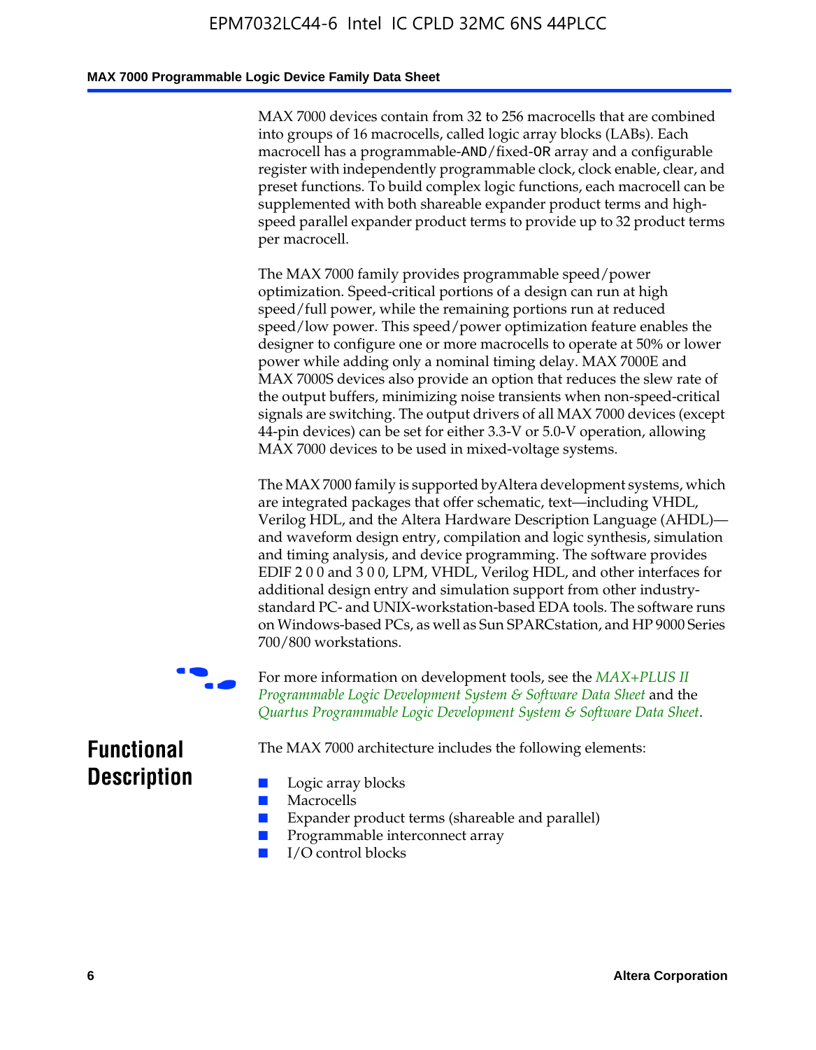MAX 7000 devices contain from 32 to 256 macrocells that are combined into groups of 16 macrocells, called logic array blocks (LABs). Each macrocell has a programmable-AND/fixed-OR array and a configurable register with independently programmable clock, clock enable, clear, and preset functions. To build complex logic functions, each macrocell can be supplemented with both shareable expander product terms and high-speed parallel expander product terms to provide up to 32 product terms per macrocell.

The MAX 7000 family provides programmable speed/power optimization. Speed-critical portions of a design can run at high speed/full power, while the remaining portions run at reduced speed/low power. This speed/power optimization feature enables the designer to configure one or more macrocells to operate at 50% or lower power while adding only a nominal timing delay. MAX 7000E and MAX 7000S devices also provide an option that reduces the slew rate of the output buffers, minimizing noise transients when non-speed-critical signals are switching. The output drivers of all MAX 7000 devices (except 44-pin devices) can be set for either 3.3-V or 5.0-V operation, allowing MAX 7000 devices to be used in mixed-voltage systems.

The MAX 7000 family is supported by Altera development systems, which are integrated packages that offer schematic, text—including VHDL, Verilog HDL, and the Altera Hardware Description Language (AHDL)—and waveform design entry, compilation and logic synthesis, simulation and timing analysis, and device programming. The software provides EDIF 2 0 0 and 3 0 0, LPM, VHDL, Verilog HDL, and other interfaces for additional design entry and simulation support from other industry-standard PC- and UNIX-workstation-based EDA tools. The software runs on Windows-based PCs, as well as Sun SPARCstation, and HP 9000 Series 700/800 workstations.

For more information on development tools, see the *MAX+PLUS II Programmable Logic Development System & Software Data Sheet* and the *Quartus Programmable Logic Development System & Software Data Sheet*.

## Functional Description

The MAX 7000 architecture includes the following elements:

- Logic array blocks
- Macrocells
- Expander product terms (shareable and parallel)
- Programmable interconnect array
- I/O control blocks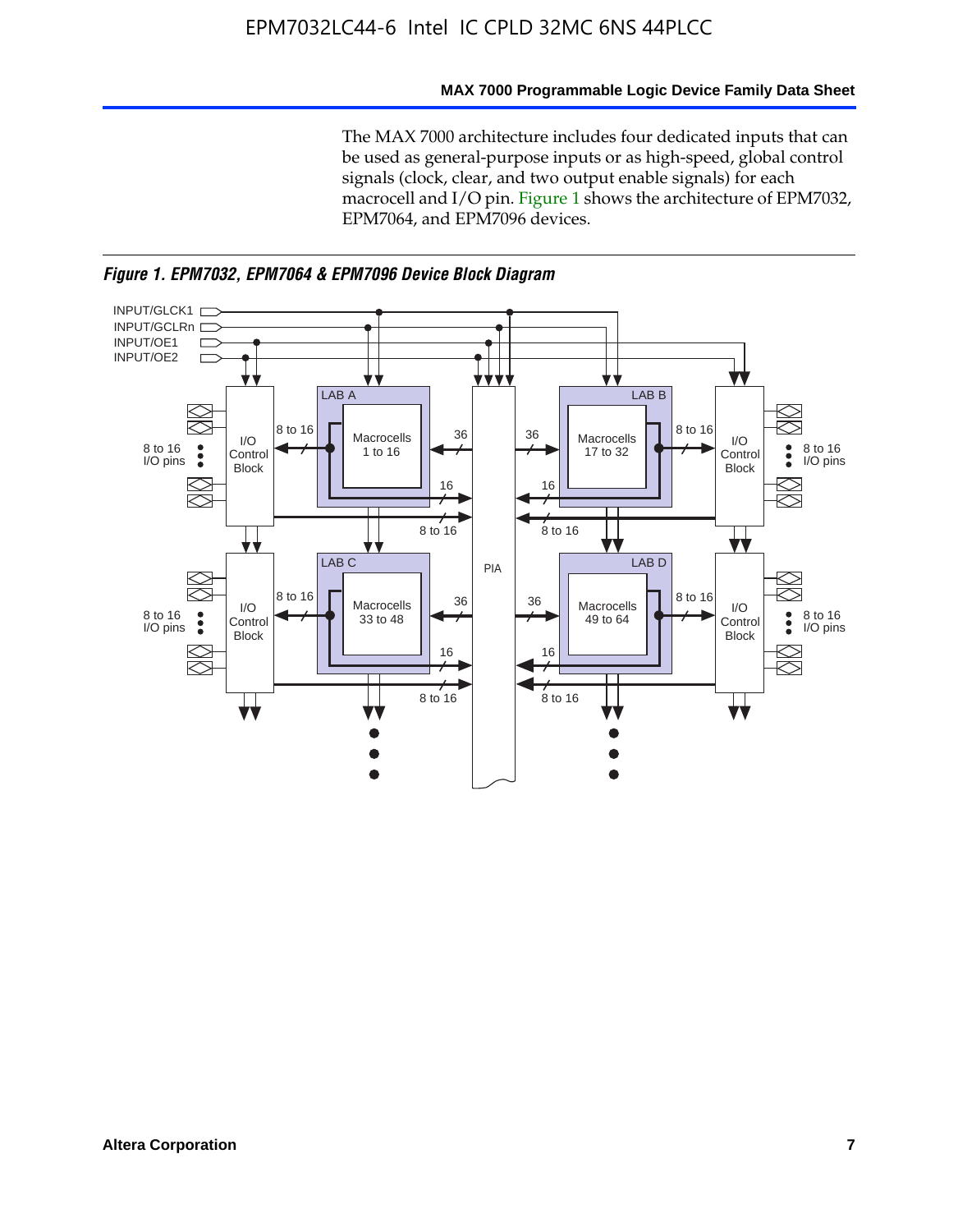The MAX 7000 architecture includes four dedicated inputs that can be used as general-purpose inputs or as high-speed, global control signals (clock, clear, and two output enable signals) for each macrocell and I/O pin. Figure 1 shows the architecture of EPM7032, EPM7064, and EPM7096 devices.

*Figure 1. EPM7032, EPM7064 & EPM7096 Device Block Diagram*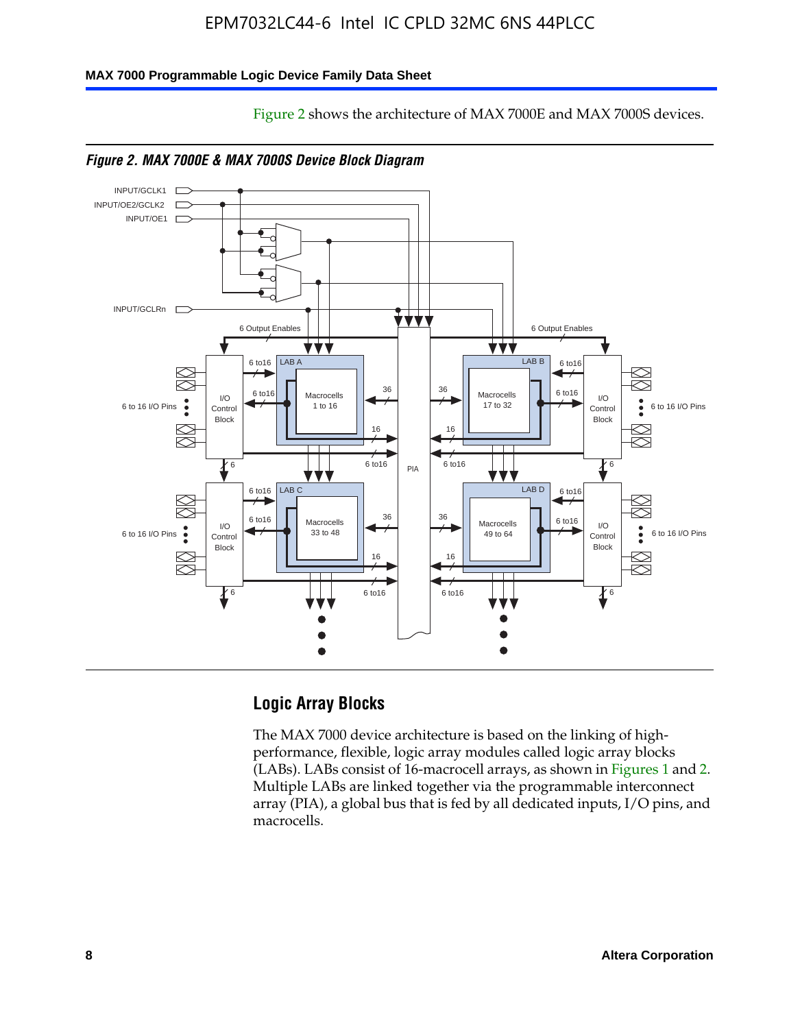Figure 2 shows the architecture of MAX 7000E and MAX 7000S devices.

*Figure 2. MAX 7000E & MAX 7000S Device Block Diagram*

## Logic Array Blocks

The MAX 7000 device architecture is based on the linking of high-performance, flexible, logic array modules called logic array blocks (LABs). LABs consist of 16-macrocell arrays, as shown in Figures 1 and 2. Multiple LABs are linked together via the programmable interconnect array (PIA), a global bus that is fed by all dedicated inputs, I/O pins, and macrocells.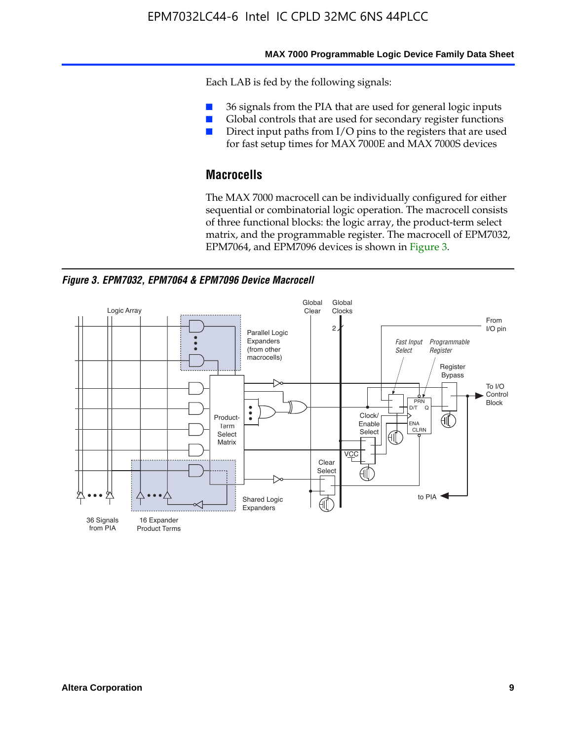Each LAB is fed by the following signals:

- 36 signals from the PIA that are used for general logic inputs
- Global controls that are used for secondary register functions
- Direct input paths from I/O pins to the registers that are used for fast setup times for MAX 7000E and MAX 7000S devices

## Macrocells

The MAX 7000 macrocell can be individually configured for either sequential or combinatorial logic operation. The macrocell consists of three functional blocks: the logic array, the product-term select matrix, and the programmable register. The macrocell of EPM7032, EPM7064, and EPM7096 devices is shown in Figure 3.

***Figure 3. EPM7032, EPM7064 & EPM7096 Device Macrocell***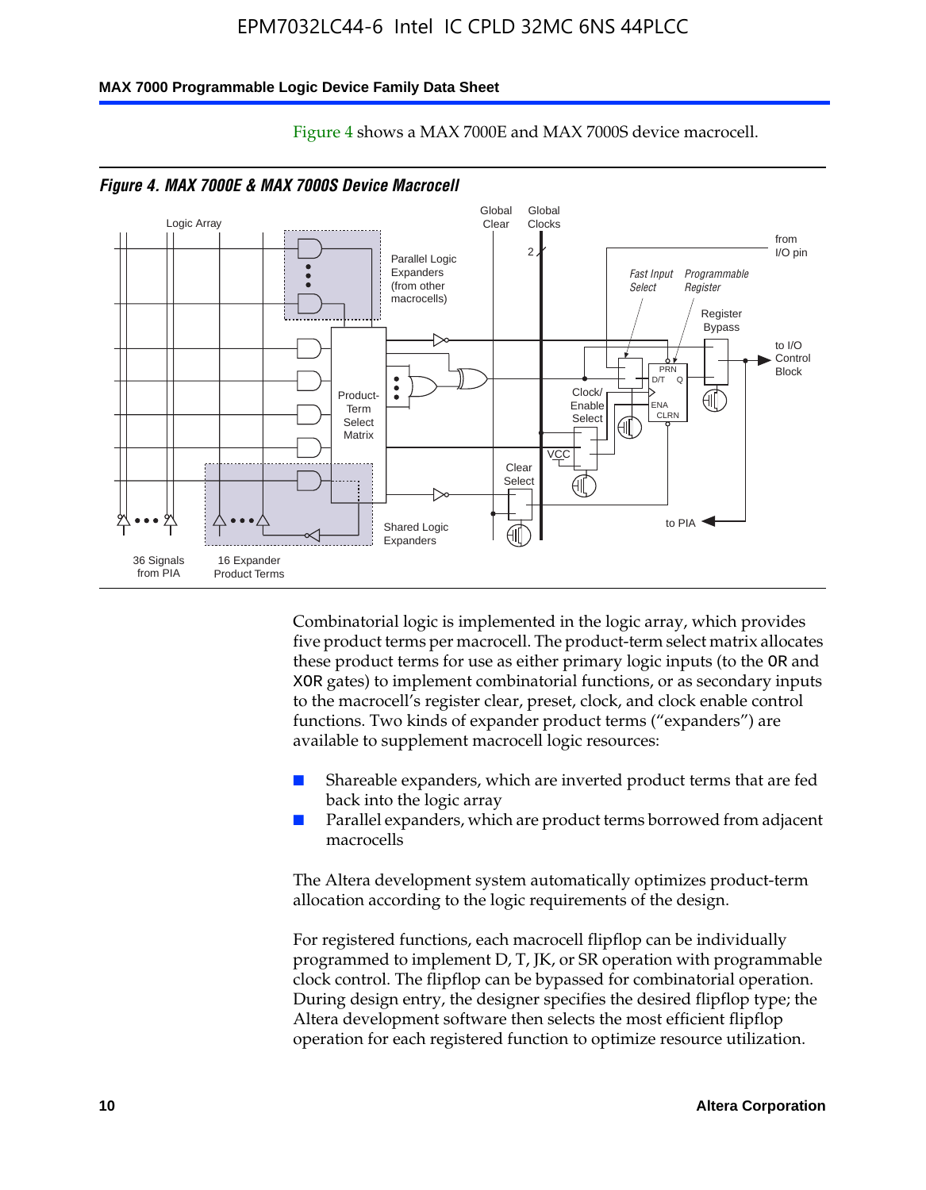Figure 4 shows a MAX 7000E and MAX 7000S device macrocell.

*Figure 4. MAX 7000E & MAX 7000S Device Macrocell*

Combinatorial logic is implemented in the logic array, which provides five product terms per macrocell. The product-term select matrix allocates these product terms for use as either primary logic inputs (to the OR and XOR gates) to implement combinatorial functions, or as secondary inputs to the macrocell's register clear, preset, clock, and clock enable control functions. Two kinds of expander product terms ("expanders") are available to supplement macrocell logic resources:

- Shareable expanders, which are inverted product terms that are fed back into the logic array
- Parallel expanders, which are product terms borrowed from adjacent macrocells

The Altera development system automatically optimizes product-term allocation according to the logic requirements of the design.

For registered functions, each macrocell flipflop can be individually programmed to implement D, T, JK, or SR operation with programmable clock control. The flipflop can be bypassed for combinatorial operation. During design entry, the designer specifies the desired flipflop type; the Altera development software then selects the most efficient flipflop operation for each registered function to optimize resource utilization.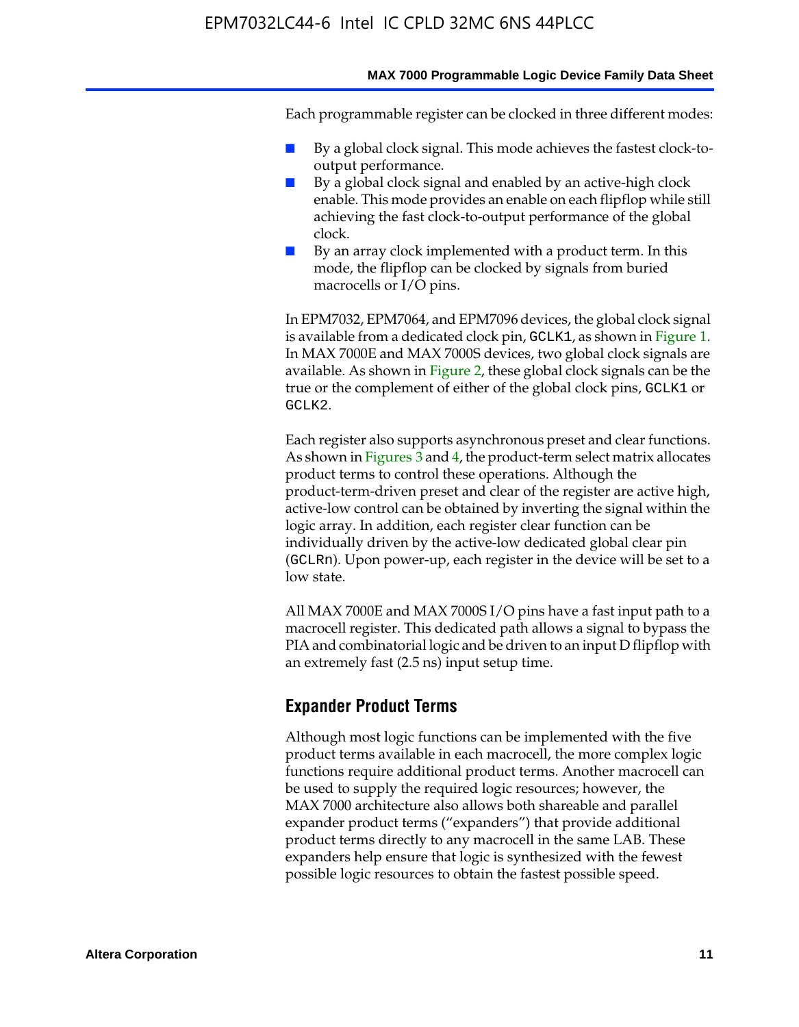Each programmable register can be clocked in three different modes:

- By a global clock signal. This mode achieves the fastest clock-to-output performance.
- By a global clock signal and enabled by an active-high clock enable. This mode provides an enable on each flipflop while still achieving the fast clock-to-output performance of the global clock.
- By an array clock implemented with a product term. In this mode, the flipflop can be clocked by signals from buried macrocells or I/O pins.

In EPM7032, EPM7064, and EPM7096 devices, the global clock signal is available from a dedicated clock pin, GCLK1, as shown in Figure 1. In MAX 7000E and MAX 7000S devices, two global clock signals are available. As shown in Figure 2, these global clock signals can be the true or the complement of either of the global clock pins, GCLK1 or GCLK2.

Each register also supports asynchronous preset and clear functions. As shown in Figures 3 and 4, the product-term select matrix allocates product terms to control these operations. Although the product-term-driven preset and clear of the register are active high, active-low control can be obtained by inverting the signal within the logic array. In addition, each register clear function can be individually driven by the active-low dedicated global clear pin (GCLRn). Upon power-up, each register in the device will be set to a low state.

All MAX 7000E and MAX 7000S I/O pins have a fast input path to a macrocell register. This dedicated path allows a signal to bypass the PIA and combinatorial logic and be driven to an input D flipflop with an extremely fast (2.5 ns) input setup time.

## Expander Product Terms

Although most logic functions can be implemented with the five product terms available in each macrocell, the more complex logic functions require additional product terms. Another macrocell can be used to supply the required logic resources; however, the MAX 7000 architecture also allows both shareable and parallel expander product terms ("expanders") that provide additional product terms directly to any macrocell in the same LAB. These expanders help ensure that logic is synthesized with the fewest possible logic resources to obtain the fastest possible speed.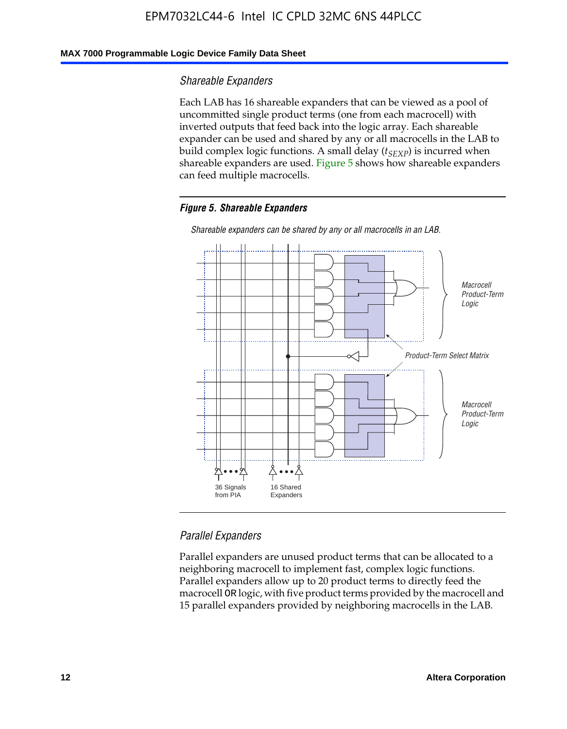### *Shareable Expanders*

Each LAB has 16 shareable expanders that can be viewed as a pool of uncommitted single product terms (one from each macrocell) with inverted outputs that feed back into the logic array. Each shareable expander can be used and shared by any or all macrocells in the LAB to build complex logic functions. A small delay ($t_{SEXP}$) is incurred when shareable expanders are used. Figure 5 shows how shareable expanders can feed multiple macrocells.

***Figure 5. Shareable Expanders***

*Shareable expanders can be shared by any or all macrocells in an LAB.*

### *Parallel Expanders*

Parallel expanders are unused product terms that can be allocated to a neighboring macrocell to implement fast, complex logic functions. Parallel expanders allow up to 20 product terms to directly feed the macrocell OR logic, with five product terms provided by the macrocell and 15 parallel expanders provided by neighboring macrocells in the LAB.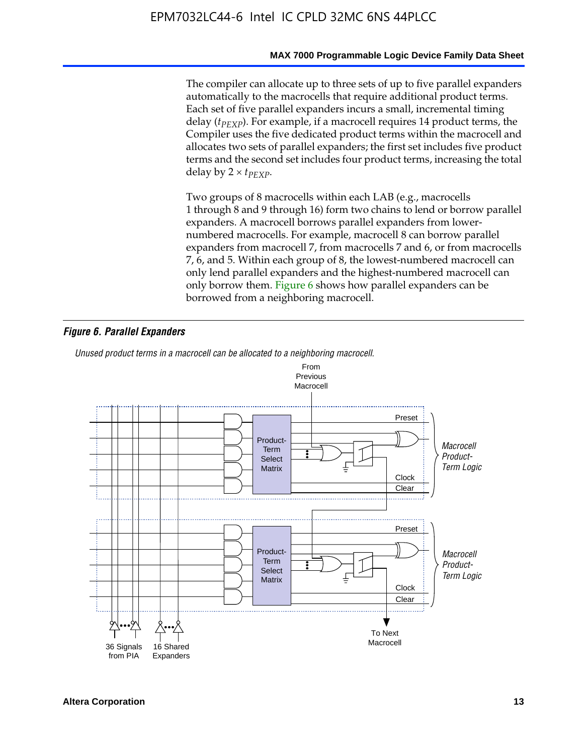The compiler can allocate up to three sets of up to five parallel expanders automatically to the macrocells that require additional product terms. Each set of five parallel expanders incurs a small, incremental timing delay ($t_{PEXP}$). For example, if a macrocell requires 14 product terms, the Compiler uses the five dedicated product terms within the macrocell and allocates two sets of parallel expanders; the first set includes five product terms and the second set includes four product terms, increasing the total delay by $2 \times t_{PEXP}$.

Two groups of 8 macrocells within each LAB (e.g., macrocells 1 through 8 and 9 through 16) form two chains to lend or borrow parallel expanders. A macrocell borrows parallel expanders from lower-numbered macrocells. For example, macrocell 8 can borrow parallel expanders from macrocell 7, from macrocells 7 and 6, or from macrocells 7, 6, and 5. Within each group of 8, the lowest-numbered macrocell can only lend parallel expanders and the highest-numbered macrocell can only borrow them. Figure 6 shows how parallel expanders can be borrowed from a neighboring macrocell.

***Figure 6. Parallel Expanders***

*Unused product terms in a macrocell can be allocated to a neighboring macrocell.*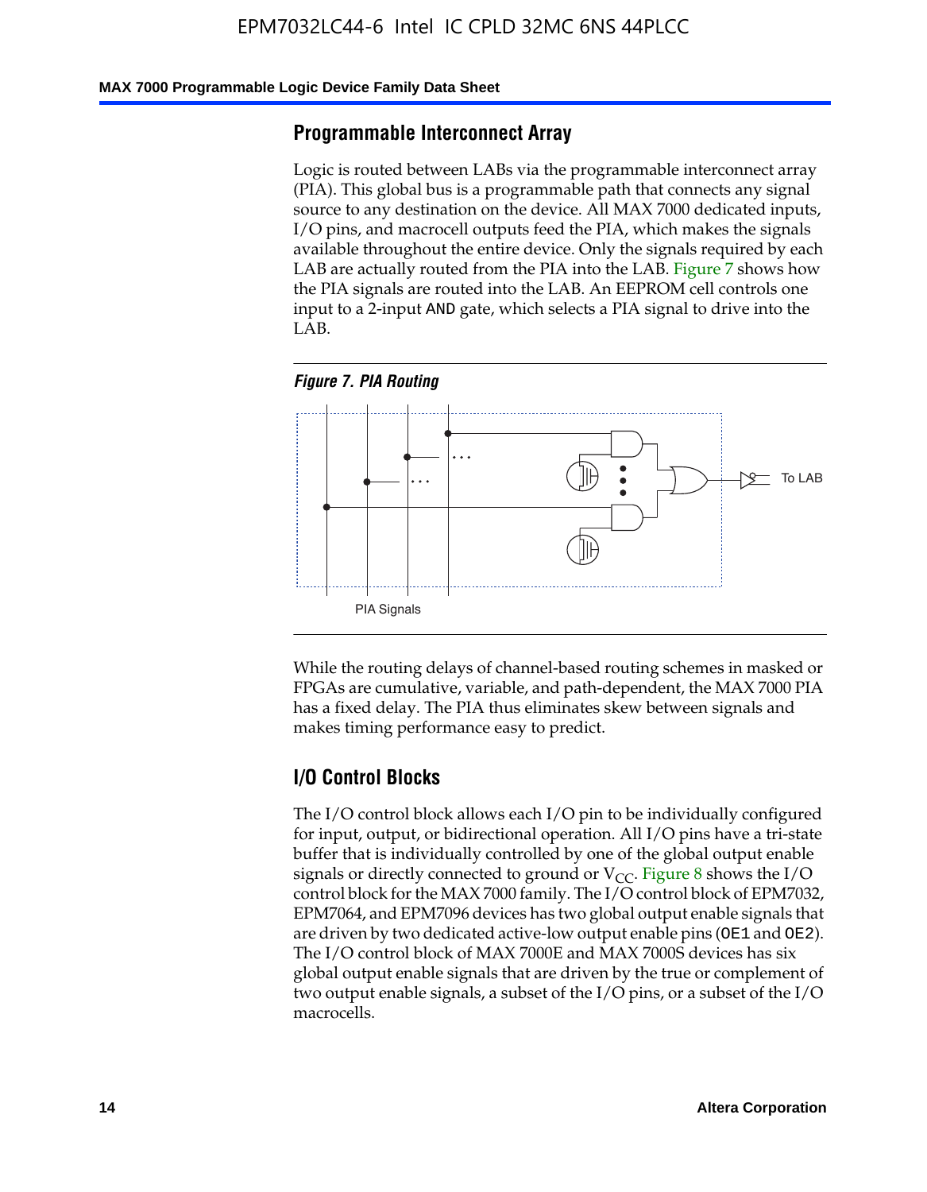## Programmable Interconnect Array

Logic is routed between LABs via the programmable interconnect array (PIA). This global bus is a programmable path that connects any signal source to any destination on the device. All MAX 7000 dedicated inputs, I/O pins, and macrocell outputs feed the PIA, which makes the signals available throughout the entire device. Only the signals required by each LAB are actually routed from the PIA into the LAB. Figure 7 shows how the PIA signals are routed into the LAB. An EEPROM cell controls one input to a 2-input AND gate, which selects a PIA signal to drive into the LAB.

*Figure 7. PIA Routing*

To LAB

PIA Signals

While the routing delays of channel-based routing schemes in masked or FPGAs are cumulative, variable, and path-dependent, the MAX 7000 PIA has a fixed delay. The PIA thus eliminates skew between signals and makes timing performance easy to predict.

## I/O Control Blocks

The I/O control block allows each I/O pin to be individually configured for input, output, or bidirectional operation. All I/O pins have a tri-state buffer that is individually controlled by one of the global output enable signals or directly connected to ground or $V_{CC}$. Figure 8 shows the I/O control block for the MAX 7000 family. The I/O control block of EPM7032, EPM7064, and EPM7096 devices has two global output enable signals that are driven by two dedicated active-low output enable pins (OE1 and OE2). The I/O control block of MAX 7000E and MAX 7000S devices has six global output enable signals that are driven by the true or complement of two output enable signals, a subset of the I/O pins, or a subset of the I/O macrocells.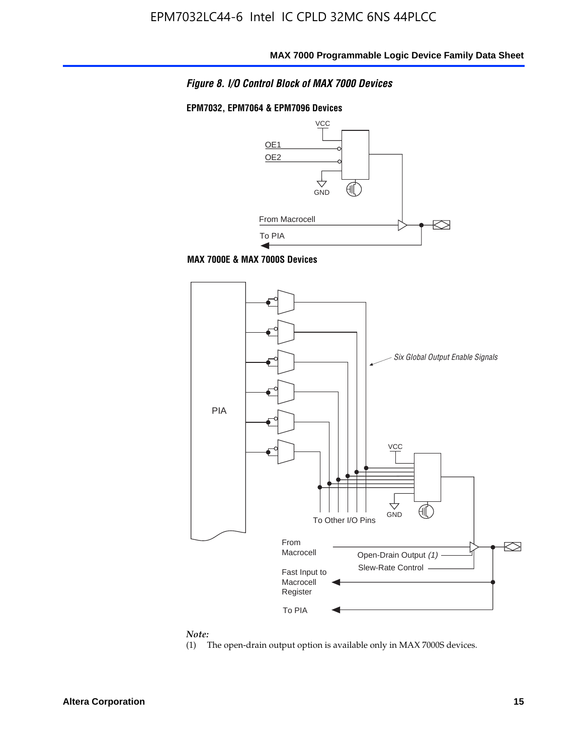*Figure 8. I/O Control Block of MAX 7000 Devices*

**EPM7032, EPM7064 & EPM7096 Devices**

VCC

OE1

OE2

GND

From Macrocell

To PIA

**MAX 7000E & MAX 7000S Devices**

PIA

*Six Global Output Enable Signals*

VCC

GND

To Other I/O Pins

From Macrocell

Open-Drain Output *(1)*

Slew-Rate Control

Fast Input to Macrocell Register

To PIA

*Note:*

(1) The open-drain output option is available only in MAX 7000S devices.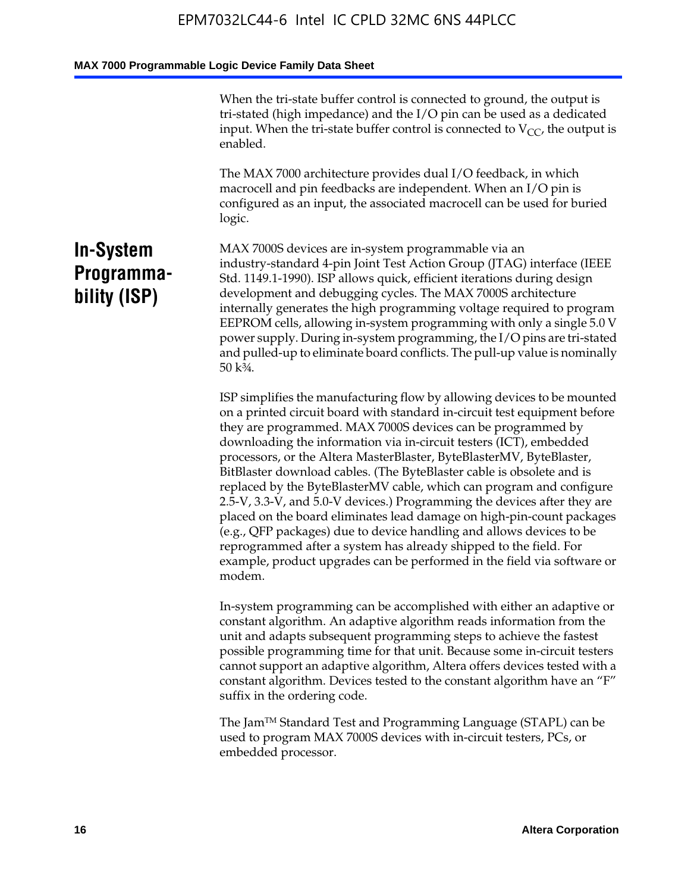When the tri-state buffer control is connected to ground, the output is tri-stated (high impedance) and the I/O pin can be used as a dedicated input. When the tri-state buffer control is connected to $V_{CC}$, the output is enabled.

The MAX 7000 architecture provides dual I/O feedback, in which macrocell and pin feedbacks are independent. When an I/O pin is configured as an input, the associated macrocell can be used for buried logic.

## In-System Programmability (ISP)

MAX 7000S devices are in-system programmable via an industry-standard 4-pin Joint Test Action Group (JTAG) interface (IEEE Std. 1149.1-1990). ISP allows quick, efficient iterations during design development and debugging cycles. The MAX 7000S architecture internally generates the high programming voltage required to program EEPROM cells, allowing in-system programming with only a single 5.0 V power supply. During in-system programming, the I/O pins are tri-stated and pulled-up to eliminate board conflicts. The pull-up value is nominally 50 k¾.

ISP simplifies the manufacturing flow by allowing devices to be mounted on a printed circuit board with standard in-circuit test equipment before they are programmed. MAX 7000S devices can be programmed by downloading the information via in-circuit testers (ICT), embedded processors, or the Altera MasterBlaster, ByteBlasterMV, ByteBlaster, BitBlaster download cables. (The ByteBlaster cable is obsolete and is replaced by the ByteBlasterMV cable, which can program and configure 2.5-V, 3.3-V, and 5.0-V devices.) Programming the devices after they are placed on the board eliminates lead damage on high-pin-count packages (e.g., QFP packages) due to device handling and allows devices to be reprogrammed after a system has already shipped to the field. For example, product upgrades can be performed in the field via software or modem.

In-system programming can be accomplished with either an adaptive or constant algorithm. An adaptive algorithm reads information from the unit and adapts subsequent programming steps to achieve the fastest possible programming time for that unit. Because some in-circuit testers cannot support an adaptive algorithm, Altera offers devices tested with a constant algorithm. Devices tested to the constant algorithm have an "F" suffix in the ordering code.

The Jam™ Standard Test and Programming Language (STAPL) can be used to program MAX 7000S devices with in-circuit testers, PCs, or embedded processor.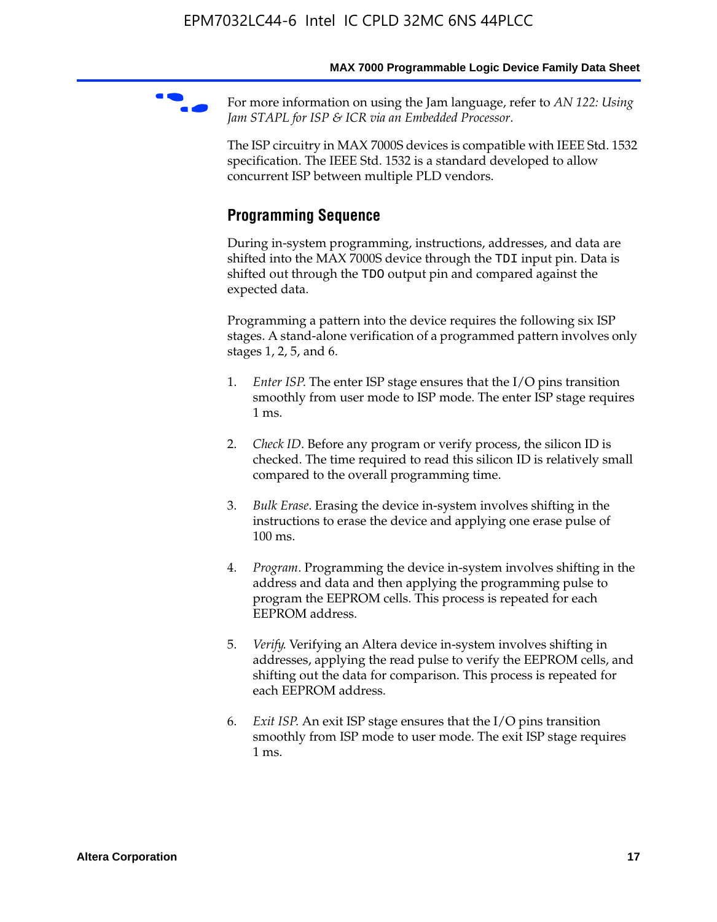For more information on using the Jam language, refer to *AN 122: Using Jam STAPL for ISP & ICR via an Embedded Processor*.

The ISP circuitry in MAX 7000S devices is compatible with IEEE Std. 1532 specification. The IEEE Std. 1532 is a standard developed to allow concurrent ISP between multiple PLD vendors.

## Programming Sequence

During in-system programming, instructions, addresses, and data are shifted into the MAX 7000S device through the `TDI` input pin. Data is shifted out through the `TDO` output pin and compared against the expected data.

Programming a pattern into the device requires the following six ISP stages. A stand-alone verification of a programmed pattern involves only stages 1, 2, 5, and 6.

1. *Enter ISP*. The enter ISP stage ensures that the I/O pins transition smoothly from user mode to ISP mode. The enter ISP stage requires 1 ms.

2. *Check ID*. Before any program or verify process, the silicon ID is checked. The time required to read this silicon ID is relatively small compared to the overall programming time.

3. *Bulk Erase*. Erasing the device in-system involves shifting in the instructions to erase the device and applying one erase pulse of 100 ms.

4. *Program*. Programming the device in-system involves shifting in the address and data and then applying the programming pulse to program the EEPROM cells. This process is repeated for each EEPROM address.

5. *Verify*. Verifying an Altera device in-system involves shifting in addresses, applying the read pulse to verify the EEPROM cells, and shifting out the data for comparison. This process is repeated for each EEPROM address.

6. *Exit ISP*. An exit ISP stage ensures that the I/O pins transition smoothly from ISP mode to user mode. The exit ISP stage requires 1 ms.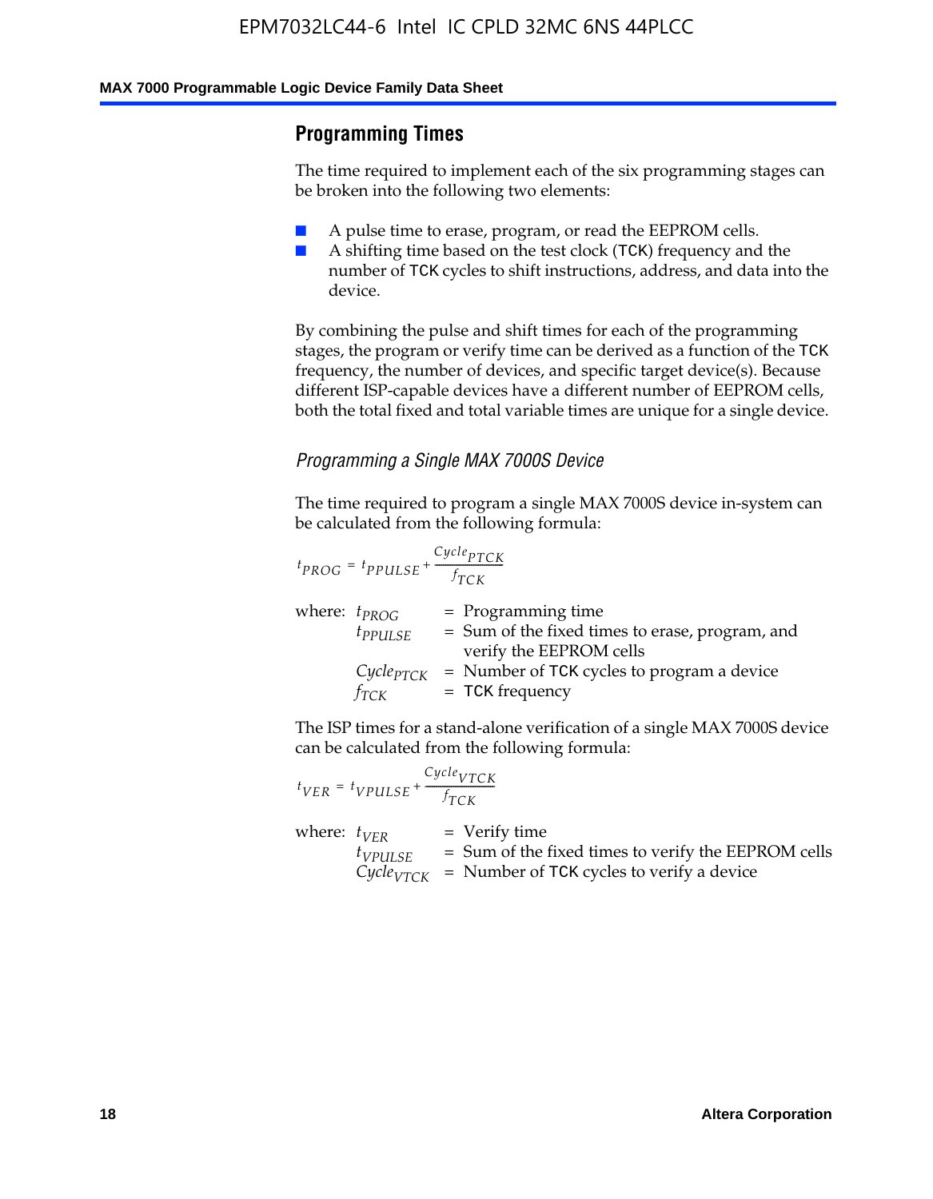## Programming Times

The time required to implement each of the six programming stages can be broken into the following two elements:

- A pulse time to erase, program, or read the EEPROM cells.
- A shifting time based on the test clock (TCK) frequency and the number of TCK cycles to shift instructions, address, and data into the device.

By combining the pulse and shift times for each of the programming stages, the program or verify time can be derived as a function of the TCK frequency, the number of devices, and specific target device(s). Because different ISP-capable devices have a different number of EEPROM cells, both the total fixed and total variable times are unique for a single device.

### *Programming a Single MAX 7000S Device*

The time required to program a single MAX 7000S device in-system can be calculated from the following formula:

$$t_{PROG} = t_{PPULSE} + \frac{Cycle_{PTCK}}{f_{TCK}}$$

where:
- $t_{PROG}$ = Programming time
- $t_{PPULSE}$ = Sum of the fixed times to erase, program, and verify the EEPROM cells
- $Cycle_{PTCK}$ = Number of TCK cycles to program a device
- $f_{TCK}$ = TCK frequency

The ISP times for a stand-alone verification of a single MAX 7000S device can be calculated from the following formula:

$$t_{VER} = t_{VPULSE} + \frac{Cycle_{VTCK}}{f_{TCK}}$$

where:
- $t_{VER}$ = Verify time
- $t_{VPULSE}$ = Sum of the fixed times to verify the EEPROM cells
- $Cycle_{VTCK}$ = Number of TCK cycles to verify a device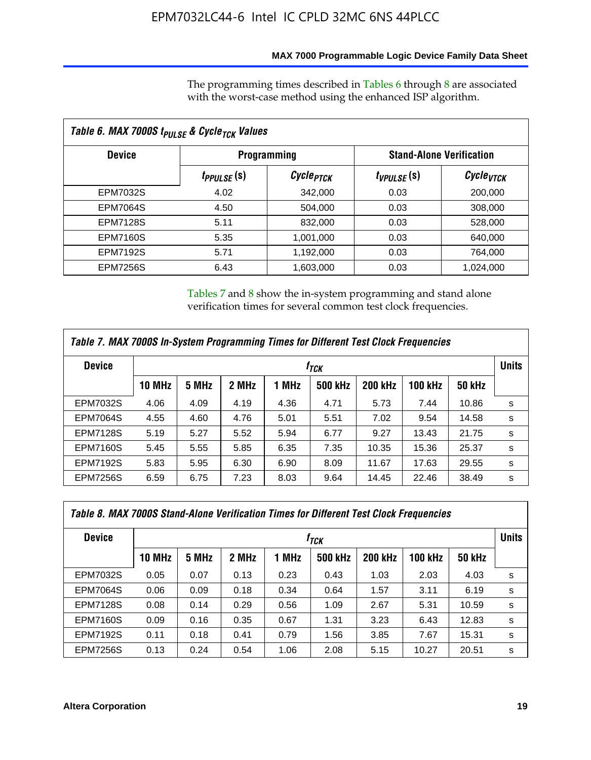The programming times described in Tables 6 through 8 are associated with the worst-case method using the enhanced ISP algorithm.

**Table 6. MAX 7000S $t_{PULSE}$ & $Cycle_{TCK}$ Values**

| Device | Programming | | Stand-Alone Verification | |
|---|---|---|---|---|
| | $t_{PPULSE}$ (s) | $Cycle_{PTCK}$ | $t_{VPULSE}$ (s) | $Cycle_{VTCK}$ |
| EPM7032S | 4.02 | 342,000 | 0.03 | 200,000 |
| EPM7064S | 4.50 | 504,000 | 0.03 | 308,000 |
| EPM7128S | 5.11 | 832,000 | 0.03 | 528,000 |
| EPM7160S | 5.35 | 1,001,000 | 0.03 | 640,000 |
| EPM7192S | 5.71 | 1,192,000 | 0.03 | 764,000 |
| EPM7256S | 6.43 | 1,603,000 | 0.03 | 1,024,000 |

Tables 7 and 8 show the in-system programming and stand alone verification times for several common test clock frequencies.

**Table 7. MAX 7000S In-System Programming Times for Different Test Clock Frequencies**

| Device | $f_{TCK}$ | | | | | | | | Units |
|---|---|---|---|---|---|---|---|---|---|
| | 10 MHz | 5 MHz | 2 MHz | 1 MHz | 500 kHz | 200 kHz | 100 kHz | 50 kHz | |
| EPM7032S | 4.06 | 4.09 | 4.19 | 4.36 | 4.71 | 5.73 | 7.44 | 10.86 | s |
| EPM7064S | 4.55 | 4.60 | 4.76 | 5.01 | 5.51 | 7.02 | 9.54 | 14.58 | s |
| EPM7128S | 5.19 | 5.27 | 5.52 | 5.94 | 6.77 | 9.27 | 13.43 | 21.75 | s |
| EPM7160S | 5.45 | 5.55 | 5.85 | 6.35 | 7.35 | 10.35 | 15.36 | 25.37 | s |
| EPM7192S | 5.83 | 5.95 | 6.30 | 6.90 | 8.09 | 11.67 | 17.63 | 29.55 | s |
| EPM7256S | 6.59 | 6.75 | 7.23 | 8.03 | 9.64 | 14.45 | 22.46 | 38.49 | s |

**Table 8. MAX 7000S Stand-Alone Verification Times for Different Test Clock Frequencies**

| Device | $f_{TCK}$ | | | | | | | | Units |
|---|---|---|---|---|---|---|---|---|---|
| | 10 MHz | 5 MHz | 2 MHz | 1 MHz | 500 kHz | 200 kHz | 100 kHz | 50 kHz | |
| EPM7032S | 0.05 | 0.07 | 0.13 | 0.23 | 0.43 | 1.03 | 2.03 | 4.03 | s |
| EPM7064S | 0.06 | 0.09 | 0.18 | 0.34 | 0.64 | 1.57 | 3.11 | 6.19 | s |
| EPM7128S | 0.08 | 0.14 | 0.29 | 0.56 | 1.09 | 2.67 | 5.31 | 10.59 | s |
| EPM7160S | 0.09 | 0.16 | 0.35 | 0.67 | 1.31 | 3.23 | 6.43 | 12.83 | s |
| EPM7192S | 0.11 | 0.18 | 0.41 | 0.79 | 1.56 | 3.85 | 7.67 | 15.31 | s |
| EPM7256S | 0.13 | 0.24 | 0.54 | 1.06 | 2.08 | 5.15 | 10.27 | 20.51 | s |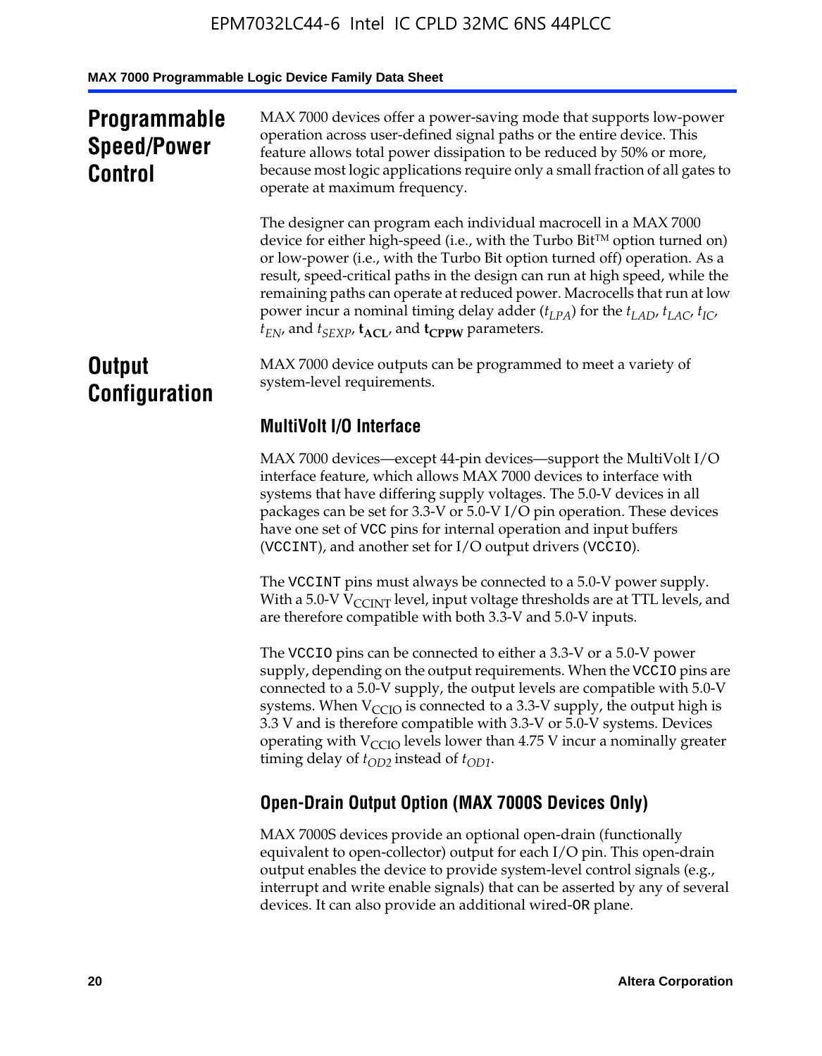## Programmable Speed/Power Control

MAX 7000 devices offer a power-saving mode that supports low-power operation across user-defined signal paths or the entire device. This feature allows total power dissipation to be reduced by 50% or more, because most logic applications require only a small fraction of all gates to operate at maximum frequency.

The designer can program each individual macrocell in a MAX 7000 device for either high-speed (i.e., with the Turbo Bit™ option turned on) or low-power (i.e., with the Turbo Bit option turned off) operation. As a result, speed-critical paths in the design can run at high speed, while the remaining paths can operate at reduced power. Macrocells that run at low power incur a nominal timing delay adder ($t_{LPA}$) for the $t_{LAD}$, $t_{LAC}$, $t_{IC}$, $t_{EN}$, and $t_{SEXP}$, $\mathbf{t_{ACL}}$, and $\mathbf{t_{CPPW}}$ parameters.

## Output Configuration

MAX 7000 device outputs can be programmed to meet a variety of system-level requirements.

### MultiVolt I/O Interface

MAX 7000 devices—except 44-pin devices—support the MultiVolt I/O interface feature, which allows MAX 7000 devices to interface with systems that have differing supply voltages. The 5.0-V devices in all packages can be set for 3.3-V or 5.0-V I/O pin operation. These devices have one set of VCC pins for internal operation and input buffers (VCCINT), and another set for I/O output drivers (VCCIO).

The VCCINT pins must always be connected to a 5.0-V power supply. With a 5.0-V $V_{CCINT}$ level, input voltage thresholds are at TTL levels, and are therefore compatible with both 3.3-V and 5.0-V inputs.

The VCCIO pins can be connected to either a 3.3-V or a 5.0-V power supply, depending on the output requirements. When the VCCIO pins are connected to a 5.0-V supply, the output levels are compatible with 5.0-V systems. When $V_{CCIO}$ is connected to a 3.3-V supply, the output high is 3.3 V and is therefore compatible with 3.3-V or 5.0-V systems. Devices operating with $V_{CCIO}$ levels lower than 4.75 V incur a nominally greater timing delay of $t_{OD2}$ instead of $t_{OD1}$.

### Open-Drain Output Option (MAX 7000S Devices Only)

MAX 7000S devices provide an optional open-drain (functionally equivalent to open-collector) output for each I/O pin. This open-drain output enables the device to provide system-level control signals (e.g., interrupt and write enable signals) that can be asserted by any of several devices. It can also provide an additional wired-OR plane.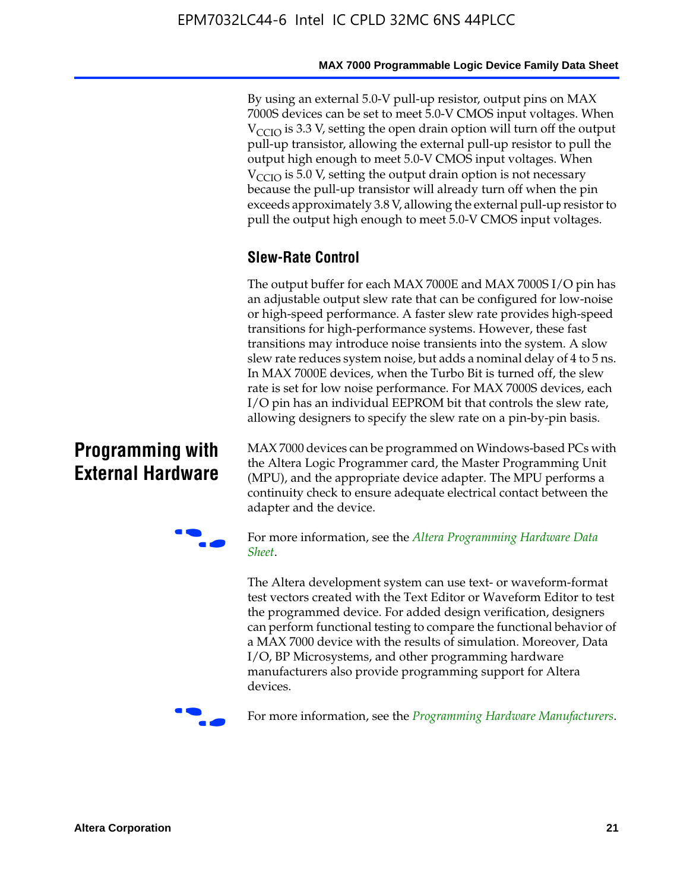By using an external 5.0-V pull-up resistor, output pins on MAX 7000S devices can be set to meet 5.0-V CMOS input voltages. When $V_{CCIO}$ is 3.3 V, setting the open drain option will turn off the output pull-up transistor, allowing the external pull-up resistor to pull the output high enough to meet 5.0-V CMOS input voltages. When $V_{CCIO}$ is 5.0 V, setting the output drain option is not necessary because the pull-up transistor will already turn off when the pin exceeds approximately 3.8 V, allowing the external pull-up resistor to pull the output high enough to meet 5.0-V CMOS input voltages.

### Slew-Rate Control

The output buffer for each MAX 7000E and MAX 7000S I/O pin has an adjustable output slew rate that can be configured for low-noise or high-speed performance. A faster slew rate provides high-speed transitions for high-performance systems. However, these fast transitions may introduce noise transients into the system. A slow slew rate reduces system noise, but adds a nominal delay of 4 to 5 ns. In MAX 7000E devices, when the Turbo Bit is turned off, the slew rate is set for low noise performance. For MAX 7000S devices, each I/O pin has an individual EEPROM bit that controls the slew rate, allowing designers to specify the slew rate on a pin-by-pin basis.

## Programming with External Hardware

MAX 7000 devices can be programmed on Windows-based PCs with the Altera Logic Programmer card, the Master Programming Unit (MPU), and the appropriate device adapter. The MPU performs a continuity check to ensure adequate electrical contact between the adapter and the device.

For more information, see the *Altera Programming Hardware Data Sheet*.

The Altera development system can use text- or waveform-format test vectors created with the Text Editor or Waveform Editor to test the programmed device. For added design verification, designers can perform functional testing to compare the functional behavior of a MAX 7000 device with the results of simulation. Moreover, Data I/O, BP Microsystems, and other programming hardware manufacturers also provide programming support for Altera devices.

For more information, see the *Programming Hardware Manufacturers*.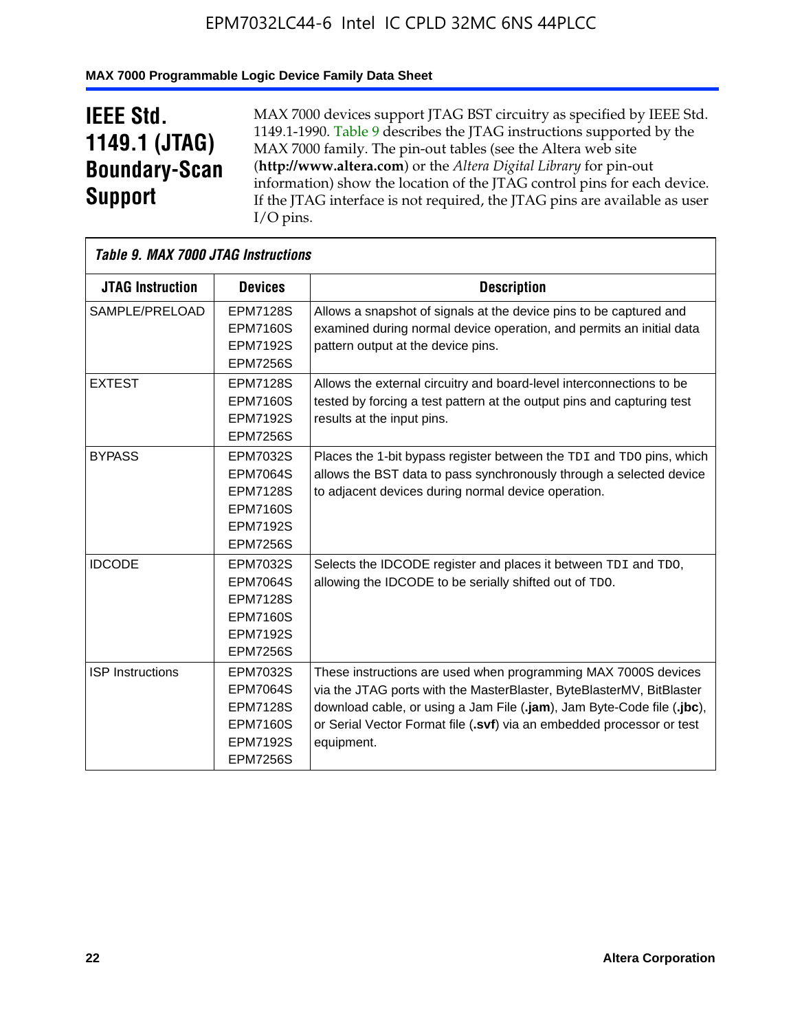# IEEE Std. 1149.1 (JTAG) Boundary-Scan Support

MAX 7000 devices support JTAG BST circuitry as specified by IEEE Std. 1149.1-1990. Table 9 describes the JTAG instructions supported by the MAX 7000 family. The pin-out tables (see the Altera web site (**http://www.altera.com**) or the *Altera Digital Library* for pin-out information) show the location of the JTAG control pins for each device. If the JTAG interface is not required, the JTAG pins are available as user I/O pins.

*Table 9. MAX 7000 JTAG Instructions*

| JTAG Instruction | Devices | Description |
|---|---|---|
| SAMPLE/PRELOAD | EPM7128S<br>EPM7160S<br>EPM7192S<br>EPM7256S | Allows a snapshot of signals at the device pins to be captured and examined during normal device operation, and permits an initial data pattern output at the device pins. |
| EXTEST | EPM7128S<br>EPM7160S<br>EPM7192S<br>EPM7256S | Allows the external circuitry and board-level interconnections to be tested by forcing a test pattern at the output pins and capturing test results at the input pins. |
| BYPASS | EPM7032S<br>EPM7064S<br>EPM7128S<br>EPM7160S<br>EPM7192S<br>EPM7256S | Places the 1-bit bypass register between the TDI and TDO pins, which allows the BST data to pass synchronously through a selected device to adjacent devices during normal device operation. |
| IDCODE | EPM7032S<br>EPM7064S<br>EPM7128S<br>EPM7160S<br>EPM7192S<br>EPM7256S | Selects the IDCODE register and places it between TDI and TDO, allowing the IDCODE to be serially shifted out of TDO. |
| ISP Instructions | EPM7032S<br>EPM7064S<br>EPM7128S<br>EPM7160S<br>EPM7192S<br>EPM7256S | These instructions are used when programming MAX 7000S devices via the JTAG ports with the MasterBlaster, ByteBlasterMV, BitBlaster download cable, or using a Jam File (**.jam**), Jam Byte-Code file (**.jbc**), or Serial Vector Format file (**.svf**) via an embedded processor or test equipment. |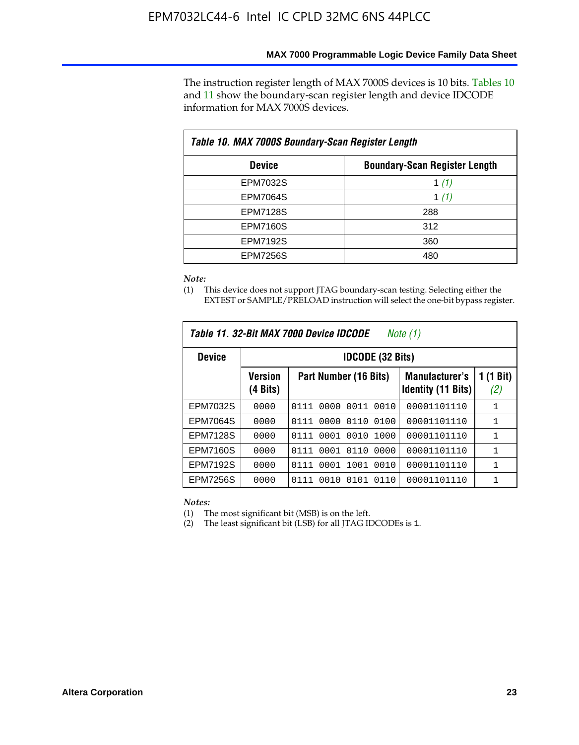The instruction register length of MAX 7000S devices is 10 bits. Tables 10 and 11 show the boundary-scan register length and device IDCODE information for MAX 7000S devices.

**Table 10. MAX 7000S Boundary-Scan Register Length**

| Device | Boundary-Scan Register Length |
|---|---|
| EPM7032S | 1 *(1)* |
| EPM7064S | 1 *(1)* |
| EPM7128S | 288 |
| EPM7160S | 312 |
| EPM7192S | 360 |
| EPM7256S | 480 |

*Note:*

(1) This device does not support JTAG boundary-scan testing. Selecting either the EXTEST or SAMPLE/PRELOAD instruction will select the one-bit bypass register.

**Table 11. 32-Bit MAX 7000 Device IDCODE** *Note (1)*

| Device | IDCODE (32 Bits) | | | |
|---|---|---|---|---|
| | Version (4 Bits) | Part Number (16 Bits) | Manufacturer's Identity (11 Bits) | 1 (1 Bit) *(2)* |
| EPM7032S | 0000 | 0111 0000 0011 0010 | 00001101110 | 1 |
| EPM7064S | 0000 | 0111 0000 0110 0100 | 00001101110 | 1 |
| EPM7128S | 0000 | 0111 0001 0010 1000 | 00001101110 | 1 |
| EPM7160S | 0000 | 0111 0001 0110 0000 | 00001101110 | 1 |
| EPM7192S | 0000 | 0111 0001 1001 0010 | 00001101110 | 1 |
| EPM7256S | 0000 | 0111 0010 0101 0110 | 00001101110 | 1 |

*Notes:*

(1) The most significant bit (MSB) is on the left.

(2) The least significant bit (LSB) for all JTAG IDCODEs is 1.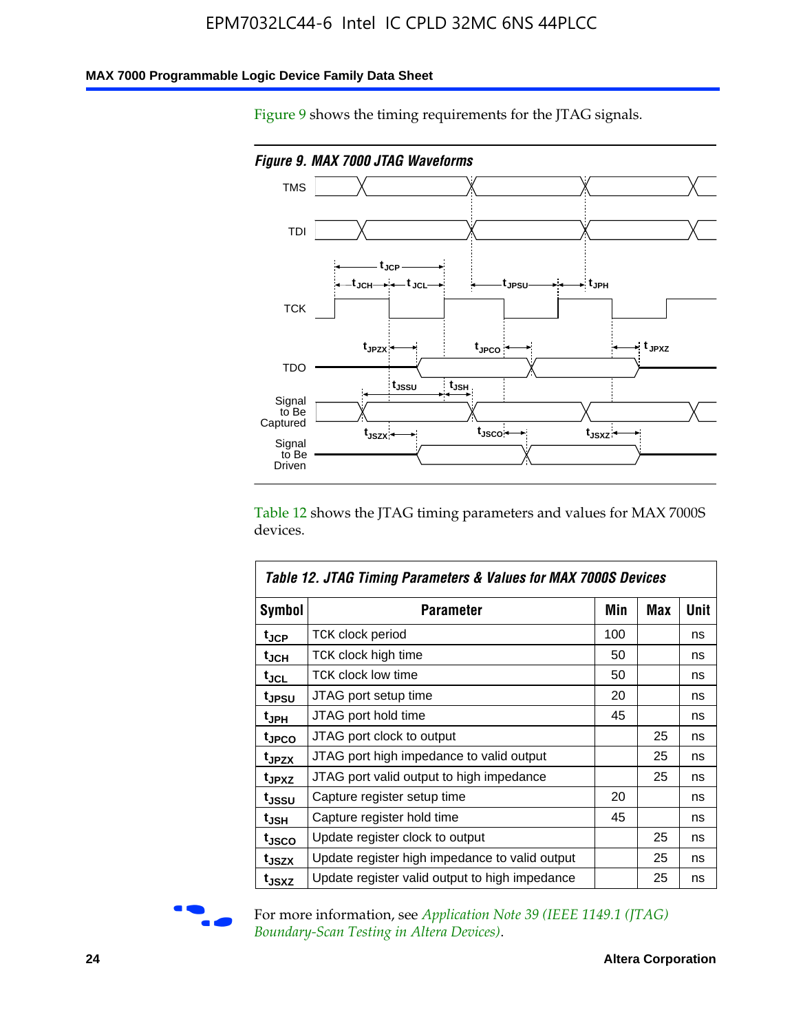Figure 9 shows the timing requirements for the JTAG signals.

*Figure 9. MAX 7000 JTAG Waveforms*

Table 12 shows the JTAG timing parameters and values for MAX 7000S devices.

*Table 12. JTAG Timing Parameters & Values for MAX 7000S Devices*

| Symbol | Parameter | Min | Max | Unit |
|---|---|---|---|---|
| $t_{JCP}$ | TCK clock period | 100 | | ns |
| $t_{JCH}$ | TCK clock high time | 50 | | ns |
| $t_{JCL}$ | TCK clock low time | 50 | | ns |
| $t_{JPSU}$ | JTAG port setup time | 20 | | ns |
| $t_{JPH}$ | JTAG port hold time | 45 | | ns |
| $t_{JPCO}$ | JTAG port clock to output | | 25 | ns |
| $t_{JPZX}$ | JTAG port high impedance to valid output | | 25 | ns |
| $t_{JPXZ}$ | JTAG port valid output to high impedance | | 25 | ns |
| $t_{JSSU}$ | Capture register setup time | 20 | | ns |
| $t_{JSH}$ | Capture register hold time | 45 | | ns |
| $t_{JSCO}$ | Update register clock to output | | 25 | ns |
| $t_{JSZX}$ | Update register high impedance to valid output | | 25 | ns |
| $t_{JSXZ}$ | Update register valid output to high impedance | | 25 | ns |

For more information, see *Application Note 39 (IEEE 1149.1 (JTAG) Boundary-Scan Testing in Altera Devices)*.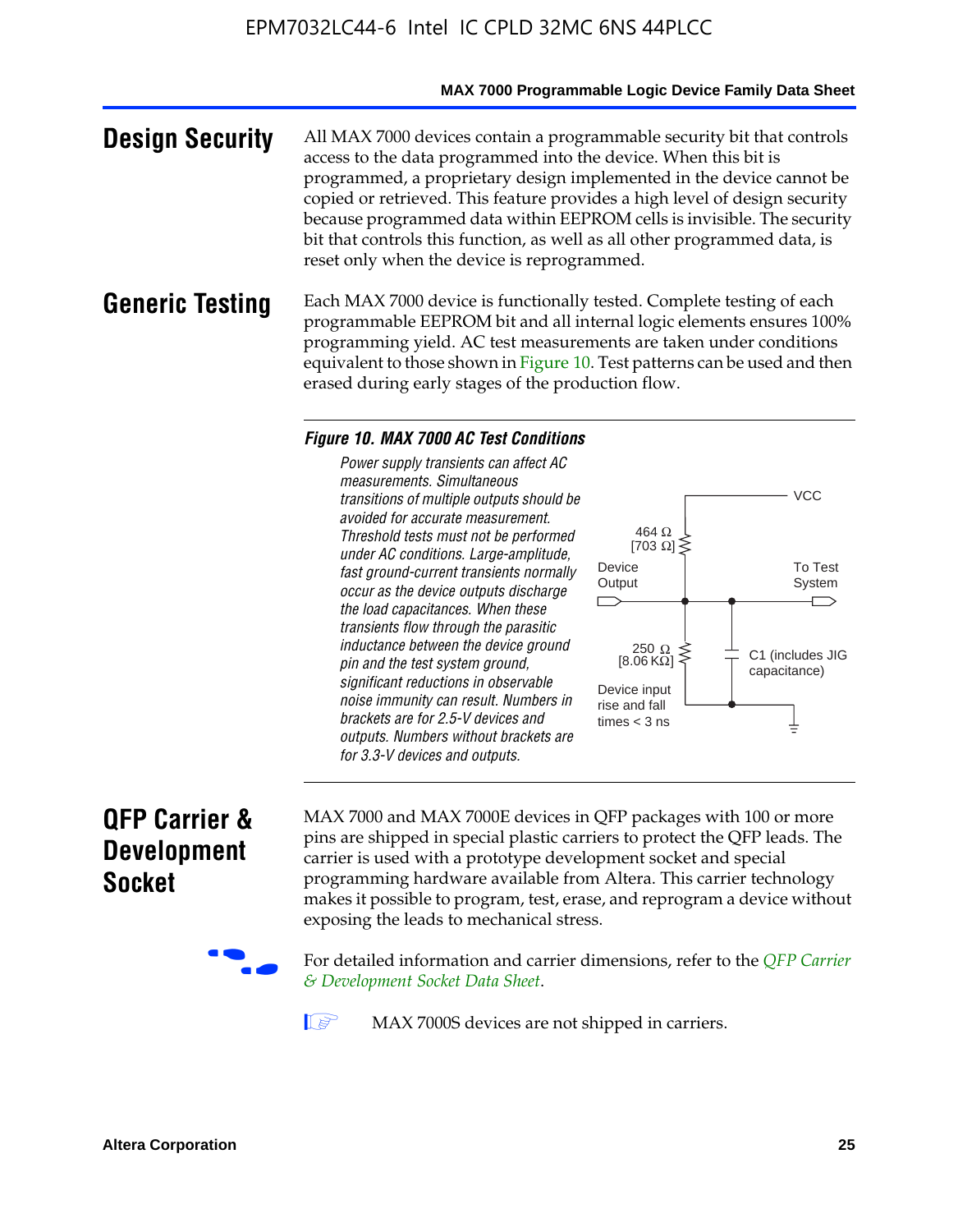# Design Security

All MAX 7000 devices contain a programmable security bit that controls access to the data programmed into the device. When this bit is programmed, a proprietary design implemented in the device cannot be copied or retrieved. This feature provides a high level of design security because programmed data within EEPROM cells is invisible. The security bit that controls this function, as well as all other programmed data, is reset only when the device is reprogrammed.

# Generic Testing

Each MAX 7000 device is functionally tested. Complete testing of each programmable EEPROM bit and all internal logic elements ensures 100% programming yield. AC test measurements are taken under conditions equivalent to those shown in Figure 10. Test patterns can be used and then erased during early stages of the production flow.

***Figure 10. MAX 7000 AC Test Conditions***

*Power supply transients can affect AC measurements. Simultaneous transitions of multiple outputs should be avoided for accurate measurement. Threshold tests must not be performed under AC conditions. Large-amplitude, fast ground-current transients normally occur as the device outputs discharge the load capacitances. When these transients flow through the parasitic inductance between the device ground pin and the test system ground, significant reductions in observable noise immunity can result. Numbers in brackets are for 2.5-V devices and outputs. Numbers without brackets are for 3.3-V devices and outputs.*

VCC

464 Ω [703 Ω]

Device Output

To Test System

250 Ω [8.06 KΩ]

C1 (includes JIG capacitance)

Device input rise and fall times < 3 ns

# QFP Carrier & Development Socket

MAX 7000 and MAX 7000E devices in QFP packages with 100 or more pins are shipped in special plastic carriers to protect the QFP leads. The carrier is used with a prototype development socket and special programming hardware available from Altera. This carrier technology makes it possible to program, test, erase, and reprogram a device without exposing the leads to mechanical stress.

For detailed information and carrier dimensions, refer to the *QFP Carrier & Development Socket Data Sheet*.

MAX 7000S devices are not shipped in carriers.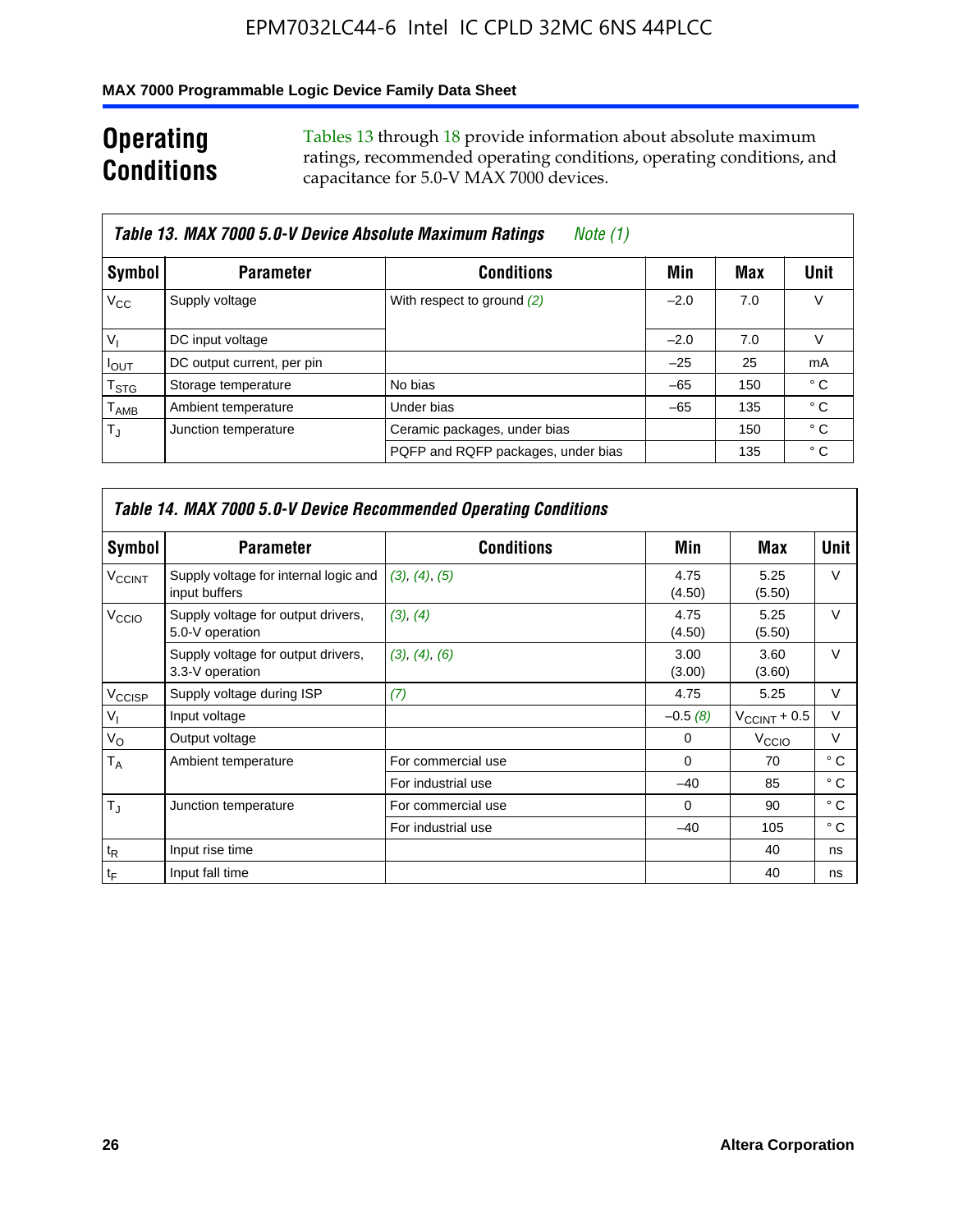## Operating Conditions

Tables 13 through 18 provide information about absolute maximum ratings, recommended operating conditions, operating conditions, and capacitance for 5.0-V MAX 7000 devices.

**Table 13. MAX 7000 5.0-V Device Absolute Maximum Ratings** *Note (1)*

| Symbol | Parameter | Conditions | Min | Max | Unit |
|---|---|---|---|---|---|
| $V_{CC}$ | Supply voltage | With respect to ground *(2)* | –2.0 | 7.0 | V |
| $V_I$ | DC input voltage | | –2.0 | 7.0 | V |
| $I_{OUT}$ | DC output current, per pin | | –25 | 25 | mA |
| $T_{STG}$ | Storage temperature | No bias | –65 | 150 | ° C |
| $T_{AMB}$ | Ambient temperature | Under bias | –65 | 135 | ° C |
| $T_J$ | Junction temperature | Ceramic packages, under bias | | 150 | ° C |
| | | PQFP and RQFP packages, under bias | | 135 | ° C |

**Table 14. MAX 7000 5.0-V Device Recommended Operating Conditions**

| Symbol | Parameter | Conditions | Min | Max | Unit |
|---|---|---|---|---|---|
| $V_{CCINT}$ | Supply voltage for internal logic and input buffers | *(3)*, *(4)*, *(5)* | 4.75 (4.50) | 5.25 (5.50) | V |
| $V_{CCIO}$ | Supply voltage for output drivers, 5.0-V operation | *(3)*, *(4)* | 4.75 (4.50) | 5.25 (5.50) | V |
| | Supply voltage for output drivers, 3.3-V operation | *(3)*, *(4)*, *(6)* | 3.00 (3.00) | 3.60 (3.60) | V |
| $V_{CCISP}$ | Supply voltage during ISP | *(7)* | 4.75 | 5.25 | V |
| $V_I$ | Input voltage | | –0.5 *(8)* | $V_{CCINT}$ + 0.5 | V |
| $V_O$ | Output voltage | | 0 | $V_{CCIO}$ | V |
| $T_A$ | Ambient temperature | For commercial use | 0 | 70 | ° C |
| | | For industrial use | –40 | 85 | ° C |
| $T_J$ | Junction temperature | For commercial use | 0 | 90 | ° C |
| | | For industrial use | –40 | 105 | ° C |
| $t_R$ | Input rise time | | | 40 | ns |
| $t_F$ | Input fall time | | | 40 | ns |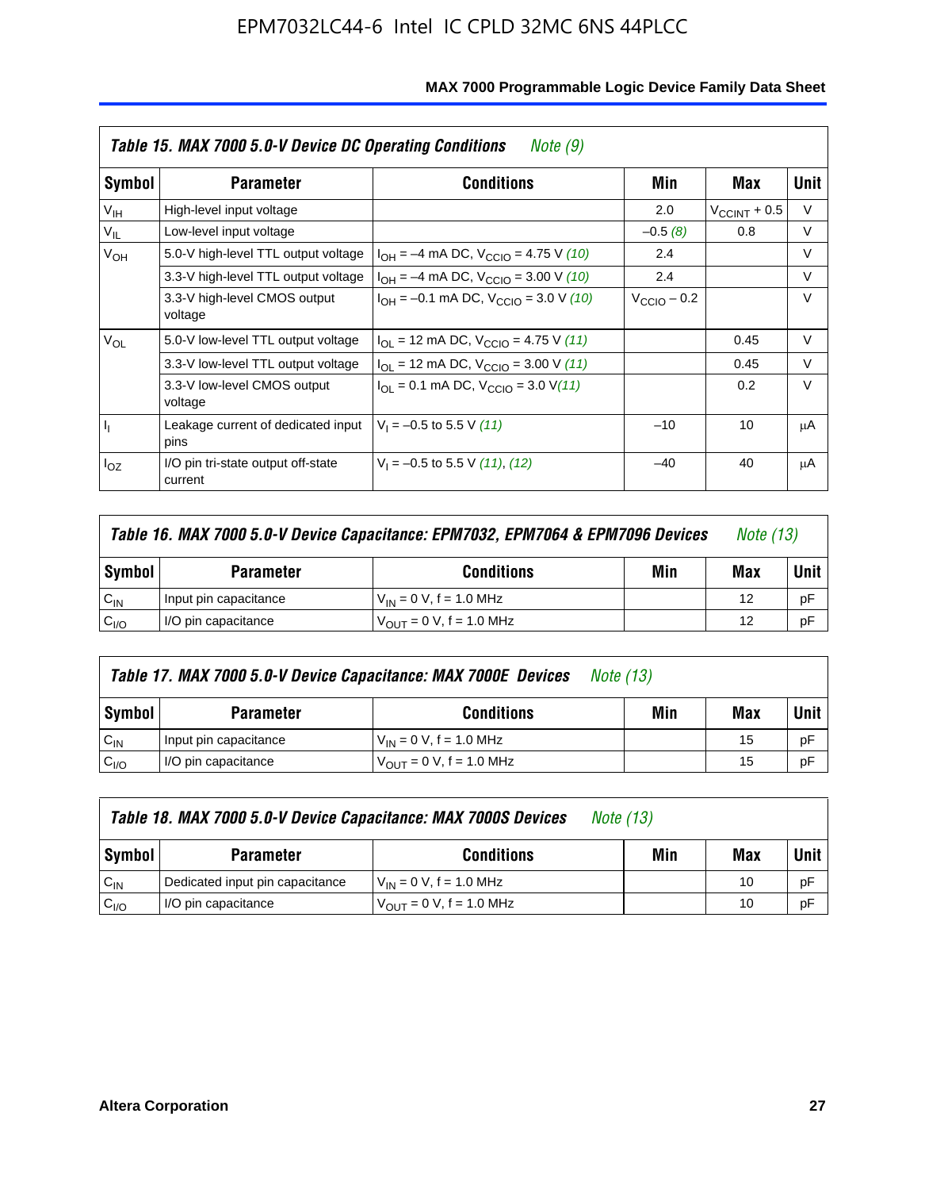**Table 15. MAX 7000 5.0-V Device DC Operating Conditions** *Note (9)*

| Symbol | Parameter | Conditions | Min | Max | Unit |
|---|---|---|---|---|---|
| $V_{IH}$ | High-level input voltage | | 2.0 | $V_{CCINT}$ + 0.5 | V |
| $V_{IL}$ | Low-level input voltage | | –0.5 *(8)* | 0.8 | V |
| $V_{OH}$ | 5.0-V high-level TTL output voltage | $I_{OH}$ = –4 mA DC, $V_{CCIO}$ = 4.75 V *(10)* | 2.4 | | V |
| | 3.3-V high-level TTL output voltage | $I_{OH}$ = –4 mA DC, $V_{CCIO}$ = 3.00 V *(10)* | 2.4 | | V |
| | 3.3-V high-level CMOS output voltage | $I_{OH}$ = –0.1 mA DC, $V_{CCIO}$ = 3.0 V *(10)* | $V_{CCIO}$ – 0.2 | | V |
| $V_{OL}$ | 5.0-V low-level TTL output voltage | $I_{OL}$ = 12 mA DC, $V_{CCIO}$ = 4.75 V *(11)* | | 0.45 | V |
| | 3.3-V low-level TTL output voltage | $I_{OL}$ = 12 mA DC, $V_{CCIO}$ = 3.00 V *(11)* | | 0.45 | V |
| | 3.3-V low-level CMOS output voltage | $I_{OL}$ = 0.1 mA DC, $V_{CCIO}$ = 3.0 V *(11)* | | 0.2 | V |
| $I_I$ | Leakage current of dedicated input pins | $V_I$ = –0.5 to 5.5 V *(11)* | –10 | 10 | μA |
| $I_{OZ}$ | I/O pin tri-state output off-state current | $V_I$ = –0.5 to 5.5 V *(11)*, *(12)* | –40 | 40 | μA |

**Table 16. MAX 7000 5.0-V Device Capacitance: EPM7032, EPM7064 & EPM7096 Devices** *Note (13)*

| Symbol | Parameter | Conditions | Min | Max | Unit |
|---|---|---|---|---|---|
| $C_{IN}$ | Input pin capacitance | $V_{IN}$ = 0 V, f = 1.0 MHz | | 12 | pF |
| $C_{I/O}$ | I/O pin capacitance | $V_{OUT}$ = 0 V, f = 1.0 MHz | | 12 | pF |

**Table 17. MAX 7000 5.0-V Device Capacitance: MAX 7000E Devices** *Note (13)*

| Symbol | Parameter | Conditions | Min | Max | Unit |
|---|---|---|---|---|---|
| $C_{IN}$ | Input pin capacitance | $V_{IN}$ = 0 V, f = 1.0 MHz | | 15 | pF |
| $C_{I/O}$ | I/O pin capacitance | $V_{OUT}$ = 0 V, f = 1.0 MHz | | 15 | pF |

**Table 18. MAX 7000 5.0-V Device Capacitance: MAX 7000S Devices** *Note (13)*

| Symbol | Parameter | Conditions | Min | Max | Unit |
|---|---|---|---|---|---|
| $C_{IN}$ | Dedicated input pin capacitance | $V_{IN}$ = 0 V, f = 1.0 MHz | | 10 | pF |
| $C_{I/O}$ | I/O pin capacitance | $V_{OUT}$ = 0 V, f = 1.0 MHz | | 10 | pF |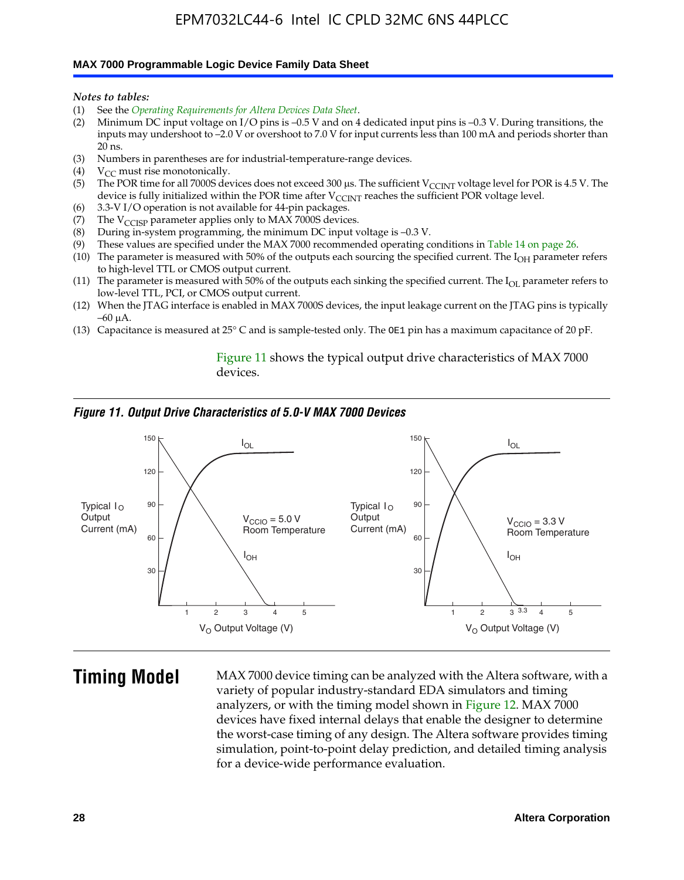*Notes to tables:*

(1) See the *Operating Requirements for Altera Devices Data Sheet*.
(2) Minimum DC input voltage on I/O pins is –0.5 V and on 4 dedicated input pins is –0.3 V. During transitions, the inputs may undershoot to –2.0 V or overshoot to 7.0 V for input currents less than 100 mA and periods shorter than 20 ns.
(3) Numbers in parentheses are for industrial-temperature-range devices.
(4) $V_{CC}$ must rise monotonically.
(5) The POR time for all 7000S devices does not exceed 300 µs. The sufficient $V_{CCINT}$ voltage level for POR is 4.5 V. The device is fully initialized within the POR time after $V_{CCINT}$ reaches the sufficient POR voltage level.
(6) 3.3-V I/O operation is not available for 44-pin packages.
(7) The $V_{CCISP}$ parameter applies only to MAX 7000S devices.
(8) During in-system programming, the minimum DC input voltage is –0.3 V.
(9) These values are specified under the MAX 7000 recommended operating conditions in Table 14 on page 26.
(10) The parameter is measured with 50% of the outputs each sourcing the specified current. The $I_{OH}$ parameter refers to high-level TTL or CMOS output current.
(11) The parameter is measured with 50% of the outputs each sinking the specified current. The $I_{OL}$ parameter refers to low-level TTL, PCI, or CMOS output current.
(12) When the JTAG interface is enabled in MAX 7000S devices, the input leakage current on the JTAG pins is typically –60 µA.
(13) Capacitance is measured at 25° C and is sample-tested only. The OE1 pin has a maximum capacitance of 20 pF.

Figure 11 shows the typical output drive characteristics of MAX 7000 devices.

*Figure 11. Output Drive Characteristics of 5.0-V MAX 7000 Devices*

## Timing Model

MAX 7000 device timing can be analyzed with the Altera software, with a variety of popular industry-standard EDA simulators and timing analyzers, or with the timing model shown in Figure 12. MAX 7000 devices have fixed internal delays that enable the designer to determine the worst-case timing of any design. The Altera software provides timing simulation, point-to-point delay prediction, and detailed timing analysis for a device-wide performance evaluation.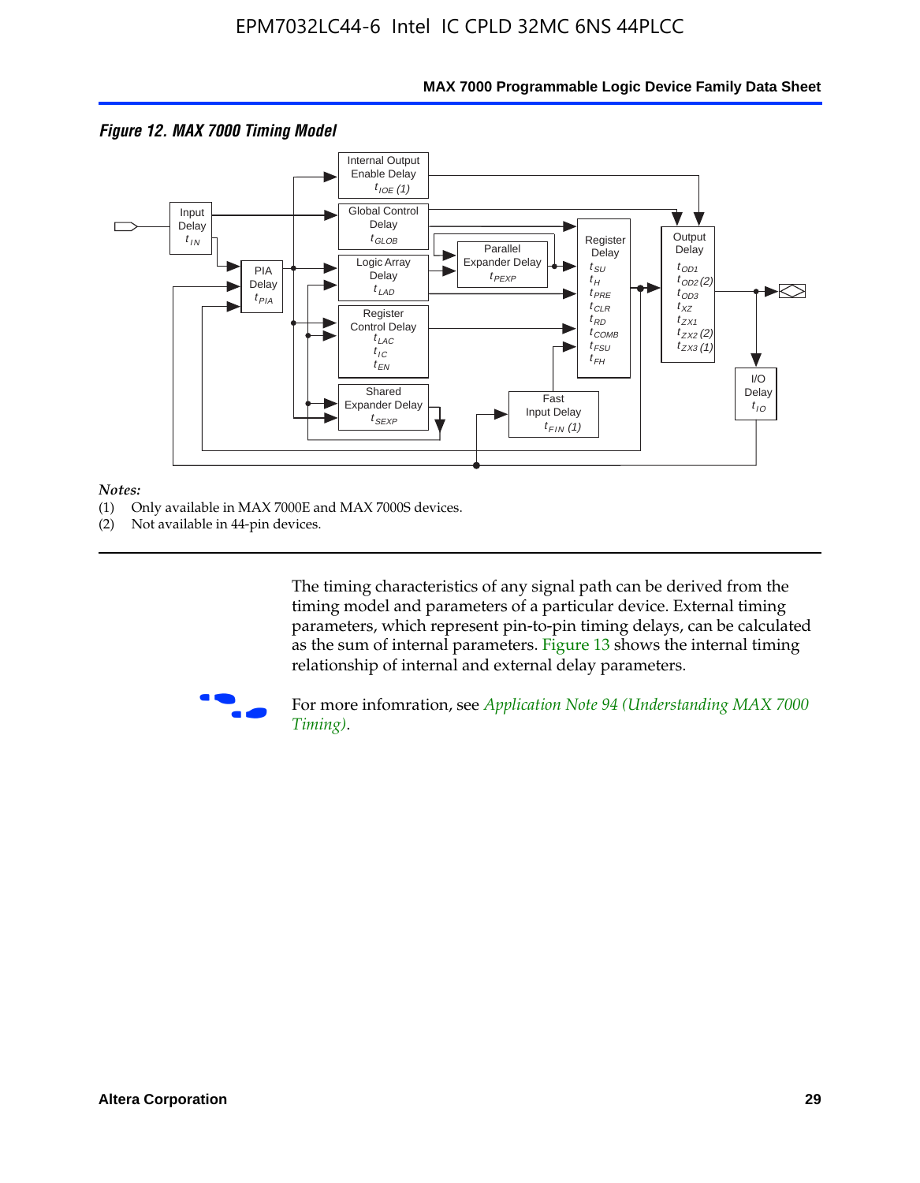*Figure 12. MAX 7000 Timing Model*

*Notes:*
(1) Only available in MAX 7000E and MAX 7000S devices.
(2) Not available in 44-pin devices.

The timing characteristics of any signal path can be derived from the timing model and parameters of a particular device. External timing parameters, which represent pin-to-pin timing delays, can be calculated as the sum of internal parameters. Figure 13 shows the internal timing relationship of internal and external delay parameters.

For more infomration, see *Application Note 94 (Understanding MAX 7000 Timing)*.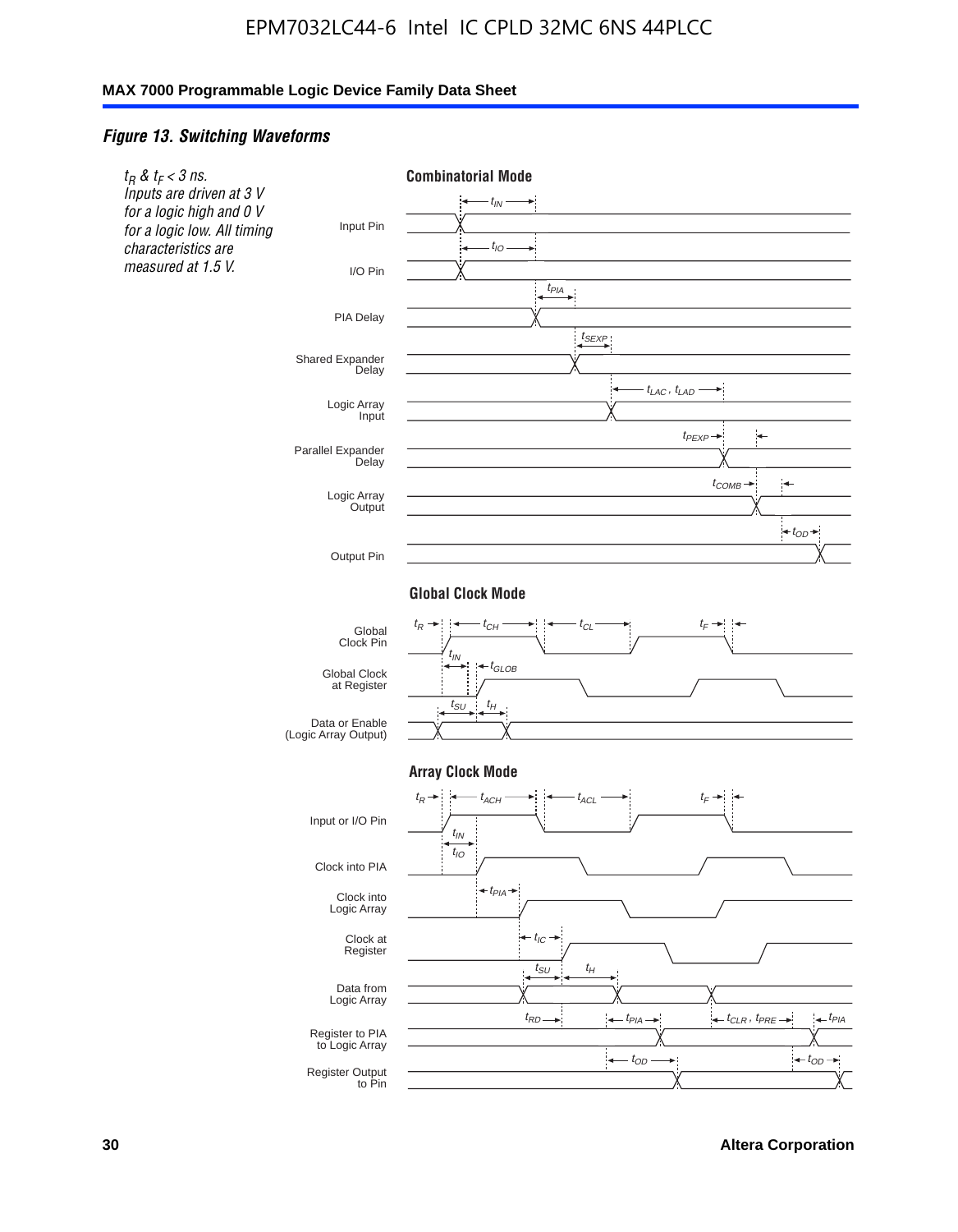### *Figure 13. Switching Waveforms*

*$t_R$ & $t_F$ < 3 ns. Inputs are driven at 3 V for a logic high and 0 V for a logic low. All timing characteristics are measured at 1.5 V.*

**Combinatorial Mode**

Input Pin — $t_{IN}$

I/O Pin — $t_{IO}$

PIA Delay — $t_{PIA}$

Shared Expander Delay — $t_{SEXP}$

Logic Array Input — $t_{LAC}$ , $t_{LAD}$

Parallel Expander Delay — $t_{PEXP}$

Logic Array Output — $t_{COMB}$

Output Pin — $t_{OD}$

**Global Clock Mode**

Global Clock Pin — $t_R$, $t_{CH}$, $t_{CL}$, $t_F$

Global Clock at Register — $t_{IN}$, $t_{GLOB}$

Data or Enable (Logic Array Output) — $t_{SU}$, $t_H$

**Array Clock Mode**

Input or I/O Pin — $t_R$, $t_{ACH}$, $t_{ACL}$, $t_F$

Clock into PIA — $t_{IN}$, $t_{IO}$

Clock into Logic Array — $t_{PIA}$

Clock at Register — $t_{IC}$

Data from Logic Array — $t_{SU}$, $t_H$

Register to PIA to Logic Array — $t_{RD}$, $t_{PIA}$, $t_{CLR}$ , $t_{PRE}$, $t_{PIA}$

Register Output to Pin — $t_{OD}$, $t_{OD}$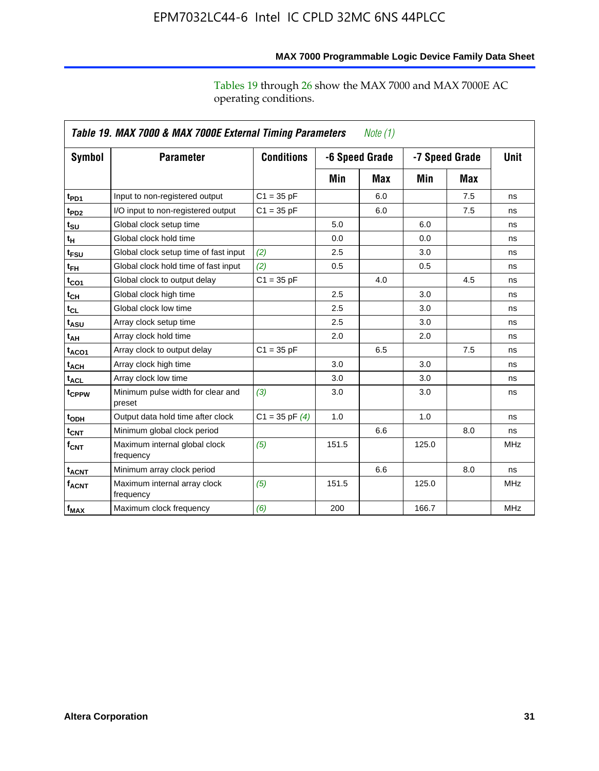Tables 19 through 26 show the MAX 7000 and MAX 7000E AC operating conditions.

**Table 19. MAX 7000 & MAX 7000E External Timing Parameters** *Note (1)*

| Symbol | Parameter | Conditions | -6 Speed Grade | | -7 Speed Grade | | Unit |
|---|---|---|---|---|---|---|---|
| | | | Min | Max | Min | Max | |
| $t_{PD1}$ | Input to non-registered output | C1 = 35 pF | | 6.0 | | 7.5 | ns |
| $t_{PD2}$ | I/O input to non-registered output | C1 = 35 pF | | 6.0 | | 7.5 | ns |
| $t_{SU}$ | Global clock setup time | | 5.0 | | 6.0 | | ns |
| $t_{H}$ | Global clock hold time | | 0.0 | | 0.0 | | ns |
| $t_{FSU}$ | Global clock setup time of fast input | *(2)* | 2.5 | | 3.0 | | ns |
| $t_{FH}$ | Global clock hold time of fast input | *(2)* | 0.5 | | 0.5 | | ns |
| $t_{CO1}$ | Global clock to output delay | C1 = 35 pF | | 4.0 | | 4.5 | ns |
| $t_{CH}$ | Global clock high time | | 2.5 | | 3.0 | | ns |
| $t_{CL}$ | Global clock low time | | 2.5 | | 3.0 | | ns |
| $t_{ASU}$ | Array clock setup time | | 2.5 | | 3.0 | | ns |
| $t_{AH}$ | Array clock hold time | | 2.0 | | 2.0 | | ns |
| $t_{ACO1}$ | Array clock to output delay | C1 = 35 pF | | 6.5 | | 7.5 | ns |
| $t_{ACH}$ | Array clock high time | | 3.0 | | 3.0 | | ns |
| $t_{ACL}$ | Array clock low time | | 3.0 | | 3.0 | | ns |
| $t_{CPPW}$ | Minimum pulse width for clear and preset | *(3)* | 3.0 | | 3.0 | | ns |
| $t_{ODH}$ | Output data hold time after clock | C1 = 35 pF *(4)* | 1.0 | | 1.0 | | ns |
| $t_{CNT}$ | Minimum global clock period | | | 6.6 | | 8.0 | ns |
| $f_{CNT}$ | Maximum internal global clock frequency | *(5)* | 151.5 | | 125.0 | | MHz |
| $t_{ACNT}$ | Minimum array clock period | | | 6.6 | | 8.0 | ns |
| $f_{ACNT}$ | Maximum internal array clock frequency | *(5)* | 151.5 | | 125.0 | | MHz |
| $f_{MAX}$ | Maximum clock frequency | *(6)* | 200 | | 166.7 | | MHz |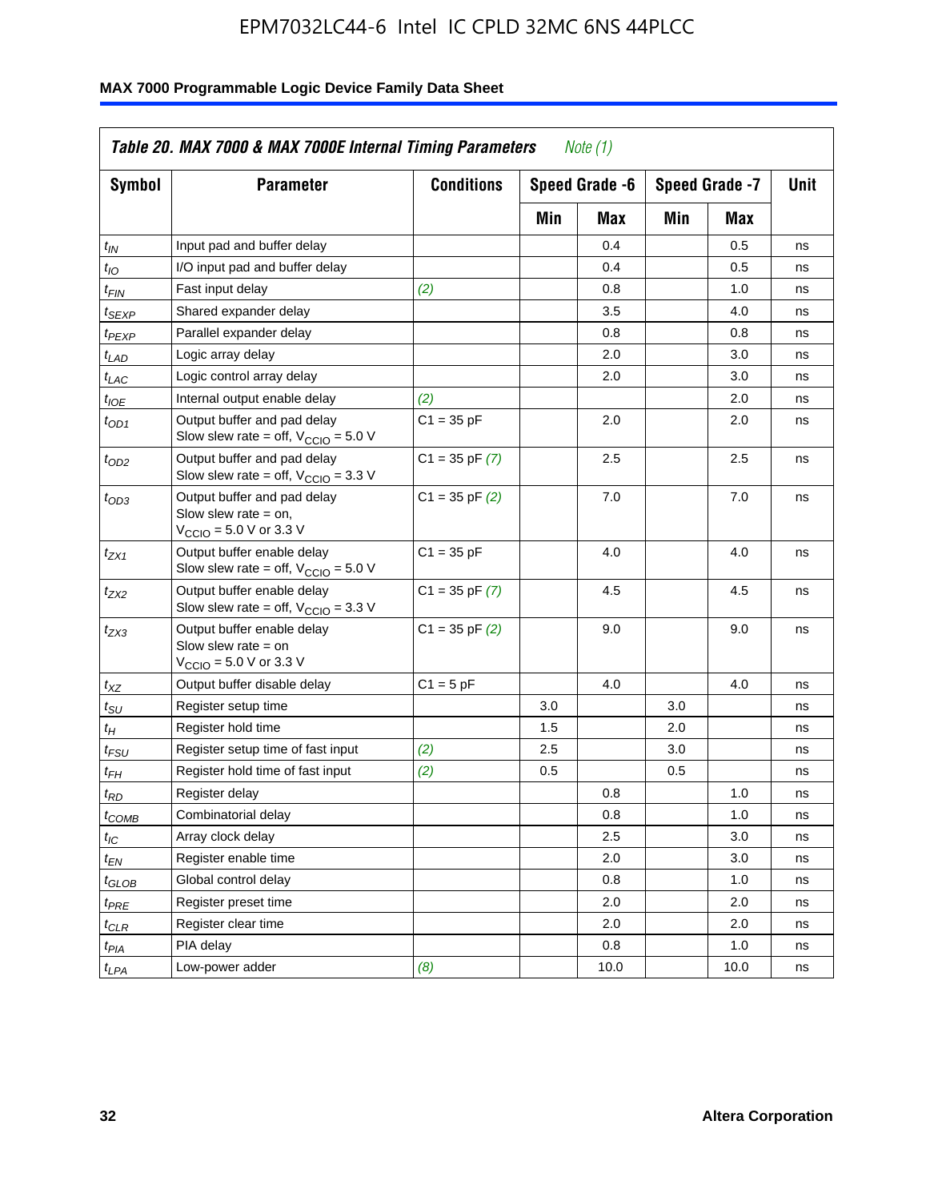**Table 20. MAX 7000 & MAX 7000E Internal Timing Parameters** *Note (1)*

| Symbol | Parameter | Conditions | Speed Grade -6 | | Speed Grade -7 | | Unit |
|---|---|---|---|---|---|---|---|
| | | | Min | Max | Min | Max | |
| $t_{IN}$ | Input pad and buffer delay | | | 0.4 | | 0.5 | ns |
| $t_{IO}$ | I/O input pad and buffer delay | | | 0.4 | | 0.5 | ns |
| $t_{FIN}$ | Fast input delay | *(2)* | | 0.8 | | 1.0 | ns |
| $t_{SEXP}$ | Shared expander delay | | | 3.5 | | 4.0 | ns |
| $t_{PEXP}$ | Parallel expander delay | | | 0.8 | | 0.8 | ns |
| $t_{LAD}$ | Logic array delay | | | 2.0 | | 3.0 | ns |
| $t_{LAC}$ | Logic control array delay | | | 2.0 | | 3.0 | ns |
| $t_{IOE}$ | Internal output enable delay | *(2)* | | | | 2.0 | ns |
| $t_{OD1}$ | Output buffer and pad delay Slow slew rate = off, $V_{CCIO}$ = 5.0 V | C1 = 35 pF | | 2.0 | | 2.0 | ns |
| $t_{OD2}$ | Output buffer and pad delay Slow slew rate = off, $V_{CCIO}$ = 3.3 V | C1 = 35 pF *(7)* | | 2.5 | | 2.5 | ns |
| $t_{OD3}$ | Output buffer and pad delay Slow slew rate = on, $V_{CCIO}$ = 5.0 V or 3.3 V | C1 = 35 pF *(2)* | | 7.0 | | 7.0 | ns |
| $t_{ZX1}$ | Output buffer enable delay Slow slew rate = off, $V_{CCIO}$ = 5.0 V | C1 = 35 pF | | 4.0 | | 4.0 | ns |
| $t_{ZX2}$ | Output buffer enable delay Slow slew rate = off, $V_{CCIO}$ = 3.3 V | C1 = 35 pF *(7)* | | 4.5 | | 4.5 | ns |
| $t_{ZX3}$ | Output buffer enable delay Slow slew rate = on $V_{CCIO}$ = 5.0 V or 3.3 V | C1 = 35 pF *(2)* | | 9.0 | | 9.0 | ns |
| $t_{XZ}$ | Output buffer disable delay | C1 = 5 pF | | 4.0 | | 4.0 | ns |
| $t_{SU}$ | Register setup time | | 3.0 | | 3.0 | | ns |
| $t_{H}$ | Register hold time | | 1.5 | | 2.0 | | ns |
| $t_{FSU}$ | Register setup time of fast input | *(2)* | 2.5 | | 3.0 | | ns |
| $t_{FH}$ | Register hold time of fast input | *(2)* | 0.5 | | 0.5 | | ns |
| $t_{RD}$ | Register delay | | | 0.8 | | 1.0 | ns |
| $t_{COMB}$ | Combinatorial delay | | | 0.8 | | 1.0 | ns |
| $t_{IC}$ | Array clock delay | | | 2.5 | | 3.0 | ns |
| $t_{EN}$ | Register enable time | | | 2.0 | | 3.0 | ns |
| $t_{GLOB}$ | Global control delay | | | 0.8 | | 1.0 | ns |
| $t_{PRE}$ | Register preset time | | | 2.0 | | 2.0 | ns |
| $t_{CLR}$ | Register clear time | | | 2.0 | | 2.0 | ns |
| $t_{PIA}$ | PIA delay | | | 0.8 | | 1.0 | ns |
| $t_{LPA}$ | Low-power adder | *(8)* | | 10.0 | | 10.0 | ns |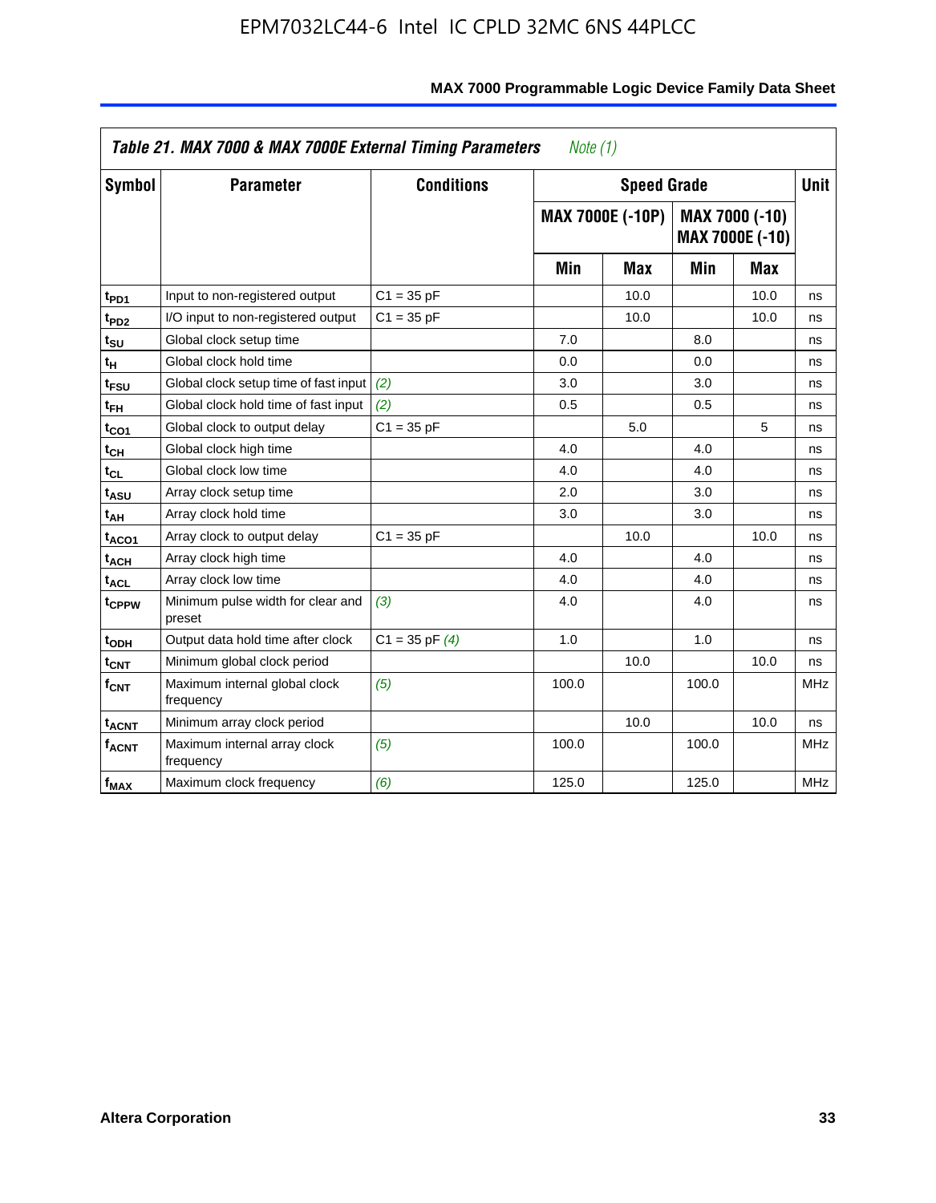**Table 21. MAX 7000 & MAX 7000E External Timing Parameters** *Note (1)*

| Symbol | Parameter | Conditions | Speed Grade | | | | Unit |
|---|---|---|---|---|---|---|---|
| | | | MAX 7000E (-10P) | | MAX 7000 (-10) MAX 7000E (-10) | | |
| | | | Min | Max | Min | Max | |
| $t_{PD1}$ | Input to non-registered output | C1 = 35 pF | | 10.0 | | 10.0 | ns |
| $t_{PD2}$ | I/O input to non-registered output | C1 = 35 pF | | 10.0 | | 10.0 | ns |
| $t_{SU}$ | Global clock setup time | | 7.0 | | 8.0 | | ns |
| $t_{H}$ | Global clock hold time | | 0.0 | | 0.0 | | ns |
| $t_{FSU}$ | Global clock setup time of fast input | *(2)* | 3.0 | | 3.0 | | ns |
| $t_{FH}$ | Global clock hold time of fast input | *(2)* | 0.5 | | 0.5 | | ns |
| $t_{CO1}$ | Global clock to output delay | C1 = 35 pF | | 5.0 | | 5 | ns |
| $t_{CH}$ | Global clock high time | | 4.0 | | 4.0 | | ns |
| $t_{CL}$ | Global clock low time | | 4.0 | | 4.0 | | ns |
| $t_{ASU}$ | Array clock setup time | | 2.0 | | 3.0 | | ns |
| $t_{AH}$ | Array clock hold time | | 3.0 | | 3.0 | | ns |
| $t_{ACO1}$ | Array clock to output delay | C1 = 35 pF | | 10.0 | | 10.0 | ns |
| $t_{ACH}$ | Array clock high time | | 4.0 | | 4.0 | | ns |
| $t_{ACL}$ | Array clock low time | | 4.0 | | 4.0 | | ns |
| $t_{CPPW}$ | Minimum pulse width for clear and preset | *(3)* | 4.0 | | 4.0 | | ns |
| $t_{ODH}$ | Output data hold time after clock | C1 = 35 pF *(4)* | 1.0 | | 1.0 | | ns |
| $t_{CNT}$ | Minimum global clock period | | | 10.0 | | 10.0 | ns |
| $f_{CNT}$ | Maximum internal global clock frequency | *(5)* | 100.0 | | 100.0 | | MHz |
| $t_{ACNT}$ | Minimum array clock period | | | 10.0 | | 10.0 | ns |
| $f_{ACNT}$ | Maximum internal array clock frequency | *(5)* | 100.0 | | 100.0 | | MHz |
| $f_{MAX}$ | Maximum clock frequency | *(6)* | 125.0 | | 125.0 | | MHz |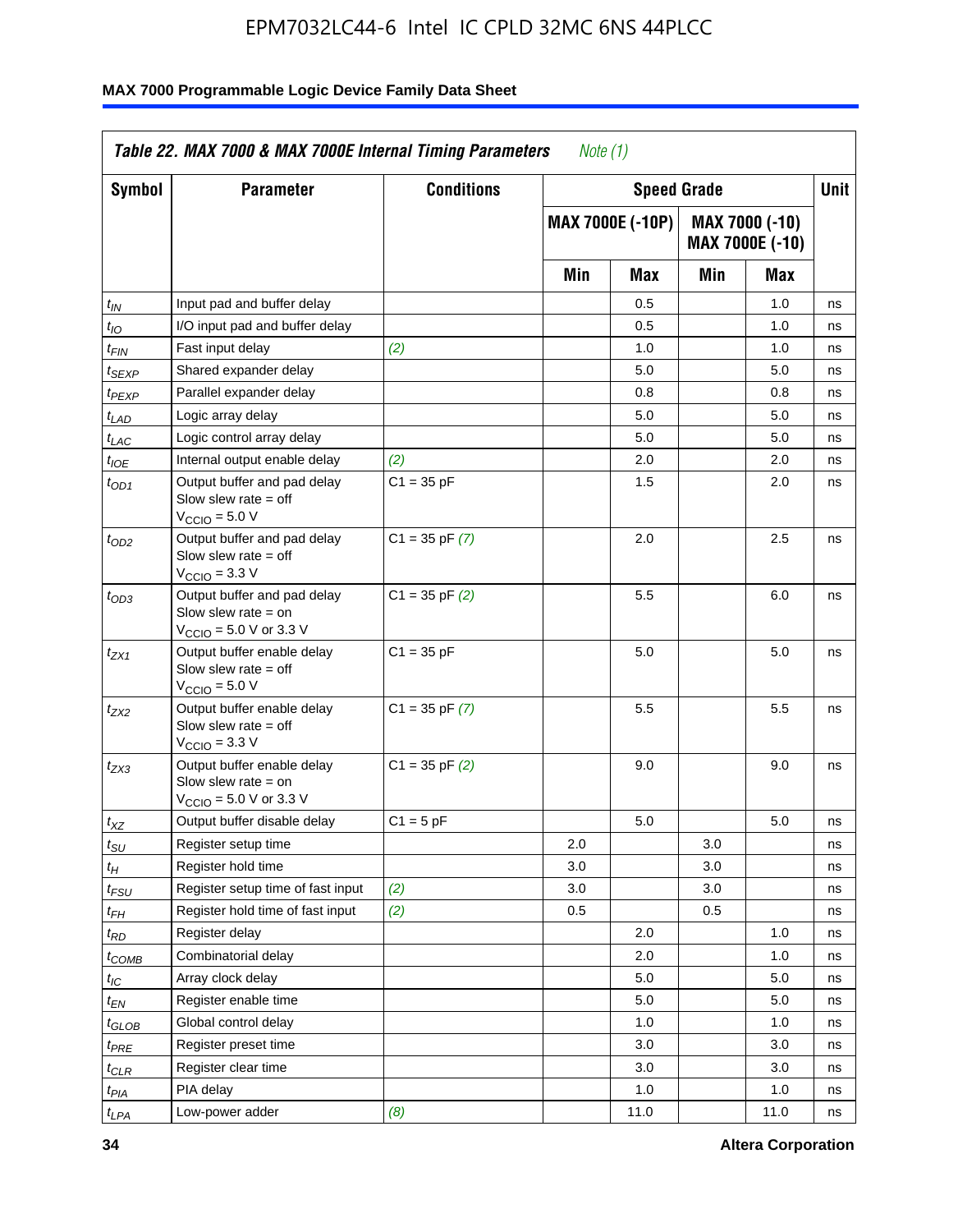*Table 22. MAX 7000 & MAX 7000E Internal Timing Parameters* *Note (1)*

| Symbol | Parameter | Conditions | Speed Grade | | | | Unit |
|---|---|---|---|---|---|---|---|
| | | | MAX 7000E (-10P) | | MAX 7000 (-10) MAX 7000E (-10) | | |
| | | | Min | Max | Min | Max | |
| $t_{IN}$ | Input pad and buffer delay | | | 0.5 | | 1.0 | ns |
| $t_{IO}$ | I/O input pad and buffer delay | | | 0.5 | | 1.0 | ns |
| $t_{FIN}$ | Fast input delay | *(2)* | | 1.0 | | 1.0 | ns |
| $t_{SEXP}$ | Shared expander delay | | | 5.0 | | 5.0 | ns |
| $t_{PEXP}$ | Parallel expander delay | | | 0.8 | | 0.8 | ns |
| $t_{LAD}$ | Logic array delay | | | 5.0 | | 5.0 | ns |
| $t_{LAC}$ | Logic control array delay | | | 5.0 | | 5.0 | ns |
| $t_{IOE}$ | Internal output enable delay | *(2)* | | 2.0 | | 2.0 | ns |
| $t_{OD1}$ | Output buffer and pad delay Slow slew rate = off $V_{CCIO}$ = 5.0 V | C1 = 35 pF | | 1.5 | | 2.0 | ns |
| $t_{OD2}$ | Output buffer and pad delay Slow slew rate = off $V_{CCIO}$ = 3.3 V | C1 = 35 pF *(7)* | | 2.0 | | 2.5 | ns |
| $t_{OD3}$ | Output buffer and pad delay Slow slew rate = on $V_{CCIO}$ = 5.0 V or 3.3 V | C1 = 35 pF *(2)* | | 5.5 | | 6.0 | ns |
| $t_{ZX1}$ | Output buffer enable delay Slow slew rate = off $V_{CCIO}$ = 5.0 V | C1 = 35 pF | | 5.0 | | 5.0 | ns |
| $t_{ZX2}$ | Output buffer enable delay Slow slew rate = off $V_{CCIO}$ = 3.3 V | C1 = 35 pF *(7)* | | 5.5 | | 5.5 | ns |
| $t_{ZX3}$ | Output buffer enable delay Slow slew rate = on $V_{CCIO}$ = 5.0 V or 3.3 V | C1 = 35 pF *(2)* | | 9.0 | | 9.0 | ns |
| $t_{XZ}$ | Output buffer disable delay | C1 = 5 pF | | 5.0 | | 5.0 | ns |
| $t_{SU}$ | Register setup time | | 2.0 | | 3.0 | | ns |
| $t_{H}$ | Register hold time | | 3.0 | | 3.0 | | ns |
| $t_{FSU}$ | Register setup time of fast input | *(2)* | 3.0 | | 3.0 | | ns |
| $t_{FH}$ | Register hold time of fast input | *(2)* | 0.5 | | 0.5 | | ns |
| $t_{RD}$ | Register delay | | | 2.0 | | 1.0 | ns |
| $t_{COMB}$ | Combinatorial delay | | | 2.0 | | 1.0 | ns |
| $t_{IC}$ | Array clock delay | | | 5.0 | | 5.0 | ns |
| $t_{EN}$ | Register enable time | | | 5.0 | | 5.0 | ns |
| $t_{GLOB}$ | Global control delay | | | 1.0 | | 1.0 | ns |
| $t_{PRE}$ | Register preset time | | | 3.0 | | 3.0 | ns |
| $t_{CLR}$ | Register clear time | | | 3.0 | | 3.0 | ns |
| $t_{PIA}$ | PIA delay | | | 1.0 | | 1.0 | ns |
| $t_{LPA}$ | Low-power adder | *(8)* | | 11.0 | | 11.0 | ns |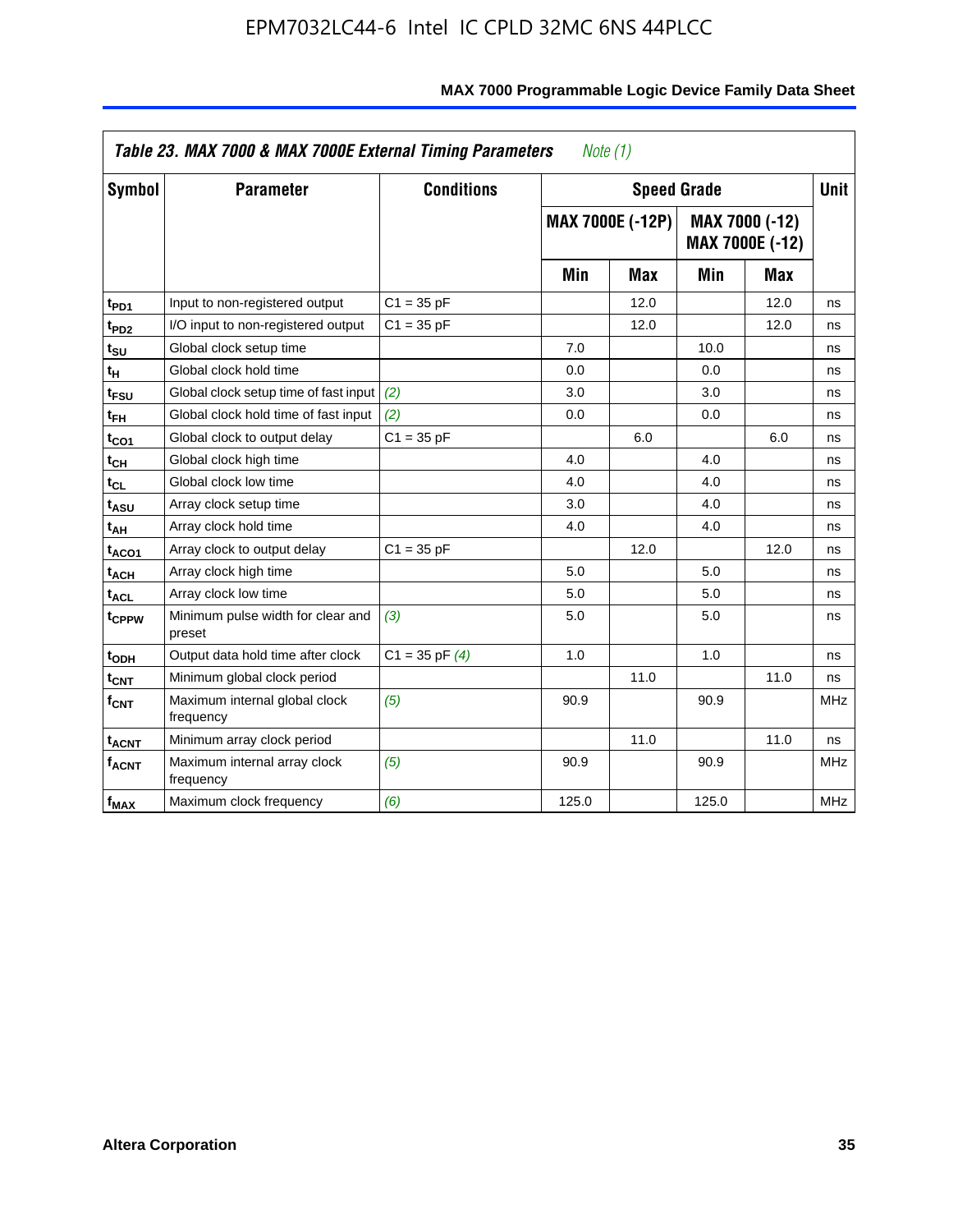**Table 23. MAX 7000 & MAX 7000E External Timing Parameters** *Note (1)*

| Symbol | Parameter | Conditions | Speed Grade | | | | Unit |
|---|---|---|---|---|---|---|---|
| | | | MAX 7000E (-12P) | | MAX 7000 (-12) MAX 7000E (-12) | | |
| | | | Min | Max | Min | Max | |
| $t_{PD1}$ | Input to non-registered output | C1 = 35 pF | | 12.0 | | 12.0 | ns |
| $t_{PD2}$ | I/O input to non-registered output | C1 = 35 pF | | 12.0 | | 12.0 | ns |
| $t_{SU}$ | Global clock setup time | | 7.0 | | 10.0 | | ns |
| $t_{H}$ | Global clock hold time | | 0.0 | | 0.0 | | ns |
| $t_{FSU}$ | Global clock setup time of fast input | *(2)* | 3.0 | | 3.0 | | ns |
| $t_{FH}$ | Global clock hold time of fast input | *(2)* | 0.0 | | 0.0 | | ns |
| $t_{CO1}$ | Global clock to output delay | C1 = 35 pF | | 6.0 | | 6.0 | ns |
| $t_{CH}$ | Global clock high time | | 4.0 | | 4.0 | | ns |
| $t_{CL}$ | Global clock low time | | 4.0 | | 4.0 | | ns |
| $t_{ASU}$ | Array clock setup time | | 3.0 | | 4.0 | | ns |
| $t_{AH}$ | Array clock hold time | | 4.0 | | 4.0 | | ns |
| $t_{ACO1}$ | Array clock to output delay | C1 = 35 pF | | 12.0 | | 12.0 | ns |
| $t_{ACH}$ | Array clock high time | | 5.0 | | 5.0 | | ns |
| $t_{ACL}$ | Array clock low time | | 5.0 | | 5.0 | | ns |
| $t_{CPPW}$ | Minimum pulse width for clear and preset | *(3)* | 5.0 | | 5.0 | | ns |
| $t_{ODH}$ | Output data hold time after clock | C1 = 35 pF *(4)* | 1.0 | | 1.0 | | ns |
| $t_{CNT}$ | Minimum global clock period | | | 11.0 | | 11.0 | ns |
| $f_{CNT}$ | Maximum internal global clock frequency | *(5)* | 90.9 | | 90.9 | | MHz |
| $t_{ACNT}$ | Minimum array clock period | | | 11.0 | | 11.0 | ns |
| $f_{ACNT}$ | Maximum internal array clock frequency | *(5)* | 90.9 | | 90.9 | | MHz |
| $f_{MAX}$ | Maximum clock frequency | *(6)* | 125.0 | | 125.0 | | MHz |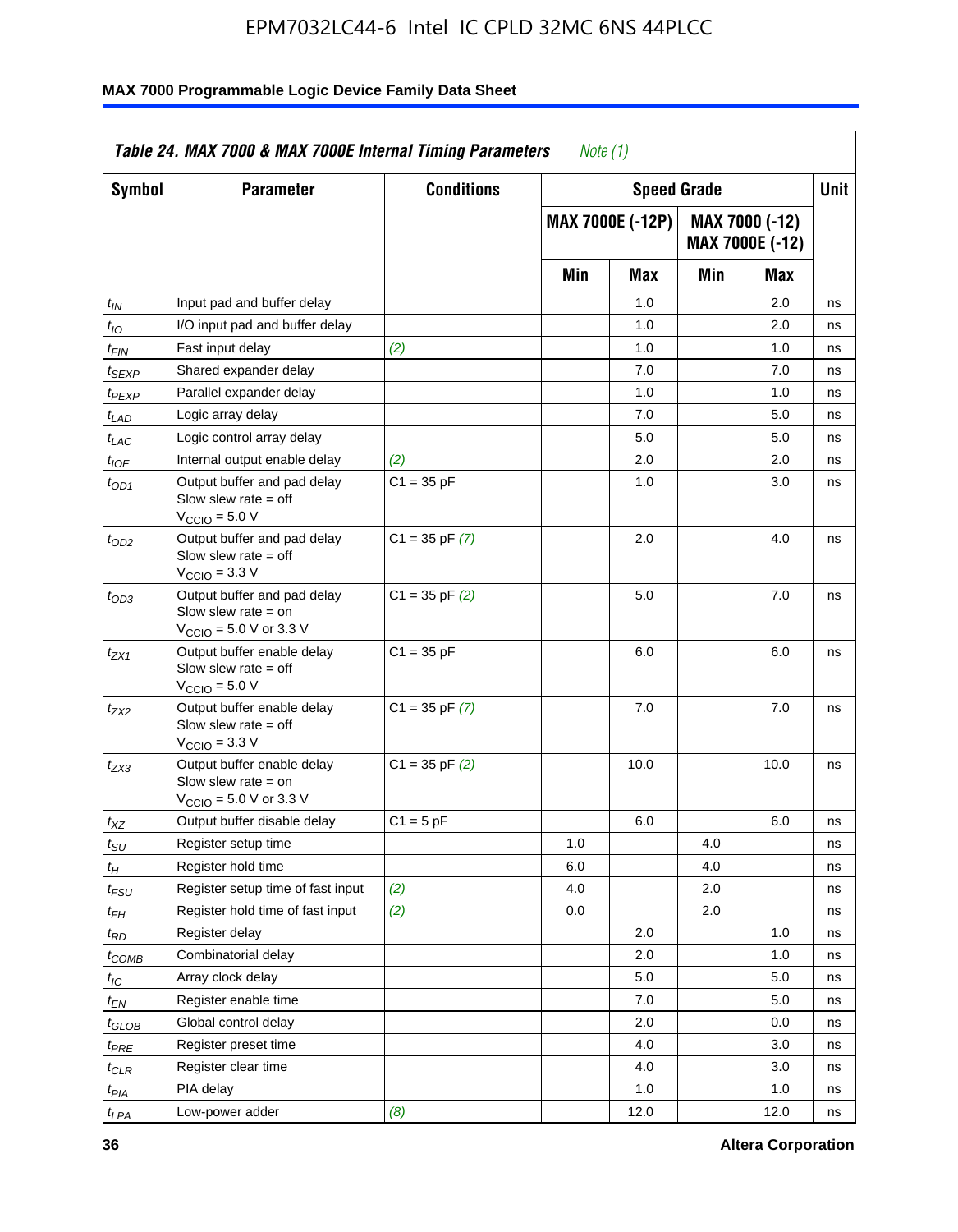**Table 24. MAX 7000 & MAX 7000E Internal Timing Parameters** *Note (1)*

| Symbol | Parameter | Conditions | Speed Grade | | | | Unit |
|---|---|---|---|---|---|---|---|
| | | | MAX 7000E (-12P) | | MAX 7000 (-12) MAX 7000E (-12) | | |
| | | | Min | Max | Min | Max | |
| $t_{IN}$ | Input pad and buffer delay | | | 1.0 | | 2.0 | ns |
| $t_{IO}$ | I/O input pad and buffer delay | | | 1.0 | | 2.0 | ns |
| $t_{FIN}$ | Fast input delay | *(2)* | | 1.0 | | 1.0 | ns |
| $t_{SEXP}$ | Shared expander delay | | | 7.0 | | 7.0 | ns |
| $t_{PEXP}$ | Parallel expander delay | | | 1.0 | | 1.0 | ns |
| $t_{LAD}$ | Logic array delay | | | 7.0 | | 5.0 | ns |
| $t_{LAC}$ | Logic control array delay | | | 5.0 | | 5.0 | ns |
| $t_{IOE}$ | Internal output enable delay | *(2)* | | 2.0 | | 2.0 | ns |
| $t_{OD1}$ | Output buffer and pad delay Slow slew rate = off $V_{CCIO}$ = 5.0 V | C1 = 35 pF | | 1.0 | | 3.0 | ns |
| $t_{OD2}$ | Output buffer and pad delay Slow slew rate = off $V_{CCIO}$ = 3.3 V | C1 = 35 pF *(7)* | | 2.0 | | 4.0 | ns |
| $t_{OD3}$ | Output buffer and pad delay Slow slew rate = on $V_{CCIO}$ = 5.0 V or 3.3 V | C1 = 35 pF *(2)* | | 5.0 | | 7.0 | ns |
| $t_{ZX1}$ | Output buffer enable delay Slow slew rate = off $V_{CCIO}$ = 5.0 V | C1 = 35 pF | | 6.0 | | 6.0 | ns |
| $t_{ZX2}$ | Output buffer enable delay Slow slew rate = off $V_{CCIO}$ = 3.3 V | C1 = 35 pF *(7)* | | 7.0 | | 7.0 | ns |
| $t_{ZX3}$ | Output buffer enable delay Slow slew rate = on $V_{CCIO}$ = 5.0 V or 3.3 V | C1 = 35 pF *(2)* | | 10.0 | | 10.0 | ns |
| $t_{XZ}$ | Output buffer disable delay | C1 = 5 pF | | 6.0 | | 6.0 | ns |
| $t_{SU}$ | Register setup time | | 1.0 | | 4.0 | | ns |
| $t_{H}$ | Register hold time | | 6.0 | | 4.0 | | ns |
| $t_{FSU}$ | Register setup time of fast input | *(2)* | 4.0 | | 2.0 | | ns |
| $t_{FH}$ | Register hold time of fast input | *(2)* | 0.0 | | 2.0 | | ns |
| $t_{RD}$ | Register delay | | | 2.0 | | 1.0 | ns |
| $t_{COMB}$ | Combinatorial delay | | | 2.0 | | 1.0 | ns |
| $t_{IC}$ | Array clock delay | | | 5.0 | | 5.0 | ns |
| $t_{EN}$ | Register enable time | | | 7.0 | | 5.0 | ns |
| $t_{GLOB}$ | Global control delay | | | 2.0 | | 0.0 | ns |
| $t_{PRE}$ | Register preset time | | | 4.0 | | 3.0 | ns |
| $t_{CLR}$ | Register clear time | | | 4.0 | | 3.0 | ns |
| $t_{PIA}$ | PIA delay | | | 1.0 | | 1.0 | ns |
| $t_{LPA}$ | Low-power adder | *(8)* | | 12.0 | | 12.0 | ns |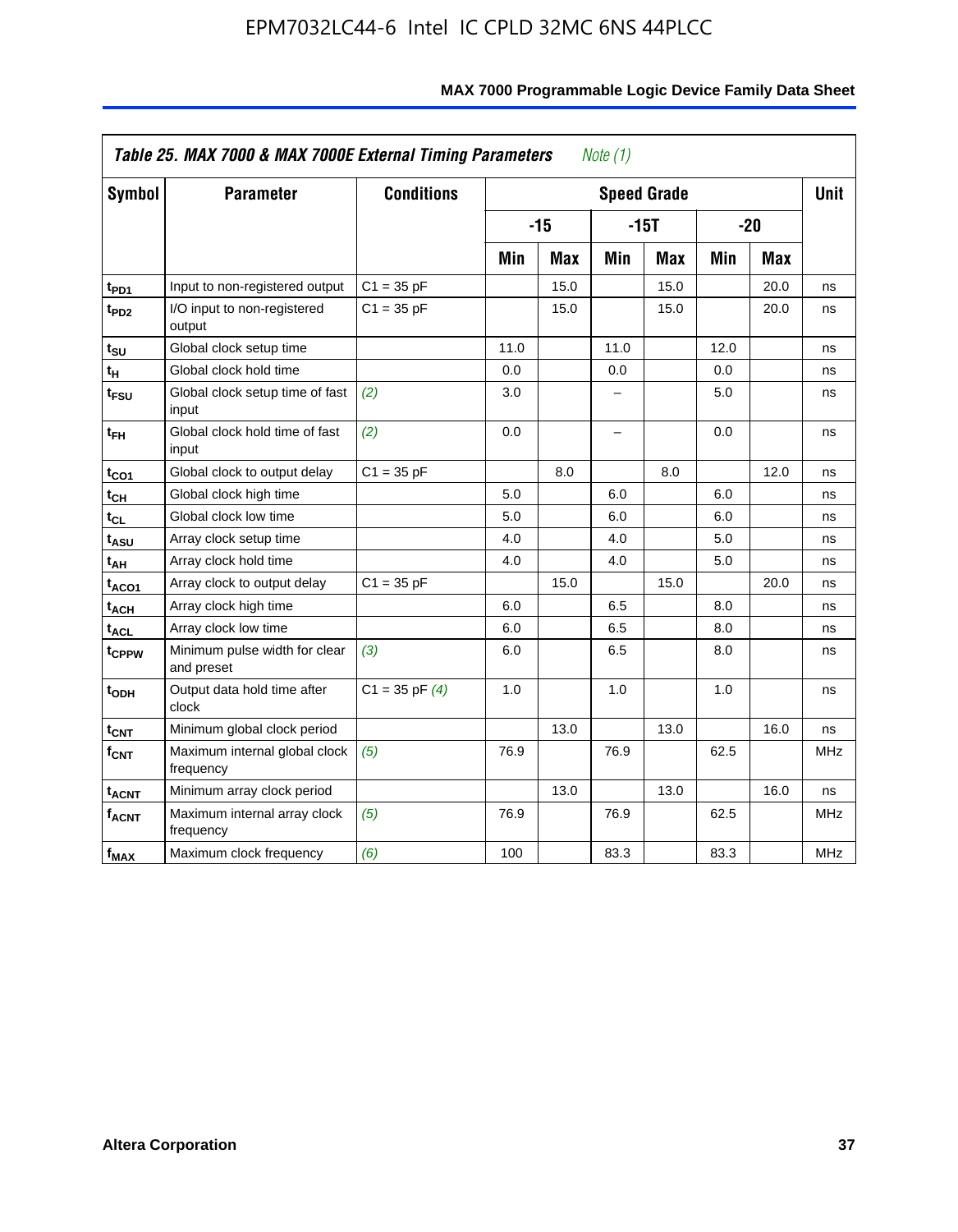Table 25. MAX 7000 & MAX 7000E External Timing Parameters *Note (1)*

| Symbol | Parameter | Conditions | Speed Grade | | | | | | Unit |
|---|---|---|---|---|---|---|---|---|---|
| | | | -15 | | -15T | | -20 | | |
| | | | Min | Max | Min | Max | Min | Max | |
| $t_{PD1}$ | Input to non-registered output | C1 = 35 pF | | 15.0 | | 15.0 | | 20.0 | ns |
| $t_{PD2}$ | I/O input to non-registered output | C1 = 35 pF | | 15.0 | | 15.0 | | 20.0 | ns |
| $t_{SU}$ | Global clock setup time | | 11.0 | | 11.0 | | 12.0 | | ns |
| $t_{H}$ | Global clock hold time | | 0.0 | | 0.0 | | 0.0 | | ns |
| $t_{FSU}$ | Global clock setup time of fast input | *(2)* | 3.0 | | – | | 5.0 | | ns |
| $t_{FH}$ | Global clock hold time of fast input | *(2)* | 0.0 | | – | | 0.0 | | ns |
| $t_{CO1}$ | Global clock to output delay | C1 = 35 pF | | 8.0 | | 8.0 | | 12.0 | ns |
| $t_{CH}$ | Global clock high time | | 5.0 | | 6.0 | | 6.0 | | ns |
| $t_{CL}$ | Global clock low time | | 5.0 | | 6.0 | | 6.0 | | ns |
| $t_{ASU}$ | Array clock setup time | | 4.0 | | 4.0 | | 5.0 | | ns |
| $t_{AH}$ | Array clock hold time | | 4.0 | | 4.0 | | 5.0 | | ns |
| $t_{ACO1}$ | Array clock to output delay | C1 = 35 pF | | 15.0 | | 15.0 | | 20.0 | ns |
| $t_{ACH}$ | Array clock high time | | 6.0 | | 6.5 | | 8.0 | | ns |
| $t_{ACL}$ | Array clock low time | | 6.0 | | 6.5 | | 8.0 | | ns |
| $t_{CPPW}$ | Minimum pulse width for clear and preset | *(3)* | 6.0 | | 6.5 | | 8.0 | | ns |
| $t_{ODH}$ | Output data hold time after clock | C1 = 35 pF *(4)* | 1.0 | | 1.0 | | 1.0 | | ns |
| $t_{CNT}$ | Minimum global clock period | | | 13.0 | | 13.0 | | 16.0 | ns |
| $f_{CNT}$ | Maximum internal global clock frequency | *(5)* | 76.9 | | 76.9 | | 62.5 | | MHz |
| $t_{ACNT}$ | Minimum array clock period | | | 13.0 | | 13.0 | | 16.0 | ns |
| $f_{ACNT}$ | Maximum internal array clock frequency | *(5)* | 76.9 | | 76.9 | | 62.5 | | MHz |
| $f_{MAX}$ | Maximum clock frequency | *(6)* | 100 | | 83.3 | | 83.3 | | MHz |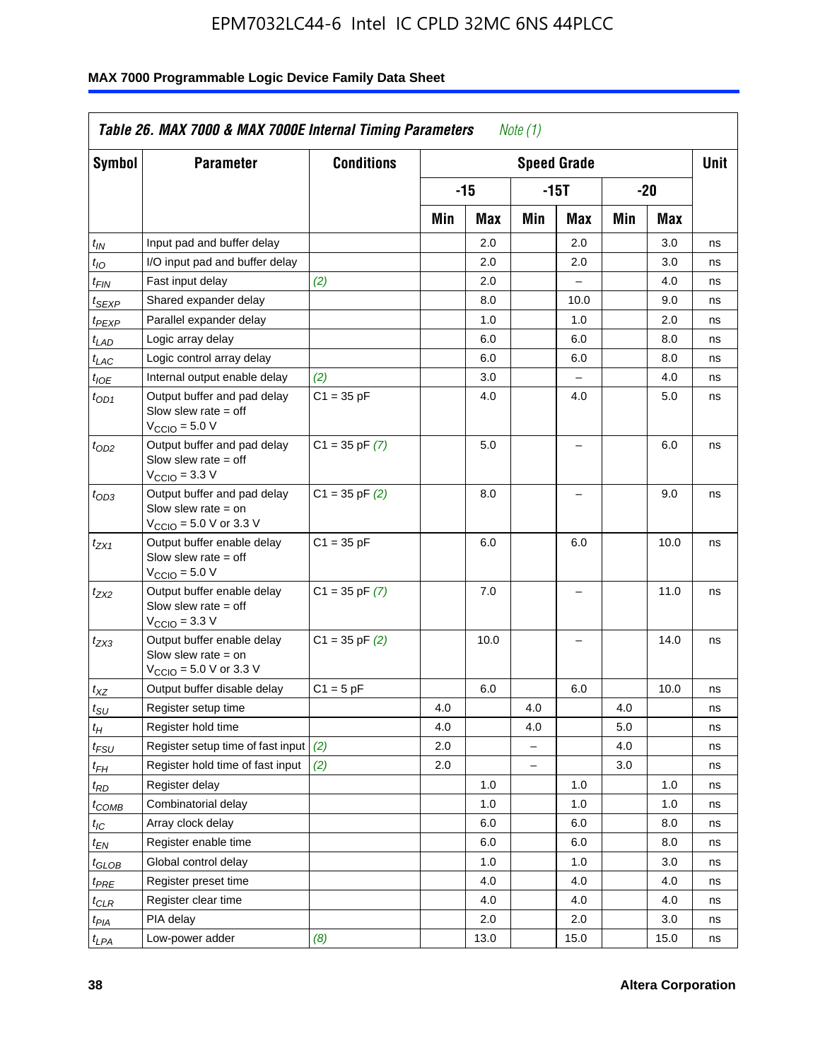**Table 26. MAX 7000 & MAX 7000E Internal Timing Parameters** *Note (1)*

| Symbol | Parameter | Conditions | Speed Grade | | | | | | Unit |
|---|---|---|---|---|---|---|---|---|---|
| | | | -15 | | -15T | | -20 | | |
| | | | Min | Max | Min | Max | Min | Max | |
| $t_{IN}$ | Input pad and buffer delay | | | 2.0 | | 2.0 | | 3.0 | ns |
| $t_{IO}$ | I/O input pad and buffer delay | | | 2.0 | | 2.0 | | 3.0 | ns |
| $t_{FIN}$ | Fast input delay | *(2)* | | 2.0 | | – | | 4.0 | ns |
| $t_{SEXP}$ | Shared expander delay | | | 8.0 | | 10.0 | | 9.0 | ns |
| $t_{PEXP}$ | Parallel expander delay | | | 1.0 | | 1.0 | | 2.0 | ns |
| $t_{LAD}$ | Logic array delay | | | 6.0 | | 6.0 | | 8.0 | ns |
| $t_{LAC}$ | Logic control array delay | | | 6.0 | | 6.0 | | 8.0 | ns |
| $t_{IOE}$ | Internal output enable delay | *(2)* | | 3.0 | | – | | 4.0 | ns |
| $t_{OD1}$ | Output buffer and pad delay Slow slew rate = off $V_{CCIO}$ = 5.0 V | C1 = 35 pF | | 4.0 | | 4.0 | | 5.0 | ns |
| $t_{OD2}$ | Output buffer and pad delay Slow slew rate = off $V_{CCIO}$ = 3.3 V | C1 = 35 pF *(7)* | | 5.0 | | – | | 6.0 | ns |
| $t_{OD3}$ | Output buffer and pad delay Slow slew rate = on $V_{CCIO}$ = 5.0 V or 3.3 V | C1 = 35 pF *(2)* | | 8.0 | | – | | 9.0 | ns |
| $t_{ZX1}$ | Output buffer enable delay Slow slew rate = off $V_{CCIO}$ = 5.0 V | C1 = 35 pF | | 6.0 | | 6.0 | | 10.0 | ns |
| $t_{ZX2}$ | Output buffer enable delay Slow slew rate = off $V_{CCIO}$ = 3.3 V | C1 = 35 pF *(7)* | | 7.0 | | – | | 11.0 | ns |
| $t_{ZX3}$ | Output buffer enable delay Slow slew rate = on $V_{CCIO}$ = 5.0 V or 3.3 V | C1 = 35 pF *(2)* | | 10.0 | | – | | 14.0 | ns |
| $t_{XZ}$ | Output buffer disable delay | C1 = 5 pF | | 6.0 | | 6.0 | | 10.0 | ns |
| $t_{SU}$ | Register setup time | | 4.0 | | 4.0 | | 4.0 | | ns |
| $t_{H}$ | Register hold time | | 4.0 | | 4.0 | | 5.0 | | ns |
| $t_{FSU}$ | Register setup time of fast input | *(2)* | 2.0 | | – | | 4.0 | | ns |
| $t_{FH}$ | Register hold time of fast input | *(2)* | 2.0 | | – | | 3.0 | | ns |
| $t_{RD}$ | Register delay | | | 1.0 | | 1.0 | | 1.0 | ns |
| $t_{COMB}$ | Combinatorial delay | | | 1.0 | | 1.0 | | 1.0 | ns |
| $t_{IC}$ | Array clock delay | | | 6.0 | | 6.0 | | 8.0 | ns |
| $t_{EN}$ | Register enable time | | | 6.0 | | 6.0 | | 8.0 | ns |
| $t_{GLOB}$ | Global control delay | | | 1.0 | | 1.0 | | 3.0 | ns |
| $t_{PRE}$ | Register preset time | | | 4.0 | | 4.0 | | 4.0 | ns |
| $t_{CLR}$ | Register clear time | | | 4.0 | | 4.0 | | 4.0 | ns |
| $t_{PIA}$ | PIA delay | | | 2.0 | | 2.0 | | 3.0 | ns |
| $t_{LPA}$ | Low-power adder | *(8)* | | 13.0 | | 15.0 | | 15.0 | ns |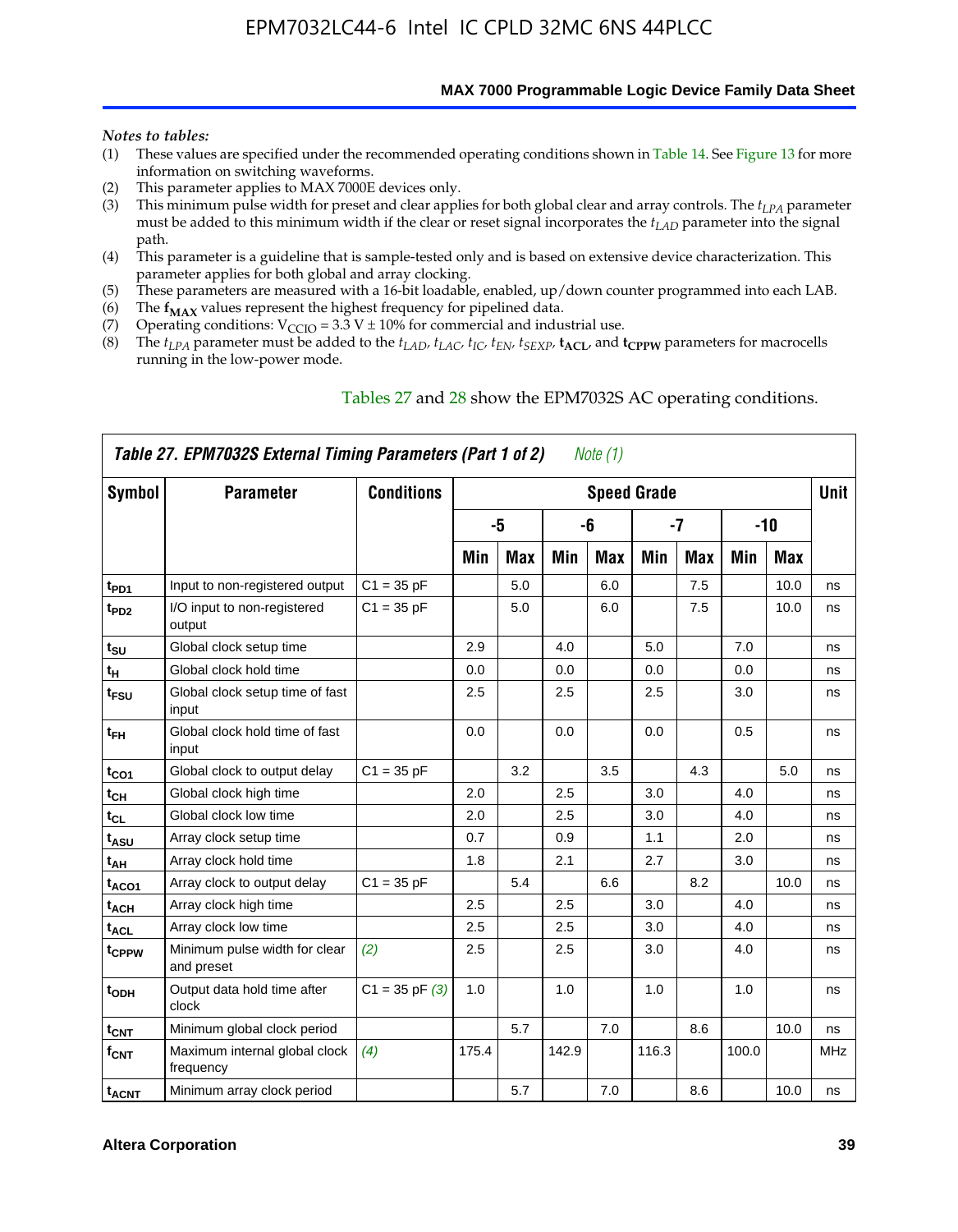*Notes to tables:*

(1) These values are specified under the recommended operating conditions shown in Table 14. See Figure 13 for more information on switching waveforms.
(2) This parameter applies to MAX 7000E devices only.
(3) This minimum pulse width for preset and clear applies for both global clear and array controls. The $t_{LPA}$ parameter must be added to this minimum width if the clear or reset signal incorporates the $t_{LAD}$ parameter into the signal path.
(4) This parameter is a guideline that is sample-tested only and is based on extensive device characterization. This parameter applies for both global and array clocking.
(5) These parameters are measured with a 16-bit loadable, enabled, up/down counter programmed into each LAB.
(6) The $\mathbf{f_{MAX}}$ values represent the highest frequency for pipelined data.
(7) Operating conditions: $V_{CCIO}$ = 3.3 V ± 10% for commercial and industrial use.
(8) The $t_{LPA}$ parameter must be added to the $t_{LAD}$, $t_{LAC}$, $t_{IC}$, $t_{EN}$, $t_{SEXP}$, $\mathbf{t_{ACL}}$, and $\mathbf{t_{CPPW}}$ parameters for macrocells running in the low-power mode.

Tables 27 and 28 show the EPM7032S AC operating conditions.

**Table 27. EPM7032S External Timing Parameters (Part 1 of 2)** *Note (1)*

| Symbol | Parameter | Conditions | Speed Grade | | | | | | | | Unit |
|---|---|---|---|---|---|---|---|---|---|---|---|
| | | | -5 | | -6 | | -7 | | -10 | | |
| | | | Min | Max | Min | Max | Min | Max | Min | Max | |
| $t_{PD1}$ | Input to non-registered output | C1 = 35 pF | | 5.0 | | 6.0 | | 7.5 | | 10.0 | ns |
| $t_{PD2}$ | I/O input to non-registered output | C1 = 35 pF | | 5.0 | | 6.0 | | 7.5 | | 10.0 | ns |
| $t_{SU}$ | Global clock setup time | | 2.9 | | 4.0 | | 5.0 | | 7.0 | | ns |
| $t_{H}$ | Global clock hold time | | 0.0 | | 0.0 | | 0.0 | | 0.0 | | ns |
| $t_{FSU}$ | Global clock setup time of fast input | | 2.5 | | 2.5 | | 2.5 | | 3.0 | | ns |
| $t_{FH}$ | Global clock hold time of fast input | | 0.0 | | 0.0 | | 0.0 | | 0.5 | | ns |
| $t_{CO1}$ | Global clock to output delay | C1 = 35 pF | | 3.2 | | 3.5 | | 4.3 | | 5.0 | ns |
| $t_{CH}$ | Global clock high time | | 2.0 | | 2.5 | | 3.0 | | 4.0 | | ns |
| $t_{CL}$ | Global clock low time | | 2.0 | | 2.5 | | 3.0 | | 4.0 | | ns |
| $t_{ASU}$ | Array clock setup time | | 0.7 | | 0.9 | | 1.1 | | 2.0 | | ns |
| $t_{AH}$ | Array clock hold time | | 1.8 | | 2.1 | | 2.7 | | 3.0 | | ns |
| $t_{ACO1}$ | Array clock to output delay | C1 = 35 pF | | 5.4 | | 6.6 | | 8.2 | | 10.0 | ns |
| $t_{ACH}$ | Array clock high time | | 2.5 | | 2.5 | | 3.0 | | 4.0 | | ns |
| $t_{ACL}$ | Array clock low time | | 2.5 | | 2.5 | | 3.0 | | 4.0 | | ns |
| $t_{CPPW}$ | Minimum pulse width for clear and preset | *(2)* | 2.5 | | 2.5 | | 3.0 | | 4.0 | | ns |
| $t_{ODH}$ | Output data hold time after clock | C1 = 35 pF *(3)* | 1.0 | | 1.0 | | 1.0 | | 1.0 | | ns |
| $t_{CNT}$ | Minimum global clock period | | | 5.7 | | 7.0 | | 8.6 | | 10.0 | ns |
| $f_{CNT}$ | Maximum internal global clock frequency | *(4)* | 175.4 | | 142.9 | | 116.3 | | 100.0 | | MHz |
| $t_{ACNT}$ | Minimum array clock period | | | 5.7 | | 7.0 | | 8.6 | | 10.0 | ns |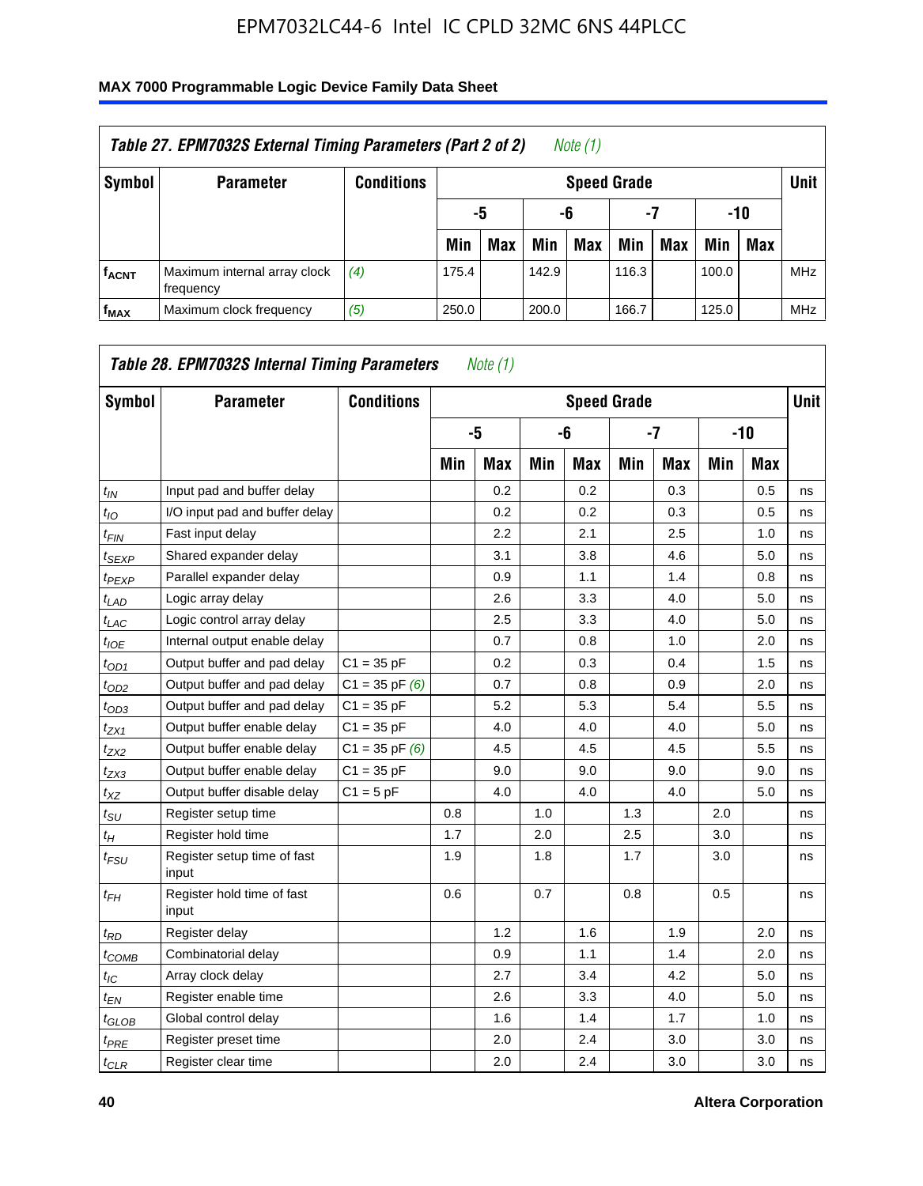**Table 27. EPM7032S External Timing Parameters (Part 2 of 2)** *Note (1)*

| Symbol | Parameter | Conditions | Speed Grade | | | | | | | | Unit |
|---|---|---|---|---|---|---|---|---|---|---|---|
| | | | -5 | | -6 | | -7 | | -10 | | |
| | | | Min | Max | Min | Max | Min | Max | Min | Max | |
| $f_{ACNT}$ | Maximum internal array clock frequency | *(4)* | 175.4 | | 142.9 | | 116.3 | | 100.0 | | MHz |
| $f_{MAX}$ | Maximum clock frequency | *(5)* | 250.0 | | 200.0 | | 166.7 | | 125.0 | | MHz |

**Table 28. EPM7032S Internal Timing Parameters** *Note (1)*

| Symbol | Parameter | Conditions | Speed Grade | | | | | | | | Unit |
|---|---|---|---|---|---|---|---|---|---|---|---|
| | | | -5 | | -6 | | -7 | | -10 | | |
| | | | Min | Max | Min | Max | Min | Max | Min | Max | |
| $t_{IN}$ | Input pad and buffer delay | | | 0.2 | | 0.2 | | 0.3 | | 0.5 | ns |
| $t_{IO}$ | I/O input pad and buffer delay | | | 0.2 | | 0.2 | | 0.3 | | 0.5 | ns |
| $t_{FIN}$ | Fast input delay | | | 2.2 | | 2.1 | | 2.5 | | 1.0 | ns |
| $t_{SEXP}$ | Shared expander delay | | | 3.1 | | 3.8 | | 4.6 | | 5.0 | ns |
| $t_{PEXP}$ | Parallel expander delay | | | 0.9 | | 1.1 | | 1.4 | | 0.8 | ns |
| $t_{LAD}$ | Logic array delay | | | 2.6 | | 3.3 | | 4.0 | | 5.0 | ns |
| $t_{LAC}$ | Logic control array delay | | | 2.5 | | 3.3 | | 4.0 | | 5.0 | ns |
| $t_{IOE}$ | Internal output enable delay | | | 0.7 | | 0.8 | | 1.0 | | 2.0 | ns |
| $t_{OD1}$ | Output buffer and pad delay | C1 = 35 pF | | 0.2 | | 0.3 | | 0.4 | | 1.5 | ns |
| $t_{OD2}$ | Output buffer and pad delay | C1 = 35 pF *(6)* | | 0.7 | | 0.8 | | 0.9 | | 2.0 | ns |
| $t_{OD3}$ | Output buffer and pad delay | C1 = 35 pF | | 5.2 | | 5.3 | | 5.4 | | 5.5 | ns |
| $t_{ZX1}$ | Output buffer enable delay | C1 = 35 pF | | 4.0 | | 4.0 | | 4.0 | | 5.0 | ns |
| $t_{ZX2}$ | Output buffer enable delay | C1 = 35 pF *(6)* | | 4.5 | | 4.5 | | 4.5 | | 5.5 | ns |
| $t_{ZX3}$ | Output buffer enable delay | C1 = 35 pF | | 9.0 | | 9.0 | | 9.0 | | 9.0 | ns |
| $t_{XZ}$ | Output buffer disable delay | C1 = 5 pF | | 4.0 | | 4.0 | | 4.0 | | 5.0 | ns |
| $t_{SU}$ | Register setup time | | 0.8 | | 1.0 | | 1.3 | | 2.0 | | ns |
| $t_{H}$ | Register hold time | | 1.7 | | 2.0 | | 2.5 | | 3.0 | | ns |
| $t_{FSU}$ | Register setup time of fast input | | 1.9 | | 1.8 | | 1.7 | | 3.0 | | ns |
| $t_{FH}$ | Register hold time of fast input | | 0.6 | | 0.7 | | 0.8 | | 0.5 | | ns |
| $t_{RD}$ | Register delay | | | 1.2 | | 1.6 | | 1.9 | | 2.0 | ns |
| $t_{COMB}$ | Combinatorial delay | | | 0.9 | | 1.1 | | 1.4 | | 2.0 | ns |
| $t_{IC}$ | Array clock delay | | | 2.7 | | 3.4 | | 4.2 | | 5.0 | ns |
| $t_{EN}$ | Register enable time | | | 2.6 | | 3.3 | | 4.0 | | 5.0 | ns |
| $t_{GLOB}$ | Global control delay | | | 1.6 | | 1.4 | | 1.7 | | 1.0 | ns |
| $t_{PRE}$ | Register preset time | | | 2.0 | | 2.4 | | 3.0 | | 3.0 | ns |
| $t_{CLR}$ | Register clear time | | | 2.0 | | 2.4 | | 3.0 | | 3.0 | ns |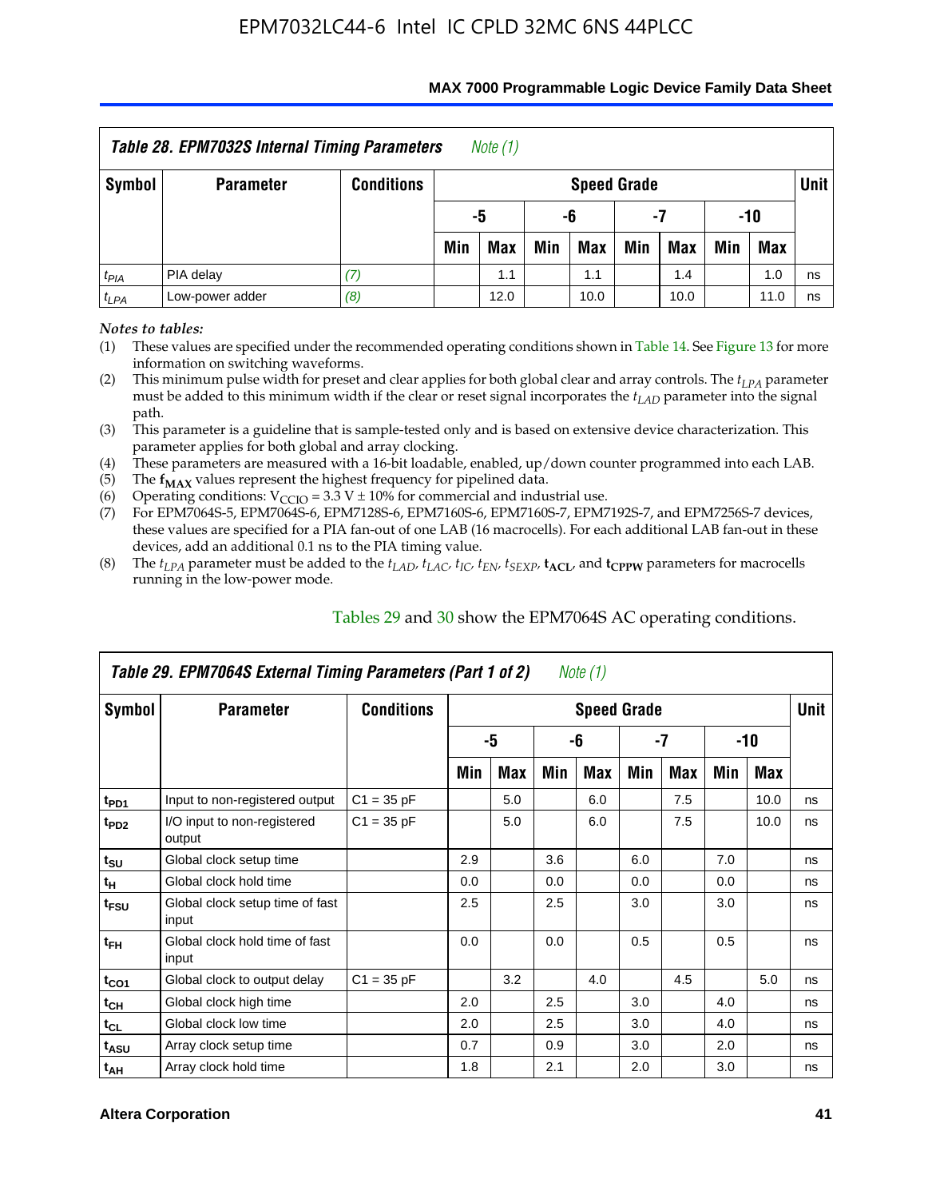| *Table 28. EPM7032S Internal Timing Parameters* *Note (1)* | | | | | | | | | | | |
|---|---|---|---|---|---|---|---|---|---|---|---|
| **Symbol** | **Parameter** | **Conditions** | **Speed Grade** | | | | | | | | **Unit** |
| | | | **-5** | | **-6** | | **-7** | | **-10** | | |
| | | | **Min** | **Max** | **Min** | **Max** | **Min** | **Max** | **Min** | **Max** | |
| $t_{PIA}$ | PIA delay | *(7)* | | 1.1 | | 1.1 | | 1.4 | | 1.0 | ns |
| $t_{LPA}$ | Low-power adder | *(8)* | | 12.0 | | 10.0 | | 10.0 | | 11.0 | ns |

*Notes to tables:*

(1) These values are specified under the recommended operating conditions shown in Table 14. See Figure 13 for more information on switching waveforms.

(2) This minimum pulse width for preset and clear applies for both global clear and array controls. The $t_{LPA}$ parameter must be added to this minimum width if the clear or reset signal incorporates the $t_{LAD}$ parameter into the signal path.

(3) This parameter is a guideline that is sample-tested only and is based on extensive device characterization. This parameter applies for both global and array clocking.

(4) These parameters are measured with a 16-bit loadable, enabled, up/down counter programmed into each LAB.

(5) The $\mathbf{f_{MAX}}$ values represent the highest frequency for pipelined data.

(6) Operating conditions: $V_{CCIO}$ = 3.3 V ± 10% for commercial and industrial use.

(7) For EPM7064S-5, EPM7064S-6, EPM7128S-6, EPM7160S-6, EPM7160S-7, EPM7192S-7, and EPM7256S-7 devices, these values are specified for a PIA fan-out of one LAB (16 macrocells). For each additional LAB fan-out in these devices, add an additional 0.1 ns to the PIA timing value.

(8) The $t_{LPA}$ parameter must be added to the $t_{LAD}$, $t_{LAC}$, $t_{IC}$, $t_{EN}$, $t_{SEXP}$, $\mathbf{t_{ACL}}$, and $\mathbf{t_{CPPW}}$ parameters for macrocells running in the low-power mode.

Tables 29 and 30 show the EPM7064S AC operating conditions.

| *Table 29. EPM7064S External Timing Parameters (Part 1 of 2)* *Note (1)* | | | | | | | | | | | |
|---|---|---|---|---|---|---|---|---|---|---|---|
| **Symbol** | **Parameter** | **Conditions** | **Speed Grade** | | | | | | | | **Unit** |
| | | | **-5** | | **-6** | | **-7** | | **-10** | | |
| | | | **Min** | **Max** | **Min** | **Max** | **Min** | **Max** | **Min** | **Max** | |
| $\mathbf{t_{PD1}}$ | Input to non-registered output | C1 = 35 pF | | 5.0 | | 6.0 | | 7.5 | | 10.0 | ns |
| $\mathbf{t_{PD2}}$ | I/O input to non-registered output | C1 = 35 pF | | 5.0 | | 6.0 | | 7.5 | | 10.0 | ns |
| $\mathbf{t_{SU}}$ | Global clock setup time | | 2.9 | | 3.6 | | 6.0 | | 7.0 | | ns |
| $\mathbf{t_{H}}$ | Global clock hold time | | 0.0 | | 0.0 | | 0.0 | | 0.0 | | ns |
| $\mathbf{t_{FSU}}$ | Global clock setup time of fast input | | 2.5 | | 2.5 | | 3.0 | | 3.0 | | ns |
| $\mathbf{t_{FH}}$ | Global clock hold time of fast input | | 0.0 | | 0.0 | | 0.5 | | 0.5 | | ns |
| $\mathbf{t_{CO1}}$ | Global clock to output delay | C1 = 35 pF | | 3.2 | | 4.0 | | 4.5 | | 5.0 | ns |
| $\mathbf{t_{CH}}$ | Global clock high time | | 2.0 | | 2.5 | | 3.0 | | 4.0 | | ns |
| $\mathbf{t_{CL}}$ | Global clock low time | | 2.0 | | 2.5 | | 3.0 | | 4.0 | | ns |
| $\mathbf{t_{ASU}}$ | Array clock setup time | | 0.7 | | 0.9 | | 3.0 | | 2.0 | | ns |
| $\mathbf{t_{AH}}$ | Array clock hold time | | 1.8 | | 2.1 | | 2.0 | | 3.0 | | ns |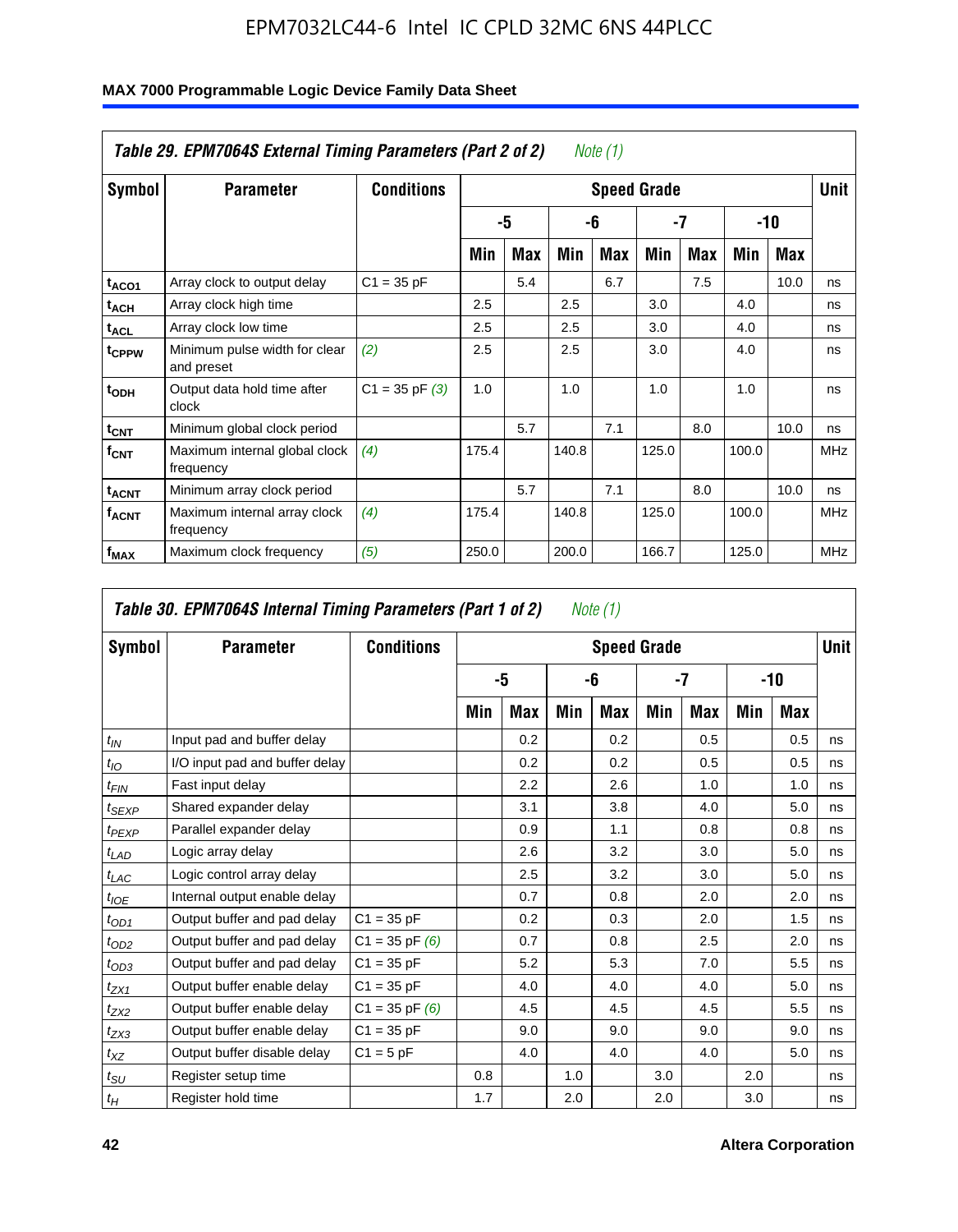**Table 29. EPM7064S External Timing Parameters (Part 2 of 2)** *Note (1)*

| Symbol | Parameter | Conditions | Speed Grade | | | | | | | | Unit |
|---|---|---|---|---|---|---|---|---|---|---|---|
| | | | -5 | | -6 | | -7 | | -10 | | |
| | | | Min | Max | Min | Max | Min | Max | Min | Max | |
| $t_{ACO1}$ | Array clock to output delay | C1 = 35 pF | | 5.4 | | 6.7 | | 7.5 | | 10.0 | ns |
| $t_{ACH}$ | Array clock high time | | 2.5 | | 2.5 | | 3.0 | | 4.0 | | ns |
| $t_{ACL}$ | Array clock low time | | 2.5 | | 2.5 | | 3.0 | | 4.0 | | ns |
| $t_{CPPW}$ | Minimum pulse width for clear and preset | *(2)* | 2.5 | | 2.5 | | 3.0 | | 4.0 | | ns |
| $t_{ODH}$ | Output data hold time after clock | C1 = 35 pF *(3)* | 1.0 | | 1.0 | | 1.0 | | 1.0 | | ns |
| $t_{CNT}$ | Minimum global clock period | | | 5.7 | | 7.1 | | 8.0 | | 10.0 | ns |
| $f_{CNT}$ | Maximum internal global clock frequency | *(4)* | 175.4 | | 140.8 | | 125.0 | | 100.0 | | MHz |
| $t_{ACNT}$ | Minimum array clock period | | | 5.7 | | 7.1 | | 8.0 | | 10.0 | ns |
| $f_{ACNT}$ | Maximum internal array clock frequency | *(4)* | 175.4 | | 140.8 | | 125.0 | | 100.0 | | MHz |
| $f_{MAX}$ | Maximum clock frequency | *(5)* | 250.0 | | 200.0 | | 166.7 | | 125.0 | | MHz |

**Table 30. EPM7064S Internal Timing Parameters (Part 1 of 2)** *Note (1)*

| Symbol | Parameter | Conditions | Speed Grade | | | | | | | | Unit |
|---|---|---|---|---|---|---|---|---|---|---|---|
| | | | -5 | | -6 | | -7 | | -10 | | |
| | | | Min | Max | Min | Max | Min | Max | Min | Max | |
| $t_{IN}$ | Input pad and buffer delay | | | 0.2 | | 0.2 | | 0.5 | | 0.5 | ns |
| $t_{IO}$ | I/O input pad and buffer delay | | | 0.2 | | 0.2 | | 0.5 | | 0.5 | ns |
| $t_{FIN}$ | Fast input delay | | | 2.2 | | 2.6 | | 1.0 | | 1.0 | ns |
| $t_{SEXP}$ | Shared expander delay | | | 3.1 | | 3.8 | | 4.0 | | 5.0 | ns |
| $t_{PEXP}$ | Parallel expander delay | | | 0.9 | | 1.1 | | 0.8 | | 0.8 | ns |
| $t_{LAD}$ | Logic array delay | | | 2.6 | | 3.2 | | 3.0 | | 5.0 | ns |
| $t_{LAC}$ | Logic control array delay | | | 2.5 | | 3.2 | | 3.0 | | 5.0 | ns |
| $t_{IOE}$ | Internal output enable delay | | | 0.7 | | 0.8 | | 2.0 | | 2.0 | ns |
| $t_{OD1}$ | Output buffer and pad delay | C1 = 35 pF | | 0.2 | | 0.3 | | 2.0 | | 1.5 | ns |
| $t_{OD2}$ | Output buffer and pad delay | C1 = 35 pF *(6)* | | 0.7 | | 0.8 | | 2.5 | | 2.0 | ns |
| $t_{OD3}$ | Output buffer and pad delay | C1 = 35 pF | | 5.2 | | 5.3 | | 7.0 | | 5.5 | ns |
| $t_{ZX1}$ | Output buffer enable delay | C1 = 35 pF | | 4.0 | | 4.0 | | 4.0 | | 5.0 | ns |
| $t_{ZX2}$ | Output buffer enable delay | C1 = 35 pF *(6)* | | 4.5 | | 4.5 | | 4.5 | | 5.5 | ns |
| $t_{ZX3}$ | Output buffer enable delay | C1 = 35 pF | | 9.0 | | 9.0 | | 9.0 | | 9.0 | ns |
| $t_{XZ}$ | Output buffer disable delay | C1 = 5 pF | | 4.0 | | 4.0 | | 4.0 | | 5.0 | ns |
| $t_{SU}$ | Register setup time | | 0.8 | | 1.0 | | 3.0 | | 2.0 | | ns |
| $t_{H}$ | Register hold time | | 1.7 | | 2.0 | | 2.0 | | 3.0 | | ns |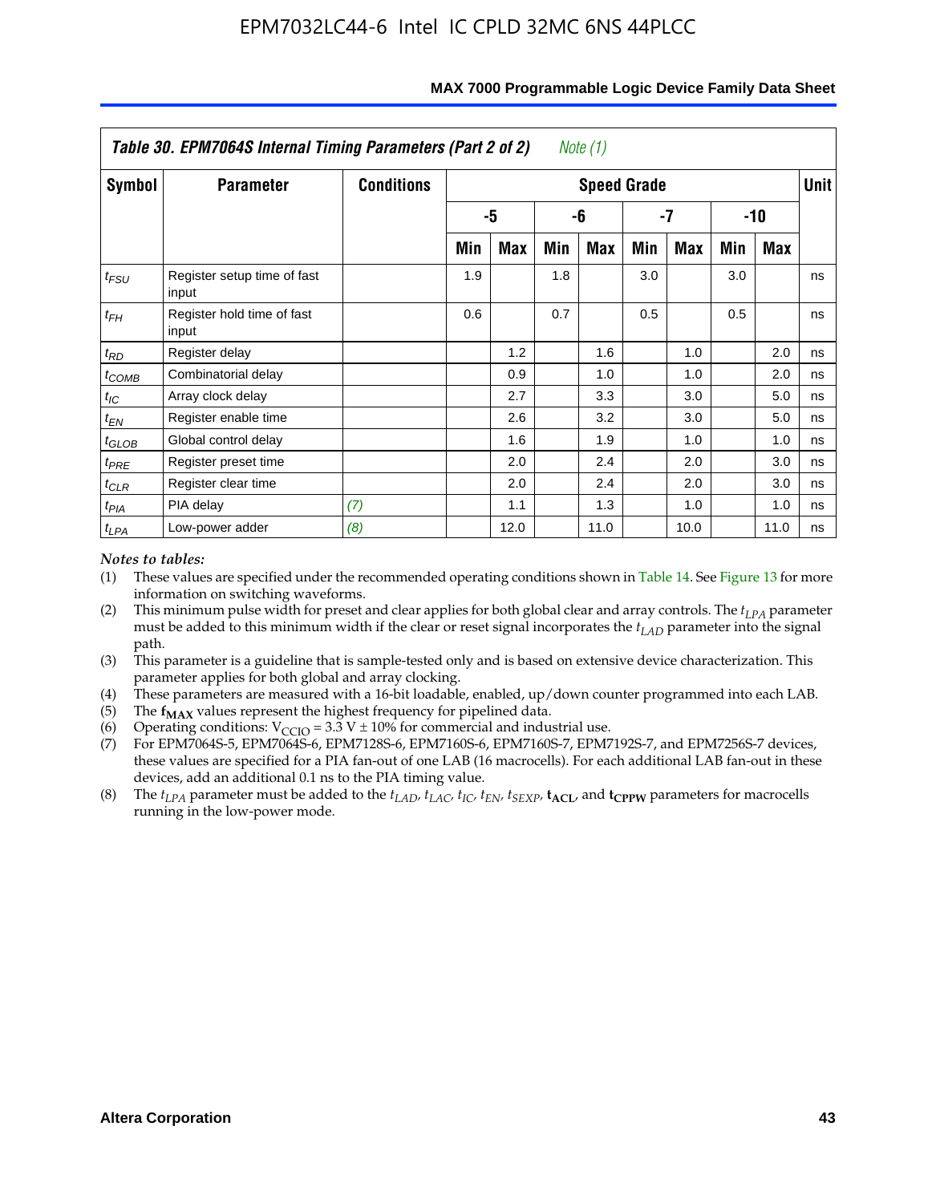**Table 30. EPM7064S Internal Timing Parameters (Part 2 of 2)** *Note (1)*

| Symbol | Parameter | Conditions | Speed Grade | | | | | | | | Unit |
|---|---|---|---|---|---|---|---|---|---|---|---|
| | | | -5 | | -6 | | -7 | | -10 | | |
| | | | Min | Max | Min | Max | Min | Max | Min | Max | |
| $t_{FSU}$ | Register setup time of fast input | | 1.9 | | 1.8 | | 3.0 | | 3.0 | | ns |
| $t_{FH}$ | Register hold time of fast input | | 0.6 | | 0.7 | | 0.5 | | 0.5 | | ns |
| $t_{RD}$ | Register delay | | | 1.2 | | 1.6 | | 1.0 | | 2.0 | ns |
| $t_{COMB}$ | Combinatorial delay | | | 0.9 | | 1.0 | | 1.0 | | 2.0 | ns |
| $t_{IC}$ | Array clock delay | | | 2.7 | | 3.3 | | 3.0 | | 5.0 | ns |
| $t_{EN}$ | Register enable time | | | 2.6 | | 3.2 | | 3.0 | | 5.0 | ns |
| $t_{GLOB}$ | Global control delay | | | 1.6 | | 1.9 | | 1.0 | | 1.0 | ns |
| $t_{PRE}$ | Register preset time | | | 2.0 | | 2.4 | | 2.0 | | 3.0 | ns |
| $t_{CLR}$ | Register clear time | | | 2.0 | | 2.4 | | 2.0 | | 3.0 | ns |
| $t_{PIA}$ | PIA delay | *(7)* | | 1.1 | | 1.3 | | 1.0 | | 1.0 | ns |
| $t_{LPA}$ | Low-power adder | *(8)* | | 12.0 | | 11.0 | | 10.0 | | 11.0 | ns |

*Notes to tables:*

(1) These values are specified under the recommended operating conditions shown in Table 14. See Figure 13 for more information on switching waveforms.

(2) This minimum pulse width for preset and clear applies for both global clear and array controls. The $t_{LPA}$ parameter must be added to this minimum width if the clear or reset signal incorporates the $t_{LAD}$ parameter into the signal path.

(3) This parameter is a guideline that is sample-tested only and is based on extensive device characterization. This parameter applies for both global and array clocking.

(4) These parameters are measured with a 16-bit loadable, enabled, up/down counter programmed into each LAB.

(5) The $\mathbf{f_{MAX}}$ values represent the highest frequency for pipelined data.

(6) Operating conditions: $V_{CCIO} = 3.3\ V \pm 10\%$ for commercial and industrial use.

(7) For EPM7064S-5, EPM7064S-6, EPM7128S-6, EPM7160S-6, EPM7160S-7, EPM7192S-7, and EPM7256S-7 devices, these values are specified for a PIA fan-out of one LAB (16 macrocells). For each additional LAB fan-out in these devices, add an additional 0.1 ns to the PIA timing value.

(8) The $t_{LPA}$ parameter must be added to the $t_{LAD}$, $t_{LAC}$, $t_{IC}$, $t_{EN}$, $t_{SEXP}$, $\mathbf{t_{ACL}}$, and $\mathbf{t_{CPPW}}$ parameters for macrocells running in the low-power mode.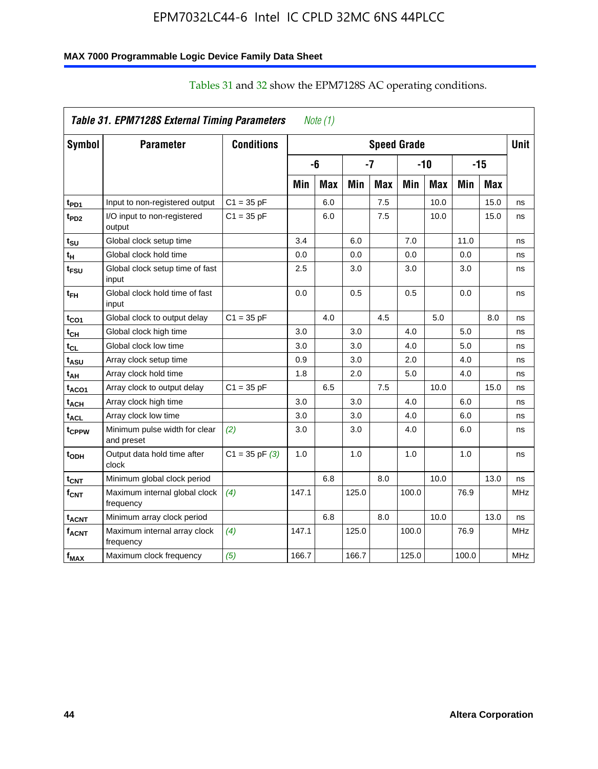Tables 31 and 32 show the EPM7128S AC operating conditions.

| *Table 31. EPM7128S External Timing Parameters* *Note (1)* | | | | | | | | | | | |
|---|---|---|---|---|---|---|---|---|---|---|---|
| **Symbol** | **Parameter** | **Conditions** | **Speed Grade** | | | | | | | | **Unit** |
| | | | **-6** | | **-7** | | **-10** | | **-15** | | |
| | | | **Min** | **Max** | **Min** | **Max** | **Min** | **Max** | **Min** | **Max** | |
| $t_{PD1}$ | Input to non-registered output | C1 = 35 pF | | 6.0 | | 7.5 | | 10.0 | | 15.0 | ns |
| $t_{PD2}$ | I/O input to non-registered output | C1 = 35 pF | | 6.0 | | 7.5 | | 10.0 | | 15.0 | ns |
| $t_{SU}$ | Global clock setup time | | 3.4 | | 6.0 | | 7.0 | | 11.0 | | ns |
| $t_H$ | Global clock hold time | | 0.0 | | 0.0 | | 0.0 | | 0.0 | | ns |
| $t_{FSU}$ | Global clock setup time of fast input | | 2.5 | | 3.0 | | 3.0 | | 3.0 | | ns |
| $t_{FH}$ | Global clock hold time of fast input | | 0.0 | | 0.5 | | 0.5 | | 0.0 | | ns |
| $t_{CO1}$ | Global clock to output delay | C1 = 35 pF | | 4.0 | | 4.5 | | 5.0 | | 8.0 | ns |
| $t_{CH}$ | Global clock high time | | 3.0 | | 3.0 | | 4.0 | | 5.0 | | ns |
| $t_{CL}$ | Global clock low time | | 3.0 | | 3.0 | | 4.0 | | 5.0 | | ns |
| $t_{ASU}$ | Array clock setup time | | 0.9 | | 3.0 | | 2.0 | | 4.0 | | ns |
| $t_{AH}$ | Array clock hold time | | 1.8 | | 2.0 | | 5.0 | | 4.0 | | ns |
| $t_{ACO1}$ | Array clock to output delay | C1 = 35 pF | | 6.5 | | 7.5 | | 10.0 | | 15.0 | ns |
| $t_{ACH}$ | Array clock high time | | 3.0 | | 3.0 | | 4.0 | | 6.0 | | ns |
| $t_{ACL}$ | Array clock low time | | 3.0 | | 3.0 | | 4.0 | | 6.0 | | ns |
| $t_{CPPW}$ | Minimum pulse width for clear and preset | *(2)* | 3.0 | | 3.0 | | 4.0 | | 6.0 | | ns |
| $t_{ODH}$ | Output data hold time after clock | C1 = 35 pF *(3)* | 1.0 | | 1.0 | | 1.0 | | 1.0 | | ns |
| $t_{CNT}$ | Minimum global clock period | | | 6.8 | | 8.0 | | 10.0 | | 13.0 | ns |
| $f_{CNT}$ | Maximum internal global clock frequency | *(4)* | 147.1 | | 125.0 | | 100.0 | | 76.9 | | MHz |
| $t_{ACNT}$ | Minimum array clock period | | | 6.8 | | 8.0 | | 10.0 | | 13.0 | ns |
| $f_{ACNT}$ | Maximum internal array clock frequency | *(4)* | 147.1 | | 125.0 | | 100.0 | | 76.9 | | MHz |
| $f_{MAX}$ | Maximum clock frequency | *(5)* | 166.7 | | 166.7 | | 125.0 | | 100.0 | | MHz |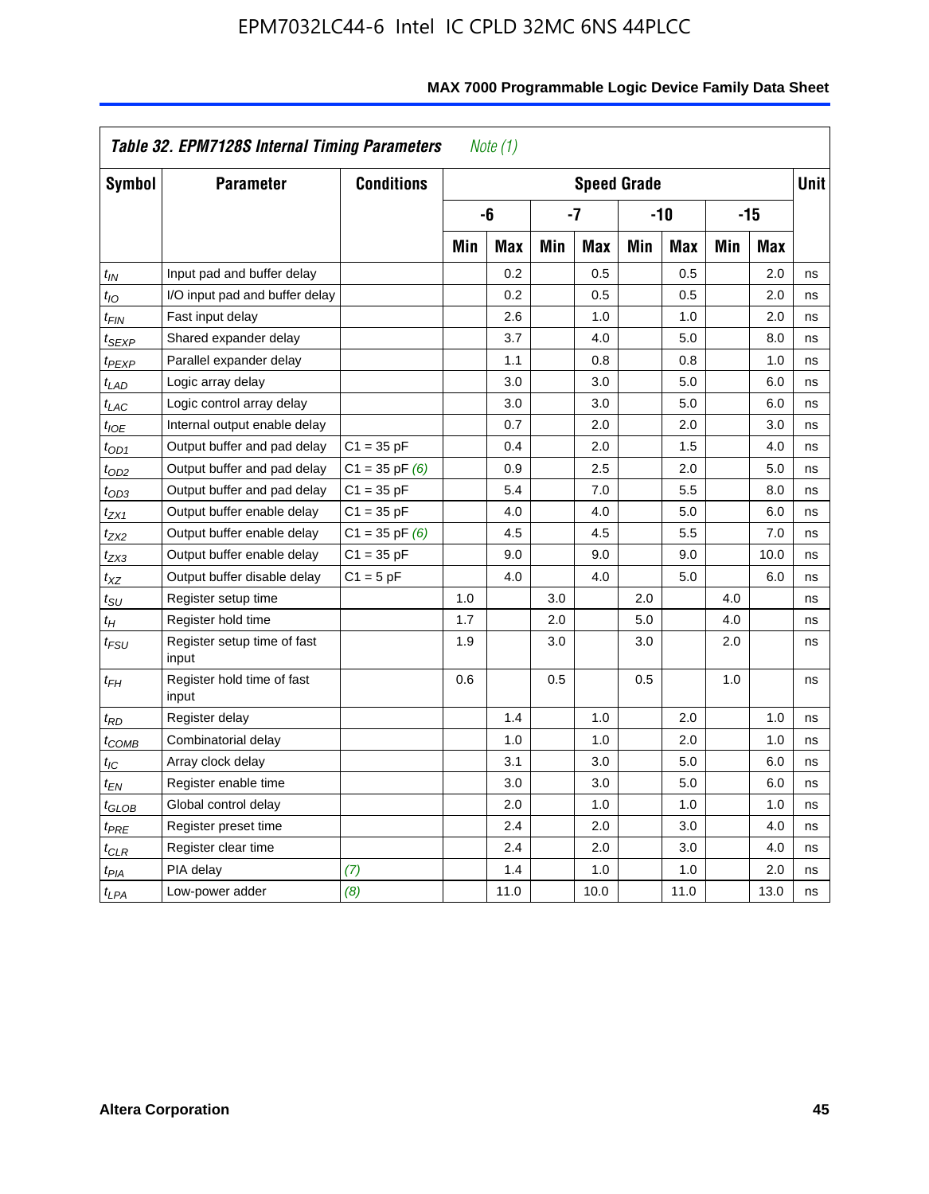**Table 32. EPM7128S Internal Timing Parameters** *Note (1)*

| Symbol | Parameter | Conditions | Speed Grade | | | | | | | | Unit |
|---|---|---|---|---|---|---|---|---|---|---|---|
| | | | -6 | | -7 | | -10 | | -15 | | |
| | | | Min | Max | Min | Max | Min | Max | Min | Max | |
| $t_{IN}$ | Input pad and buffer delay | | | 0.2 | | 0.5 | | 0.5 | | 2.0 | ns |
| $t_{IO}$ | I/O input pad and buffer delay | | | 0.2 | | 0.5 | | 0.5 | | 2.0 | ns |
| $t_{FIN}$ | Fast input delay | | | 2.6 | | 1.0 | | 1.0 | | 2.0 | ns |
| $t_{SEXP}$ | Shared expander delay | | | 3.7 | | 4.0 | | 5.0 | | 8.0 | ns |
| $t_{PEXP}$ | Parallel expander delay | | | 1.1 | | 0.8 | | 0.8 | | 1.0 | ns |
| $t_{LAD}$ | Logic array delay | | | 3.0 | | 3.0 | | 5.0 | | 6.0 | ns |
| $t_{LAC}$ | Logic control array delay | | | 3.0 | | 3.0 | | 5.0 | | 6.0 | ns |
| $t_{IOE}$ | Internal output enable delay | | | 0.7 | | 2.0 | | 2.0 | | 3.0 | ns |
| $t_{OD1}$ | Output buffer and pad delay | C1 = 35 pF | | 0.4 | | 2.0 | | 1.5 | | 4.0 | ns |
| $t_{OD2}$ | Output buffer and pad delay | C1 = 35 pF *(6)* | | 0.9 | | 2.5 | | 2.0 | | 5.0 | ns |
| $t_{OD3}$ | Output buffer and pad delay | C1 = 35 pF | | 5.4 | | 7.0 | | 5.5 | | 8.0 | ns |
| $t_{ZX1}$ | Output buffer enable delay | C1 = 35 pF | | 4.0 | | 4.0 | | 5.0 | | 6.0 | ns |
| $t_{ZX2}$ | Output buffer enable delay | C1 = 35 pF *(6)* | | 4.5 | | 4.5 | | 5.5 | | 7.0 | ns |
| $t_{ZX3}$ | Output buffer enable delay | C1 = 35 pF | | 9.0 | | 9.0 | | 9.0 | | 10.0 | ns |
| $t_{XZ}$ | Output buffer disable delay | C1 = 5 pF | | 4.0 | | 4.0 | | 5.0 | | 6.0 | ns |
| $t_{SU}$ | Register setup time | | 1.0 | | 3.0 | | 2.0 | | 4.0 | | ns |
| $t_H$ | Register hold time | | 1.7 | | 2.0 | | 5.0 | | 4.0 | | ns |
| $t_{FSU}$ | Register setup time of fast input | | 1.9 | | 3.0 | | 3.0 | | 2.0 | | ns |
| $t_{FH}$ | Register hold time of fast input | | 0.6 | | 0.5 | | 0.5 | | 1.0 | | ns |
| $t_{RD}$ | Register delay | | | 1.4 | | 1.0 | | 2.0 | | 1.0 | ns |
| $t_{COMB}$ | Combinatorial delay | | | 1.0 | | 1.0 | | 2.0 | | 1.0 | ns |
| $t_{IC}$ | Array clock delay | | | 3.1 | | 3.0 | | 5.0 | | 6.0 | ns |
| $t_{EN}$ | Register enable time | | | 3.0 | | 3.0 | | 5.0 | | 6.0 | ns |
| $t_{GLOB}$ | Global control delay | | | 2.0 | | 1.0 | | 1.0 | | 1.0 | ns |
| $t_{PRE}$ | Register preset time | | | 2.4 | | 2.0 | | 3.0 | | 4.0 | ns |
| $t_{CLR}$ | Register clear time | | | 2.4 | | 2.0 | | 3.0 | | 4.0 | ns |
| $t_{PIA}$ | PIA delay | *(7)* | | 1.4 | | 1.0 | | 1.0 | | 2.0 | ns |
| $t_{LPA}$ | Low-power adder | *(8)* | | 11.0 | | 10.0 | | 11.0 | | 13.0 | ns |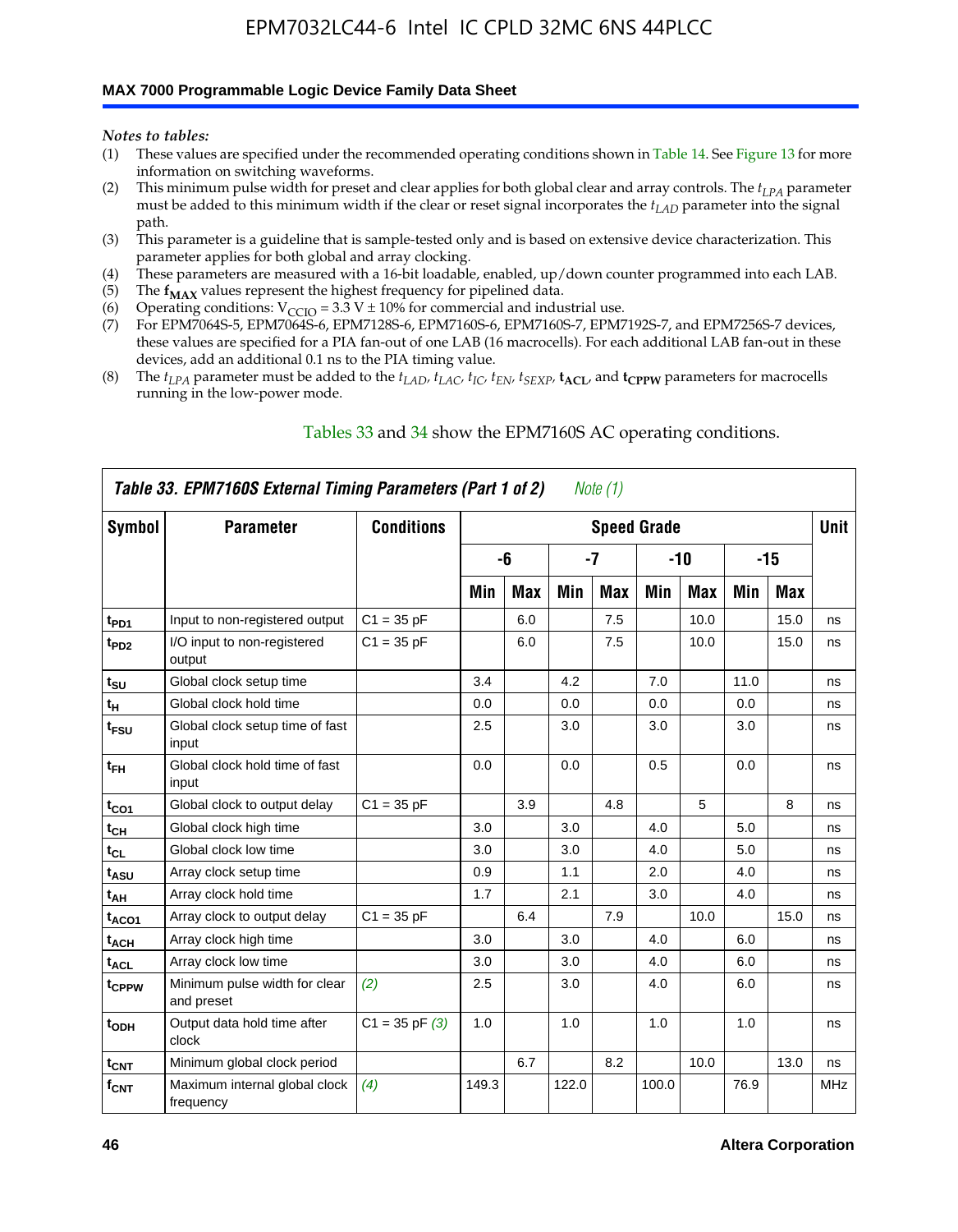*Notes to tables:*

(1) These values are specified under the recommended operating conditions shown in Table 14. See Figure 13 for more information on switching waveforms.
(2) This minimum pulse width for preset and clear applies for both global clear and array controls. The $t_{LPA}$ parameter must be added to this minimum width if the clear or reset signal incorporates the $t_{LAD}$ parameter into the signal path.
(3) This parameter is a guideline that is sample-tested only and is based on extensive device characterization. This parameter applies for both global and array clocking.
(4) These parameters are measured with a 16-bit loadable, enabled, up/down counter programmed into each LAB.
(5) The $f_{MAX}$ values represent the highest frequency for pipelined data.
(6) Operating conditions: $V_{CCIO}$ = 3.3 V ± 10% for commercial and industrial use.
(7) For EPM7064S-5, EPM7064S-6, EPM7128S-6, EPM7160S-6, EPM7160S-7, EPM7192S-7, and EPM7256S-7 devices, these values are specified for a PIA fan-out of one LAB (16 macrocells). For each additional LAB fan-out in these devices, add an additional 0.1 ns to the PIA timing value.
(8) The $t_{LPA}$ parameter must be added to the $t_{LAD}$, $t_{LAC}$, $t_{IC}$, $t_{EN}$, $t_{SEXP}$, $t_{ACL}$, and $t_{CPPW}$ parameters for macrocells running in the low-power mode.

Tables 33 and 34 show the EPM7160S AC operating conditions.

**Table 33. EPM7160S External Timing Parameters (Part 1 of 2)** *Note (1)*

| Symbol | Parameter | Conditions | Speed Grade | | | | | | | | Unit |
|---|---|---|---|---|---|---|---|---|---|---|---|
| | | | -6 | | -7 | | -10 | | -15 | | |
| | | | Min | Max | Min | Max | Min | Max | Min | Max | |
| $t_{PD1}$ | Input to non-registered output | C1 = 35 pF | | 6.0 | | 7.5 | | 10.0 | | 15.0 | ns |
| $t_{PD2}$ | I/O input to non-registered output | C1 = 35 pF | | 6.0 | | 7.5 | | 10.0 | | 15.0 | ns |
| $t_{SU}$ | Global clock setup time | | 3.4 | | 4.2 | | 7.0 | | 11.0 | | ns |
| $t_H$ | Global clock hold time | | 0.0 | | 0.0 | | 0.0 | | 0.0 | | ns |
| $t_{FSU}$ | Global clock setup time of fast input | | 2.5 | | 3.0 | | 3.0 | | 3.0 | | ns |
| $t_{FH}$ | Global clock hold time of fast input | | 0.0 | | 0.0 | | 0.5 | | 0.0 | | ns |
| $t_{CO1}$ | Global clock to output delay | C1 = 35 pF | | 3.9 | | 4.8 | | 5 | | 8 | ns |
| $t_{CH}$ | Global clock high time | | 3.0 | | 3.0 | | 4.0 | | 5.0 | | ns |
| $t_{CL}$ | Global clock low time | | 3.0 | | 3.0 | | 4.0 | | 5.0 | | ns |
| $t_{ASU}$ | Array clock setup time | | 0.9 | | 1.1 | | 2.0 | | 4.0 | | ns |
| $t_{AH}$ | Array clock hold time | | 1.7 | | 2.1 | | 3.0 | | 4.0 | | ns |
| $t_{ACO1}$ | Array clock to output delay | C1 = 35 pF | | 6.4 | | 7.9 | | 10.0 | | 15.0 | ns |
| $t_{ACH}$ | Array clock high time | | 3.0 | | 3.0 | | 4.0 | | 6.0 | | ns |
| $t_{ACL}$ | Array clock low time | | 3.0 | | 3.0 | | 4.0 | | 6.0 | | ns |
| $t_{CPPW}$ | Minimum pulse width for clear and preset | *(2)* | 2.5 | | 3.0 | | 4.0 | | 6.0 | | ns |
| $t_{ODH}$ | Output data hold time after clock | C1 = 35 pF *(3)* | 1.0 | | 1.0 | | 1.0 | | 1.0 | | ns |
| $t_{CNT}$ | Minimum global clock period | | | 6.7 | | 8.2 | | 10.0 | | 13.0 | ns |
| $f_{CNT}$ | Maximum internal global clock frequency | *(4)* | 149.3 | | 122.0 | | 100.0 | | 76.9 | | MHz |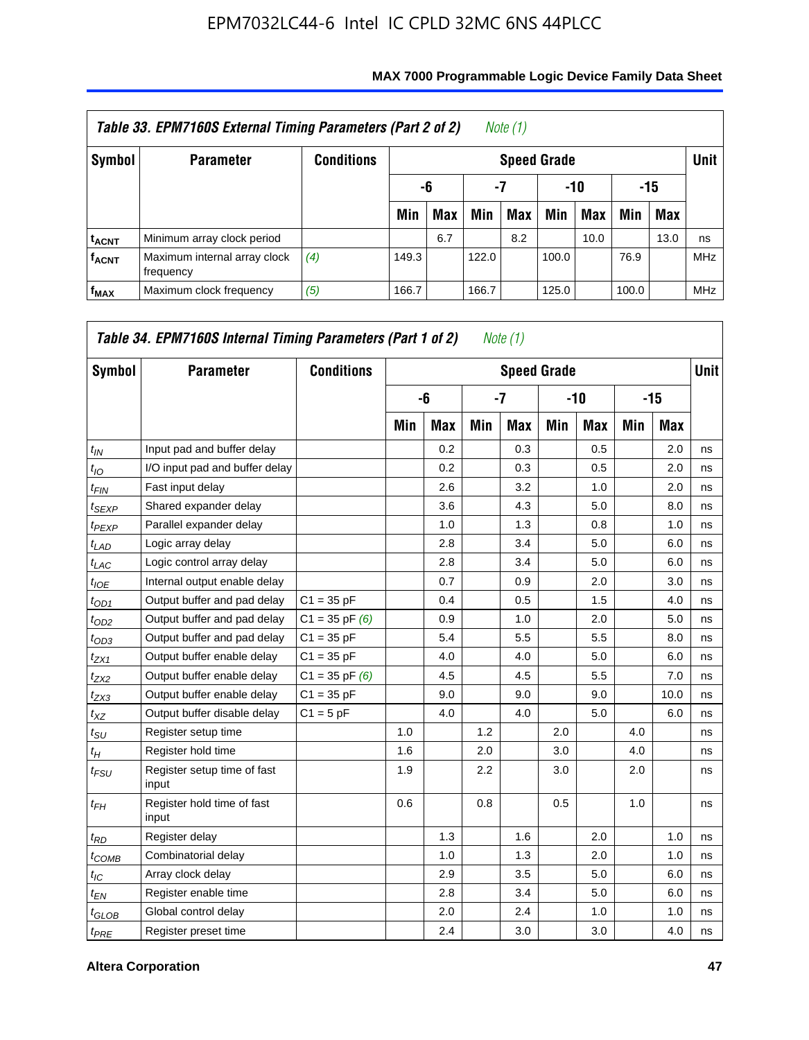**Table 33. EPM7160S External Timing Parameters (Part 2 of 2)** *Note (1)*

| Symbol | Parameter | Conditions | Speed Grade | | | | | | | | Unit |
|---|---|---|---|---|---|---|---|---|---|---|---|
| | | | -6 | | -7 | | -10 | | -15 | | |
| | | | Min | Max | Min | Max | Min | Max | Min | Max | |
| $t_{ACNT}$ | Minimum array clock period | | | 6.7 | | 8.2 | | 10.0 | | 13.0 | ns |
| $f_{ACNT}$ | Maximum internal array clock frequency | *(4)* | 149.3 | | 122.0 | | 100.0 | | 76.9 | | MHz |
| $f_{MAX}$ | Maximum clock frequency | *(5)* | 166.7 | | 166.7 | | 125.0 | | 100.0 | | MHz |

**Table 34. EPM7160S Internal Timing Parameters (Part 1 of 2)** *Note (1)*

| Symbol | Parameter | Conditions | Speed Grade | | | | | | | | Unit |
|---|---|---|---|---|---|---|---|---|---|---|---|
| | | | -6 | | -7 | | -10 | | -15 | | |
| | | | Min | Max | Min | Max | Min | Max | Min | Max | |
| $t_{IN}$ | Input pad and buffer delay | | | 0.2 | | 0.3 | | 0.5 | | 2.0 | ns |
| $t_{IO}$ | I/O input pad and buffer delay | | | 0.2 | | 0.3 | | 0.5 | | 2.0 | ns |
| $t_{FIN}$ | Fast input delay | | | 2.6 | | 3.2 | | 1.0 | | 2.0 | ns |
| $t_{SEXP}$ | Shared expander delay | | | 3.6 | | 4.3 | | 5.0 | | 8.0 | ns |
| $t_{PEXP}$ | Parallel expander delay | | | 1.0 | | 1.3 | | 0.8 | | 1.0 | ns |
| $t_{LAD}$ | Logic array delay | | | 2.8 | | 3.4 | | 5.0 | | 6.0 | ns |
| $t_{LAC}$ | Logic control array delay | | | 2.8 | | 3.4 | | 5.0 | | 6.0 | ns |
| $t_{IOE}$ | Internal output enable delay | | | 0.7 | | 0.9 | | 2.0 | | 3.0 | ns |
| $t_{OD1}$ | Output buffer and pad delay | C1 = 35 pF | | 0.4 | | 0.5 | | 1.5 | | 4.0 | ns |
| $t_{OD2}$ | Output buffer and pad delay | C1 = 35 pF *(6)* | | 0.9 | | 1.0 | | 2.0 | | 5.0 | ns |
| $t_{OD3}$ | Output buffer and pad delay | C1 = 35 pF | | 5.4 | | 5.5 | | 5.5 | | 8.0 | ns |
| $t_{ZX1}$ | Output buffer enable delay | C1 = 35 pF | | 4.0 | | 4.0 | | 5.0 | | 6.0 | ns |
| $t_{ZX2}$ | Output buffer enable delay | C1 = 35 pF *(6)* | | 4.5 | | 4.5 | | 5.5 | | 7.0 | ns |
| $t_{ZX3}$ | Output buffer enable delay | C1 = 35 pF | | 9.0 | | 9.0 | | 9.0 | | 10.0 | ns |
| $t_{XZ}$ | Output buffer disable delay | C1 = 5 pF | | 4.0 | | 4.0 | | 5.0 | | 6.0 | ns |
| $t_{SU}$ | Register setup time | | 1.0 | | 1.2 | | 2.0 | | 4.0 | | ns |
| $t_{H}$ | Register hold time | | 1.6 | | 2.0 | | 3.0 | | 4.0 | | ns |
| $t_{FSU}$ | Register setup time of fast input | | 1.9 | | 2.2 | | 3.0 | | 2.0 | | ns |
| $t_{FH}$ | Register hold time of fast input | | 0.6 | | 0.8 | | 0.5 | | 1.0 | | ns |
| $t_{RD}$ | Register delay | | | 1.3 | | 1.6 | | 2.0 | | 1.0 | ns |
| $t_{COMB}$ | Combinatorial delay | | | 1.0 | | 1.3 | | 2.0 | | 1.0 | ns |
| $t_{IC}$ | Array clock delay | | | 2.9 | | 3.5 | | 5.0 | | 6.0 | ns |
| $t_{EN}$ | Register enable time | | | 2.8 | | 3.4 | | 5.0 | | 6.0 | ns |
| $t_{GLOB}$ | Global control delay | | | 2.0 | | 2.4 | | 1.0 | | 1.0 | ns |
| $t_{PRE}$ | Register preset time | | | 2.4 | | 3.0 | | 3.0 | | 4.0 | ns |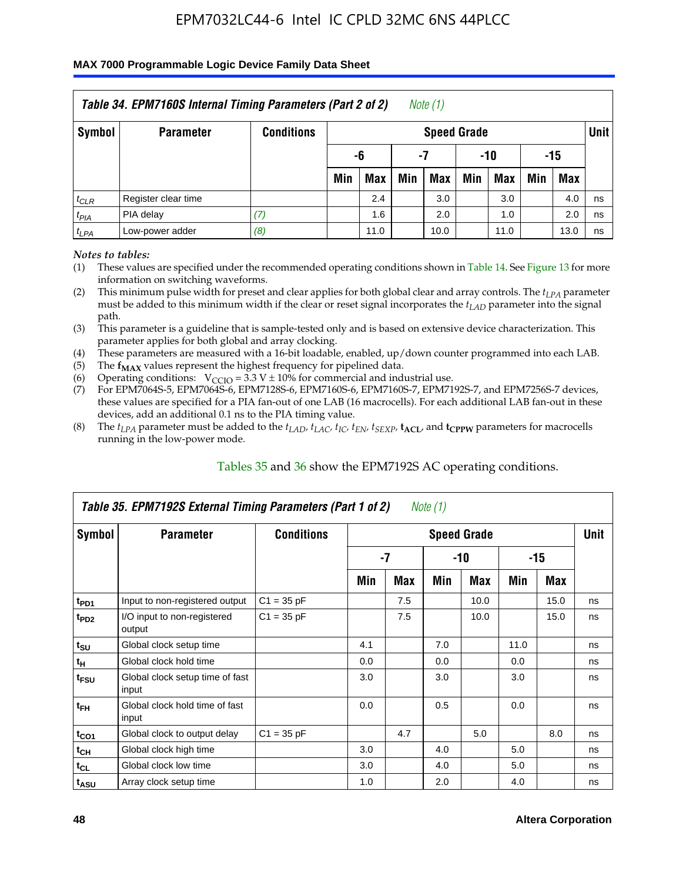### Table 34. EPM7160S Internal Timing Parameters (Part 2 of 2) *Note (1)*

| Symbol | Parameter | Conditions | Speed Grade | | | | | | | | Unit |
|---|---|---|---|---|---|---|---|---|---|---|---|
| | | | -6 | | -7 | | -10 | | -15 | | |
| | | | Min | Max | Min | Max | Min | Max | Min | Max | |
| $t_{CLR}$ | Register clear time | | | 2.4 | | 3.0 | | 3.0 | | 4.0 | ns |
| $t_{PIA}$ | PIA delay | *(7)* | | 1.6 | | 2.0 | | 1.0 | | 2.0 | ns |
| $t_{LPA}$ | Low-power adder | *(8)* | | 11.0 | | 10.0 | | 11.0 | | 13.0 | ns |

*Notes to tables:*

(1) These values are specified under the recommended operating conditions shown in Table 14. See Figure 13 for more information on switching waveforms.

(2) This minimum pulse width for preset and clear applies for both global clear and array controls. The $t_{LPA}$ parameter must be added to this minimum width if the clear or reset signal incorporates the $t_{LAD}$ parameter into the signal path.

(3) This parameter is a guideline that is sample-tested only and is based on extensive device characterization. This parameter applies for both global and array clocking.

(4) These parameters are measured with a 16-bit loadable, enabled, up/down counter programmed into each LAB.

(5) The $\mathbf{f_{MAX}}$ values represent the highest frequency for pipelined data.

(6) Operating conditions: $V_{CCIO} = 3.3\ V \pm 10\%$ for commercial and industrial use.

(7) For EPM7064S-5, EPM7064S-6, EPM7128S-6, EPM7160S-6, EPM7160S-7, EPM7192S-7, and EPM7256S-7 devices, these values are specified for a PIA fan-out of one LAB (16 macrocells). For each additional LAB fan-out in these devices, add an additional 0.1 ns to the PIA timing value.

(8) The $t_{LPA}$ parameter must be added to the $t_{LAD}$, $t_{LAC}$, $t_{IC}$, $t_{EN}$, $t_{SEXP}$, $\mathbf{t_{ACL}}$, and $\mathbf{t_{CPPW}}$ parameters for macrocells running in the low-power mode.

Tables 35 and 36 show the EPM7192S AC operating conditions.

### Table 35. EPM7192S External Timing Parameters (Part 1 of 2) *Note (1)*

| Symbol | Parameter | Conditions | Speed Grade | | | | | | Unit |
|---|---|---|---|---|---|---|---|---|---|
| | | | -7 | | -10 | | -15 | | |
| | | | Min | Max | Min | Max | Min | Max | |
| $t_{PD1}$ | Input to non-registered output | C1 = 35 pF | | 7.5 | | 10.0 | | 15.0 | ns |
| $t_{PD2}$ | I/O input to non-registered output | C1 = 35 pF | | 7.5 | | 10.0 | | 15.0 | ns |
| $t_{SU}$ | Global clock setup time | | 4.1 | | 7.0 | | 11.0 | | ns |
| $t_H$ | Global clock hold time | | 0.0 | | 0.0 | | 0.0 | | ns |
| $t_{FSU}$ | Global clock setup time of fast input | | 3.0 | | 3.0 | | 3.0 | | ns |
| $t_{FH}$ | Global clock hold time of fast input | | 0.0 | | 0.5 | | 0.0 | | ns |
| $t_{CO1}$ | Global clock to output delay | C1 = 35 pF | | 4.7 | | 5.0 | | 8.0 | ns |
| $t_{CH}$ | Global clock high time | | 3.0 | | 4.0 | | 5.0 | | ns |
| $t_{CL}$ | Global clock low time | | 3.0 | | 4.0 | | 5.0 | | ns |
| $t_{ASU}$ | Array clock setup time | | 1.0 | | 2.0 | | 4.0 | | ns |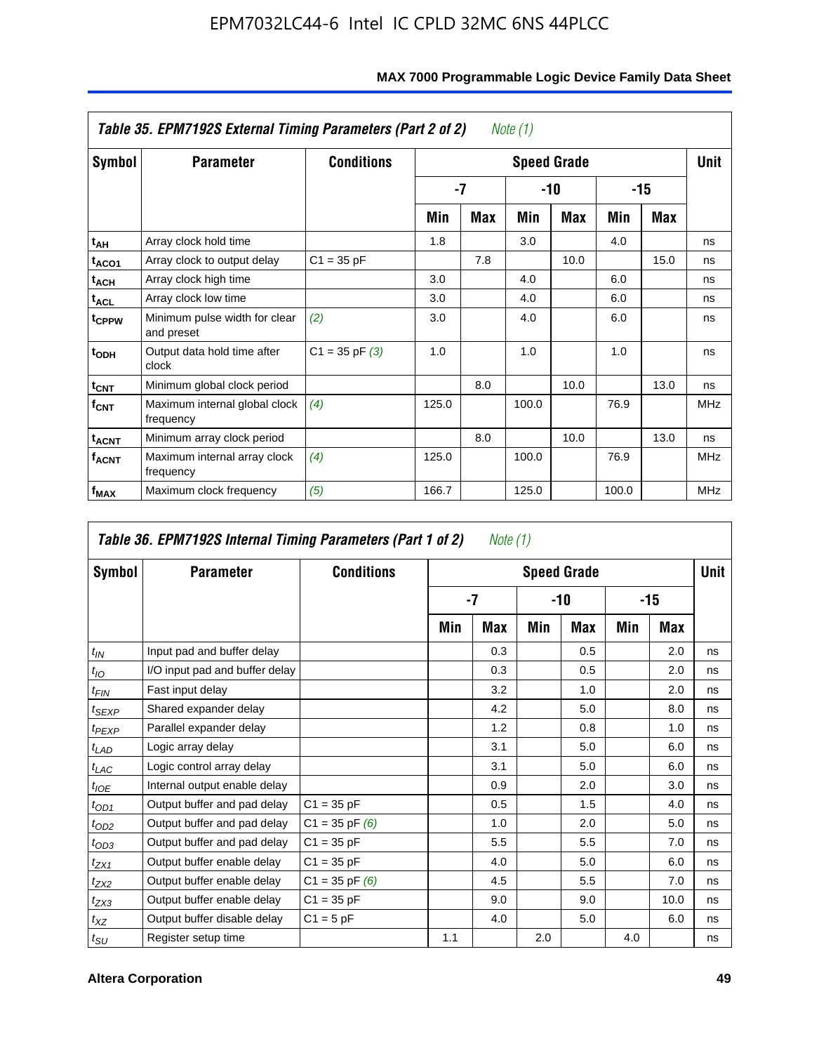EPM7032LC44-6 Intel IC CPLD 32MC 6NS 44PLCC

**Table 35. EPM7192S External Timing Parameters (Part 2 of 2)** *Note (1)*

| Symbol | Parameter | Conditions | Speed Grade | | | | | | Unit |
|---|---|---|---|---|---|---|---|---|---|
| | | | -7 | | -10 | | -15 | | |
| | | | Min | Max | Min | Max | Min | Max | |
| $t_{AH}$ | Array clock hold time | | 1.8 | | 3.0 | | 4.0 | | ns |
| $t_{ACO1}$ | Array clock to output delay | C1 = 35 pF | | 7.8 | | 10.0 | | 15.0 | ns |
| $t_{ACH}$ | Array clock high time | | 3.0 | | 4.0 | | 6.0 | | ns |
| $t_{ACL}$ | Array clock low time | | 3.0 | | 4.0 | | 6.0 | | ns |
| $t_{CPPW}$ | Minimum pulse width for clear and preset | *(2)* | 3.0 | | 4.0 | | 6.0 | | ns |
| $t_{ODH}$ | Output data hold time after clock | C1 = 35 pF *(3)* | 1.0 | | 1.0 | | 1.0 | | ns |
| $t_{CNT}$ | Minimum global clock period | | | 8.0 | | 10.0 | | 13.0 | ns |
| $f_{CNT}$ | Maximum internal global clock frequency | *(4)* | 125.0 | | 100.0 | | 76.9 | | MHz |
| $t_{ACNT}$ | Minimum array clock period | | | 8.0 | | 10.0 | | 13.0 | ns |
| $f_{ACNT}$ | Maximum internal array clock frequency | *(4)* | 125.0 | | 100.0 | | 76.9 | | MHz |
| $f_{MAX}$ | Maximum clock frequency | *(5)* | 166.7 | | 125.0 | | 100.0 | | MHz |

**Table 36. EPM7192S Internal Timing Parameters (Part 1 of 2)** *Note (1)*

| Symbol | Parameter | Conditions | Speed Grade | | | | | | Unit |
|---|---|---|---|---|---|---|---|---|---|
| | | | -7 | | -10 | | -15 | | |
| | | | Min | Max | Min | Max | Min | Max | |
| $t_{IN}$ | Input pad and buffer delay | | | 0.3 | | 0.5 | | 2.0 | ns |
| $t_{IO}$ | I/O input pad and buffer delay | | | 0.3 | | 0.5 | | 2.0 | ns |
| $t_{FIN}$ | Fast input delay | | | 3.2 | | 1.0 | | 2.0 | ns |
| $t_{SEXP}$ | Shared expander delay | | | 4.2 | | 5.0 | | 8.0 | ns |
| $t_{PEXP}$ | Parallel expander delay | | | 1.2 | | 0.8 | | 1.0 | ns |
| $t_{LAD}$ | Logic array delay | | | 3.1 | | 5.0 | | 6.0 | ns |
| $t_{LAC}$ | Logic control array delay | | | 3.1 | | 5.0 | | 6.0 | ns |
| $t_{IOE}$ | Internal output enable delay | | | 0.9 | | 2.0 | | 3.0 | ns |
| $t_{OD1}$ | Output buffer and pad delay | C1 = 35 pF | | 0.5 | | 1.5 | | 4.0 | ns |
| $t_{OD2}$ | Output buffer and pad delay | C1 = 35 pF *(6)* | | 1.0 | | 2.0 | | 5.0 | ns |
| $t_{OD3}$ | Output buffer and pad delay | C1 = 35 pF | | 5.5 | | 5.5 | | 7.0 | ns |
| $t_{ZX1}$ | Output buffer enable delay | C1 = 35 pF | | 4.0 | | 5.0 | | 6.0 | ns |
| $t_{ZX2}$ | Output buffer enable delay | C1 = 35 pF *(6)* | | 4.5 | | 5.5 | | 7.0 | ns |
| $t_{ZX3}$ | Output buffer enable delay | C1 = 35 pF | | 9.0 | | 9.0 | | 10.0 | ns |
| $t_{XZ}$ | Output buffer disable delay | C1 = 5 pF | | 4.0 | | 5.0 | | 6.0 | ns |
| $t_{SU}$ | Register setup time | | 1.1 | | 2.0 | | 4.0 | | ns |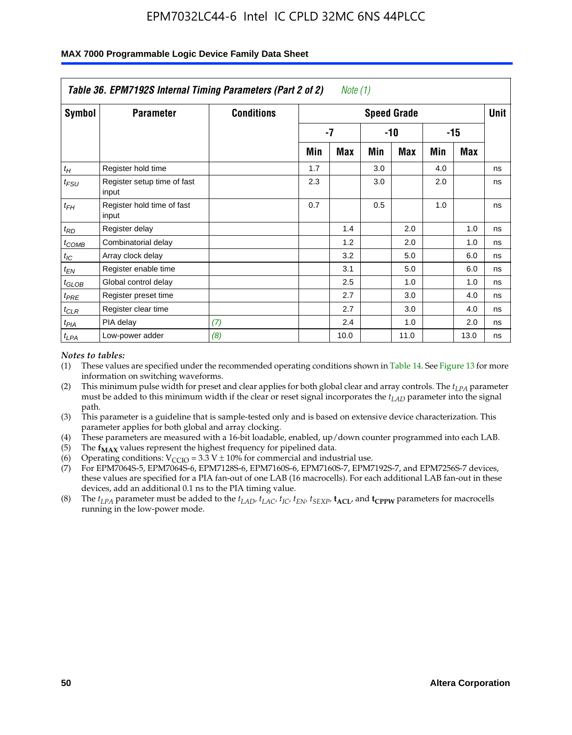### Table 36. EPM7192S Internal Timing Parameters (Part 2 of 2) *Note (1)*

| Symbol | Parameter | Conditions | Speed Grade | | | | | | Unit |
|---|---|---|---|---|---|---|---|---|---|
| | | | -7 | | -10 | | -15 | | |
| | | | Min | Max | Min | Max | Min | Max | |
| $t_H$ | Register hold time | | 1.7 | | 3.0 | | 4.0 | | ns |
| $t_{FSU}$ | Register setup time of fast input | | 2.3 | | 3.0 | | 2.0 | | ns |
| $t_{FH}$ | Register hold time of fast input | | 0.7 | | 0.5 | | 1.0 | | ns |
| $t_{RD}$ | Register delay | | | 1.4 | | 2.0 | | 1.0 | ns |
| $t_{COMB}$ | Combinatorial delay | | | 1.2 | | 2.0 | | 1.0 | ns |
| $t_{IC}$ | Array clock delay | | | 3.2 | | 5.0 | | 6.0 | ns |
| $t_{EN}$ | Register enable time | | | 3.1 | | 5.0 | | 6.0 | ns |
| $t_{GLOB}$ | Global control delay | | | 2.5 | | 1.0 | | 1.0 | ns |
| $t_{PRE}$ | Register preset time | | | 2.7 | | 3.0 | | 4.0 | ns |
| $t_{CLR}$ | Register clear time | | | 2.7 | | 3.0 | | 4.0 | ns |
| $t_{PIA}$ | PIA delay | *(7)* | | 2.4 | | 1.0 | | 2.0 | ns |
| $t_{LPA}$ | Low-power adder | *(8)* | | 10.0 | | 11.0 | | 13.0 | ns |

*Notes to tables:*

(1) These values are specified under the recommended operating conditions shown in Table 14. See Figure 13 for more information on switching waveforms.

(2) This minimum pulse width for preset and clear applies for both global clear and array controls. The $t_{LPA}$ parameter must be added to this minimum width if the clear or reset signal incorporates the $t_{LAD}$ parameter into the signal path.

(3) This parameter is a guideline that is sample-tested only and is based on extensive device characterization. This parameter applies for both global and array clocking.

(4) These parameters are measured with a 16-bit loadable, enabled, up/down counter programmed into each LAB.

(5) The $\mathbf{f_{MAX}}$ values represent the highest frequency for pipelined data.

(6) Operating conditions: $V_{CCIO} = 3.3\ V \pm 10\%$ for commercial and industrial use.

(7) For EPM7064S-5, EPM7064S-6, EPM7128S-6, EPM7160S-6, EPM7160S-7, EPM7192S-7, and EPM7256S-7 devices, these values are specified for a PIA fan-out of one LAB (16 macrocells). For each additional LAB fan-out in these devices, add an additional 0.1 ns to the PIA timing value.

(8) The $t_{LPA}$ parameter must be added to the $t_{LAD}$, $t_{LAC}$, $t_{IC}$, $t_{EN}$, $t_{SEXP}$, $\mathbf{t_{ACL}}$, and $\mathbf{t_{CPPW}}$ parameters for macrocells running in the low-power mode.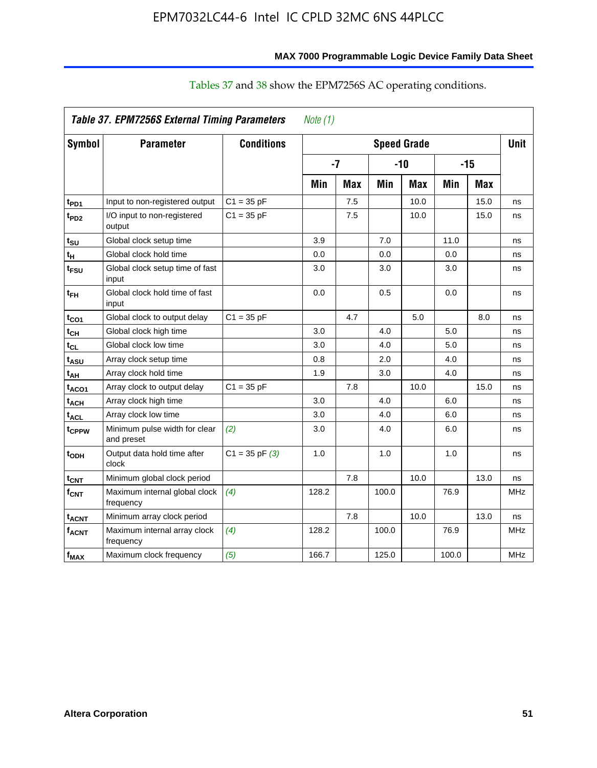Tables 37 and 38 show the EPM7256S AC operating conditions.

**Table 37. EPM7256S External Timing Parameters** *Note (1)*

| Symbol | Parameter | Conditions | Speed Grade | | | | | | Unit |
|---|---|---|---|---|---|---|---|---|---|
| | | | -7 | | -10 | | -15 | | |
| | | | Min | Max | Min | Max | Min | Max | |
| $t_{PD1}$ | Input to non-registered output | C1 = 35 pF | | 7.5 | | 10.0 | | 15.0 | ns |
| $t_{PD2}$ | I/O input to non-registered output | C1 = 35 pF | | 7.5 | | 10.0 | | 15.0 | ns |
| $t_{SU}$ | Global clock setup time | | 3.9 | | 7.0 | | 11.0 | | ns |
| $t_{H}$ | Global clock hold time | | 0.0 | | 0.0 | | 0.0 | | ns |
| $t_{FSU}$ | Global clock setup time of fast input | | 3.0 | | 3.0 | | 3.0 | | ns |
| $t_{FH}$ | Global clock hold time of fast input | | 0.0 | | 0.5 | | 0.0 | | ns |
| $t_{CO1}$ | Global clock to output delay | C1 = 35 pF | | 4.7 | | 5.0 | | 8.0 | ns |
| $t_{CH}$ | Global clock high time | | 3.0 | | 4.0 | | 5.0 | | ns |
| $t_{CL}$ | Global clock low time | | 3.0 | | 4.0 | | 5.0 | | ns |
| $t_{ASU}$ | Array clock setup time | | 0.8 | | 2.0 | | 4.0 | | ns |
| $t_{AH}$ | Array clock hold time | | 1.9 | | 3.0 | | 4.0 | | ns |
| $t_{ACO1}$ | Array clock to output delay | C1 = 35 pF | | 7.8 | | 10.0 | | 15.0 | ns |
| $t_{ACH}$ | Array clock high time | | 3.0 | | 4.0 | | 6.0 | | ns |
| $t_{ACL}$ | Array clock low time | | 3.0 | | 4.0 | | 6.0 | | ns |
| $t_{CPPW}$ | Minimum pulse width for clear and preset | *(2)* | 3.0 | | 4.0 | | 6.0 | | ns |
| $t_{ODH}$ | Output data hold time after clock | C1 = 35 pF *(3)* | 1.0 | | 1.0 | | 1.0 | | ns |
| $t_{CNT}$ | Minimum global clock period | | | 7.8 | | 10.0 | | 13.0 | ns |
| $f_{CNT}$ | Maximum internal global clock frequency | *(4)* | 128.2 | | 100.0 | | 76.9 | | MHz |
| $t_{ACNT}$ | Minimum array clock period | | | 7.8 | | 10.0 | | 13.0 | ns |
| $f_{ACNT}$ | Maximum internal array clock frequency | *(4)* | 128.2 | | 100.0 | | 76.9 | | MHz |
| $f_{MAX}$ | Maximum clock frequency | *(5)* | 166.7 | | 125.0 | | 100.0 | | MHz |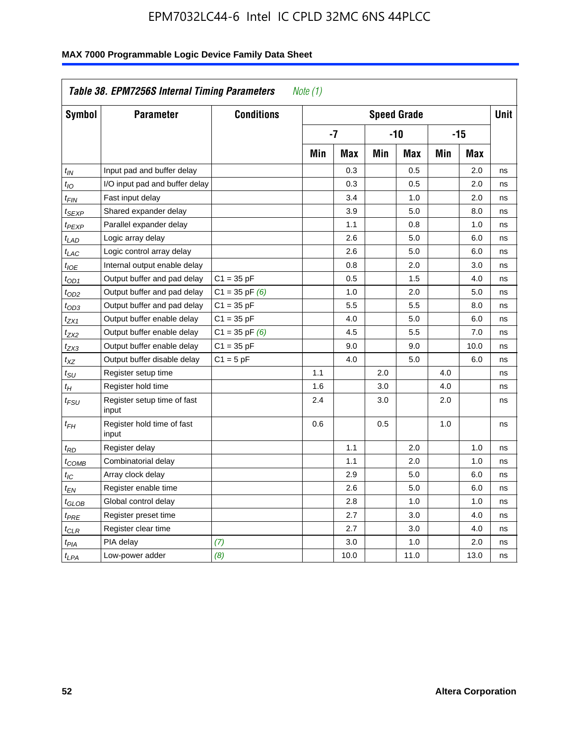**Table 38. EPM7256S Internal Timing Parameters** *Note (1)*

| Symbol | Parameter | Conditions | Speed Grade | | | | | | Unit |
|---|---|---|---|---|---|---|---|---|---|
| | | | -7 | | -10 | | -15 | | |
| | | | Min | Max | Min | Max | Min | Max | |
| $t_{IN}$ | Input pad and buffer delay | | | 0.3 | | 0.5 | | 2.0 | ns |
| $t_{IO}$ | I/O input pad and buffer delay | | | 0.3 | | 0.5 | | 2.0 | ns |
| $t_{FIN}$ | Fast input delay | | | 3.4 | | 1.0 | | 2.0 | ns |
| $t_{SEXP}$ | Shared expander delay | | | 3.9 | | 5.0 | | 8.0 | ns |
| $t_{PEXP}$ | Parallel expander delay | | | 1.1 | | 0.8 | | 1.0 | ns |
| $t_{LAD}$ | Logic array delay | | | 2.6 | | 5.0 | | 6.0 | ns |
| $t_{LAC}$ | Logic control array delay | | | 2.6 | | 5.0 | | 6.0 | ns |
| $t_{IOE}$ | Internal output enable delay | | | 0.8 | | 2.0 | | 3.0 | ns |
| $t_{OD1}$ | Output buffer and pad delay | C1 = 35 pF | | 0.5 | | 1.5 | | 4.0 | ns |
| $t_{OD2}$ | Output buffer and pad delay | C1 = 35 pF *(6)* | | 1.0 | | 2.0 | | 5.0 | ns |
| $t_{OD3}$ | Output buffer and pad delay | C1 = 35 pF | | 5.5 | | 5.5 | | 8.0 | ns |
| $t_{ZX1}$ | Output buffer enable delay | C1 = 35 pF | | 4.0 | | 5.0 | | 6.0 | ns |
| $t_{ZX2}$ | Output buffer enable delay | C1 = 35 pF *(6)* | | 4.5 | | 5.5 | | 7.0 | ns |
| $t_{ZX3}$ | Output buffer enable delay | C1 = 35 pF | | 9.0 | | 9.0 | | 10.0 | ns |
| $t_{XZ}$ | Output buffer disable delay | C1 = 5 pF | | 4.0 | | 5.0 | | 6.0 | ns |
| $t_{SU}$ | Register setup time | | 1.1 | | 2.0 | | 4.0 | | ns |
| $t_{H}$ | Register hold time | | 1.6 | | 3.0 | | 4.0 | | ns |
| $t_{FSU}$ | Register setup time of fast input | | 2.4 | | 3.0 | | 2.0 | | ns |
| $t_{FH}$ | Register hold time of fast input | | 0.6 | | 0.5 | | 1.0 | | ns |
| $t_{RD}$ | Register delay | | | 1.1 | | 2.0 | | 1.0 | ns |
| $t_{COMB}$ | Combinatorial delay | | | 1.1 | | 2.0 | | 1.0 | ns |
| $t_{IC}$ | Array clock delay | | | 2.9 | | 5.0 | | 6.0 | ns |
| $t_{EN}$ | Register enable time | | | 2.6 | | 5.0 | | 6.0 | ns |
| $t_{GLOB}$ | Global control delay | | | 2.8 | | 1.0 | | 1.0 | ns |
| $t_{PRE}$ | Register preset time | | | 2.7 | | 3.0 | | 4.0 | ns |
| $t_{CLR}$ | Register clear time | | | 2.7 | | 3.0 | | 4.0 | ns |
| $t_{PIA}$ | PIA delay | *(7)* | | 3.0 | | 1.0 | | 2.0 | ns |
| $t_{LPA}$ | Low-power adder | *(8)* | | 10.0 | | 11.0 | | 13.0 | ns |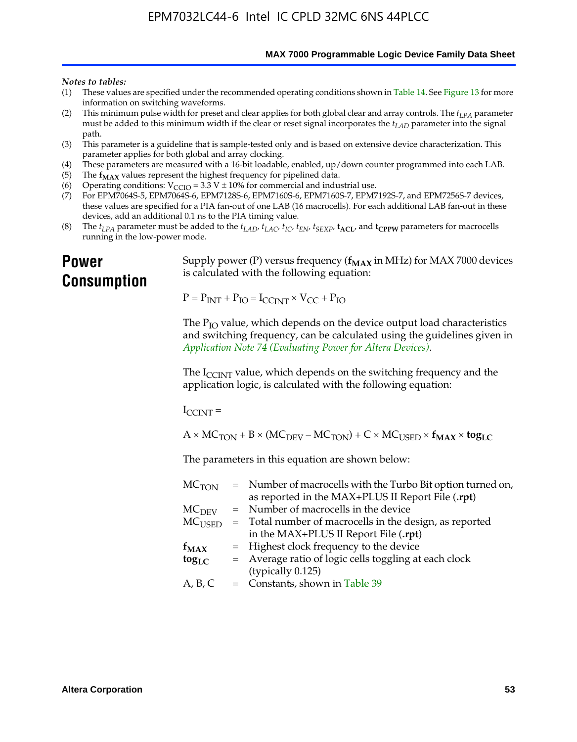*Notes to tables:*

(1) These values are specified under the recommended operating conditions shown in Table 14. See Figure 13 for more information on switching waveforms.
(2) This minimum pulse width for preset and clear applies for both global clear and array controls. The $t_{LPA}$ parameter must be added to this minimum width if the clear or reset signal incorporates the $t_{LAD}$ parameter into the signal path.
(3) This parameter is a guideline that is sample-tested only and is based on extensive device characterization. This parameter applies for both global and array clocking.
(4) These parameters are measured with a 16-bit loadable, enabled, up/down counter programmed into each LAB.
(5) The $\mathbf{f_{MAX}}$ values represent the highest frequency for pipelined data.
(6) Operating conditions: $V_{CCIO}$ = 3.3 V ± 10% for commercial and industrial use.
(7) For EPM7064S-5, EPM7064S-6, EPM7128S-6, EPM7160S-6, EPM7160S-7, EPM7192S-7, and EPM7256S-7 devices, these values are specified for a PIA fan-out of one LAB (16 macrocells). For each additional LAB fan-out in these devices, add an additional 0.1 ns to the PIA timing value.
(8) The $t_{LPA}$ parameter must be added to the $t_{LAD}$, $t_{LAC}$, $t_{IC}$, $t_{EN}$, $t_{SEXP}$, $\mathbf{t_{ACL}}$, and $\mathbf{t_{CPPW}}$ parameters for macrocells running in the low-power mode.

# Power Consumption

Supply power (P) versus frequency ($\mathbf{f_{MAX}}$ in MHz) for MAX 7000 devices is calculated with the following equation:

$$P = P_{INT} + P_{IO} = I_{CCINT} \times V_{CC} + P_{IO}$$

The $P_{IO}$ value, which depends on the device output load characteristics and switching frequency, can be calculated using the guidelines given in *Application Note 74 (Evaluating Power for Altera Devices)*.

The $I_{CCINT}$ value, which depends on the switching frequency and the application logic, is calculated with the following equation:

$$I_{CCINT} =$$

$$A \times MC_{TON} + B \times (MC_{DEV} - MC_{TON}) + C \times MC_{USED} \times \mathbf{f_{MAX}} \times \mathbf{tog_{LC}}$$

The parameters in this equation are shown below:

| | | |
|---|---|---|
| $MC_{TON}$ | = | Number of macrocells with the Turbo Bit option turned on, as reported in the MAX+PLUS II Report File (**.rpt**) |
| $MC_{DEV}$ | = | Number of macrocells in the device |
| $MC_{USED}$ | = | Total number of macrocells in the design, as reported in the MAX+PLUS II Report File (**.rpt**) |
| $\mathbf{f_{MAX}}$ | = | Highest clock frequency to the device |
| $\mathbf{tog_{LC}}$ | = | Average ratio of logic cells toggling at each clock (typically 0.125) |
| A, B, C | = | Constants, shown in Table 39 |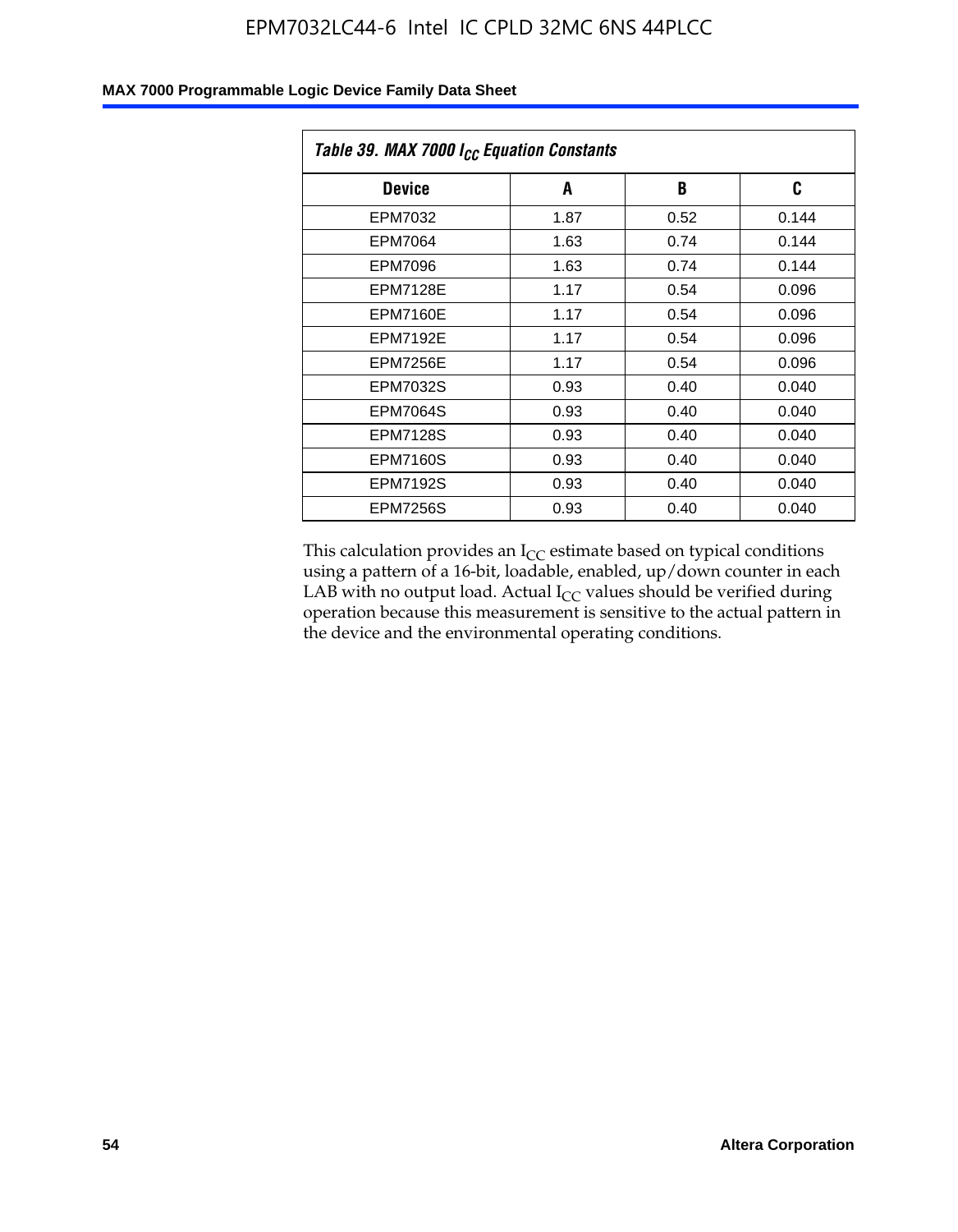Table 39. MAX 7000 $I_{CC}$ Equation Constants

| Device | A | B | C |
|---|---|---|---|
| EPM7032 | 1.87 | 0.52 | 0.144 |
| EPM7064 | 1.63 | 0.74 | 0.144 |
| EPM7096 | 1.63 | 0.74 | 0.144 |
| EPM7128E | 1.17 | 0.54 | 0.096 |
| EPM7160E | 1.17 | 0.54 | 0.096 |
| EPM7192E | 1.17 | 0.54 | 0.096 |
| EPM7256E | 1.17 | 0.54 | 0.096 |
| EPM7032S | 0.93 | 0.40 | 0.040 |
| EPM7064S | 0.93 | 0.40 | 0.040 |
| EPM7128S | 0.93 | 0.40 | 0.040 |
| EPM7160S | 0.93 | 0.40 | 0.040 |
| EPM7192S | 0.93 | 0.40 | 0.040 |
| EPM7256S | 0.93 | 0.40 | 0.040 |

This calculation provides an $I_{CC}$ estimate based on typical conditions using a pattern of a 16-bit, loadable, enabled, up/down counter in each LAB with no output load. Actual $I_{CC}$ values should be verified during operation because this measurement is sensitive to the actual pattern in the device and the environmental operating conditions.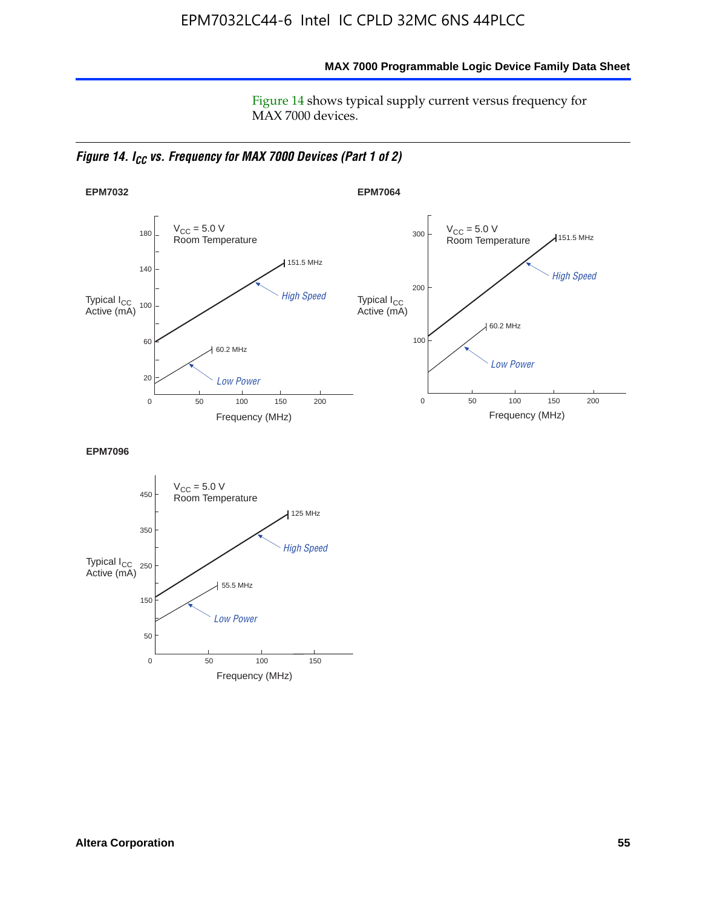Figure 14 shows typical supply current versus frequency for MAX 7000 devices.

*Figure 14. $I_{CC}$ vs. Frequency for MAX 7000 Devices (Part 1 of 2)*

**EPM7032**

$V_{CC}$ = 5.0 V
Room Temperature

Typical $I_{CC}$ Active (mA)

180, 140, 100, 60, 20

151.5 MHz — *High Speed*

60.2 MHz — *Low Power*

0, 50, 100, 150, 200

Frequency (MHz)

**EPM7064**

$V_{CC}$ = 5.0 V
Room Temperature

Typical $I_{CC}$ Active (mA)

300, 200, 100

151.5 MHz — *High Speed*

60.2 MHz — *Low Power*

0, 50, 100, 150, 200

Frequency (MHz)

**EPM7096**

$V_{CC}$ = 5.0 V
Room Temperature

Typical $I_{CC}$ Active (mA)

450, 350, 250, 150, 50

125 MHz — *High Speed*

55.5 MHz — *Low Power*

0, 50, 100, 150

Frequency (MHz)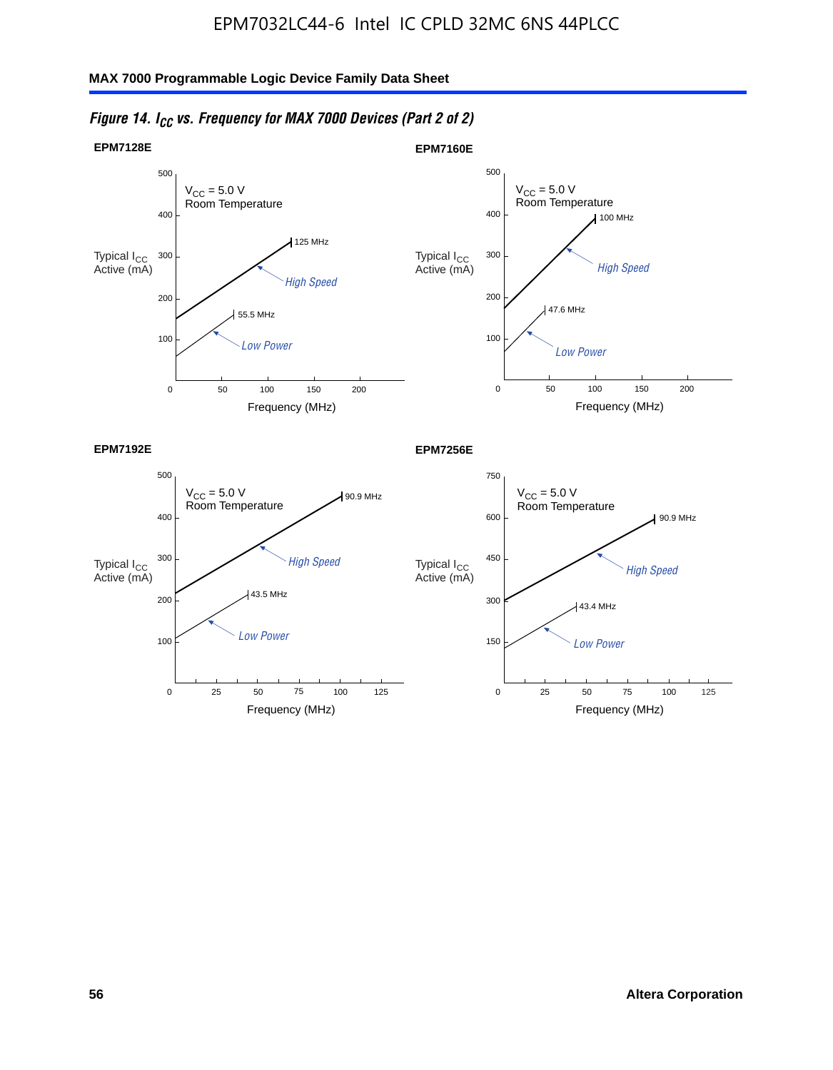*Figure 14. $I_{CC}$ vs. Frequency for MAX 7000 Devices (Part 2 of 2)*

**EPM7128E**

$V_{CC}$ = 5.0 V
Room Temperature

Typical $I_{CC}$ Active (mA)

500
400
300
200
100

0 50 100 150 200

Frequency (MHz)

125 MHz
High Speed
55.5 MHz
Low Power

**EPM7160E**

$V_{CC}$ = 5.0 V
Room Temperature

Typical $I_{CC}$ Active (mA)

500
400
300
200
100

0 50 100 150 200

Frequency (MHz)

100 MHz
High Speed
47.6 MHz
Low Power

**EPM7192E**

$V_{CC}$ = 5.0 V
Room Temperature

Typical $I_{CC}$ Active (mA)

500
400
300
200
100

0 25 50 75 100 125

Frequency (MHz)

90.9 MHz
High Speed
43.5 MHz
Low Power

**EPM7256E**

$V_{CC}$ = 5.0 V
Room Temperature

Typical $I_{CC}$ Active (mA)

750
600
450
300
150

0 25 50 75 100 125

Frequency (MHz)

90.9 MHz
High Speed
43.4 MHz
Low Power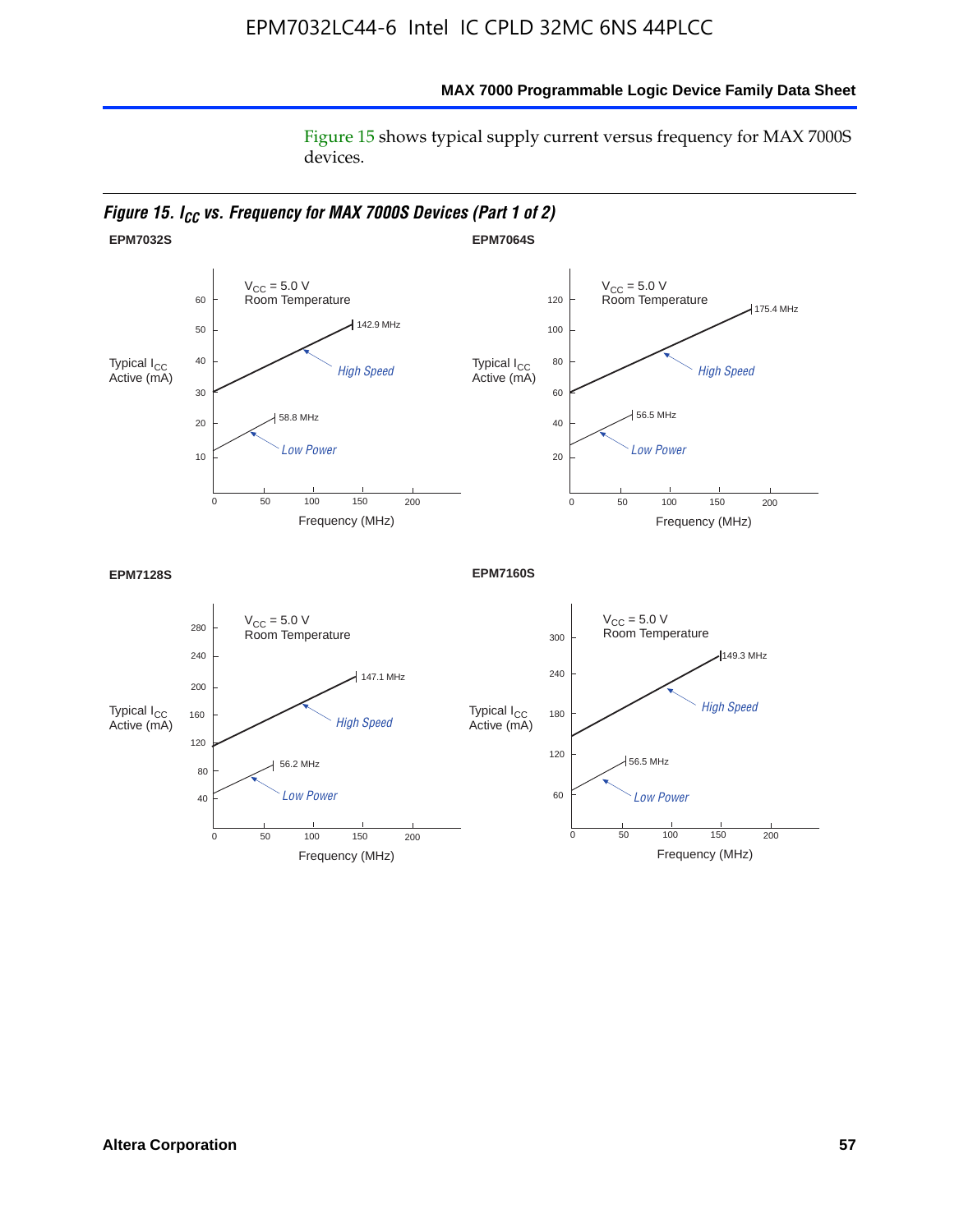Figure 15 shows typical supply current versus frequency for MAX 7000S devices.

*Figure 15. $I_{CC}$ vs. Frequency for MAX 7000S Devices (Part 1 of 2)*

**EPM7032S**

$V_{CC}$ = 5.0 V
Room Temperature

Typical $I_{CC}$ Active (mA)

High Speed: 142.9 MHz

Low Power: 58.8 MHz

Frequency (MHz)

**EPM7064S**

$V_{CC}$ = 5.0 V
Room Temperature

Typical $I_{CC}$ Active (mA)

High Speed: 175.4 MHz

Low Power: 56.5 MHz

Frequency (MHz)

**EPM7128S**

$V_{CC}$ = 5.0 V
Room Temperature

Typical $I_{CC}$ Active (mA)

High Speed: 147.1 MHz

Low Power: 56.2 MHz

Frequency (MHz)

**EPM7160S**

$V_{CC}$ = 5.0 V
Room Temperature

Typical $I_{CC}$ Active (mA)

High Speed: 149.3 MHz

Low Power: 56.5 MHz

Frequency (MHz)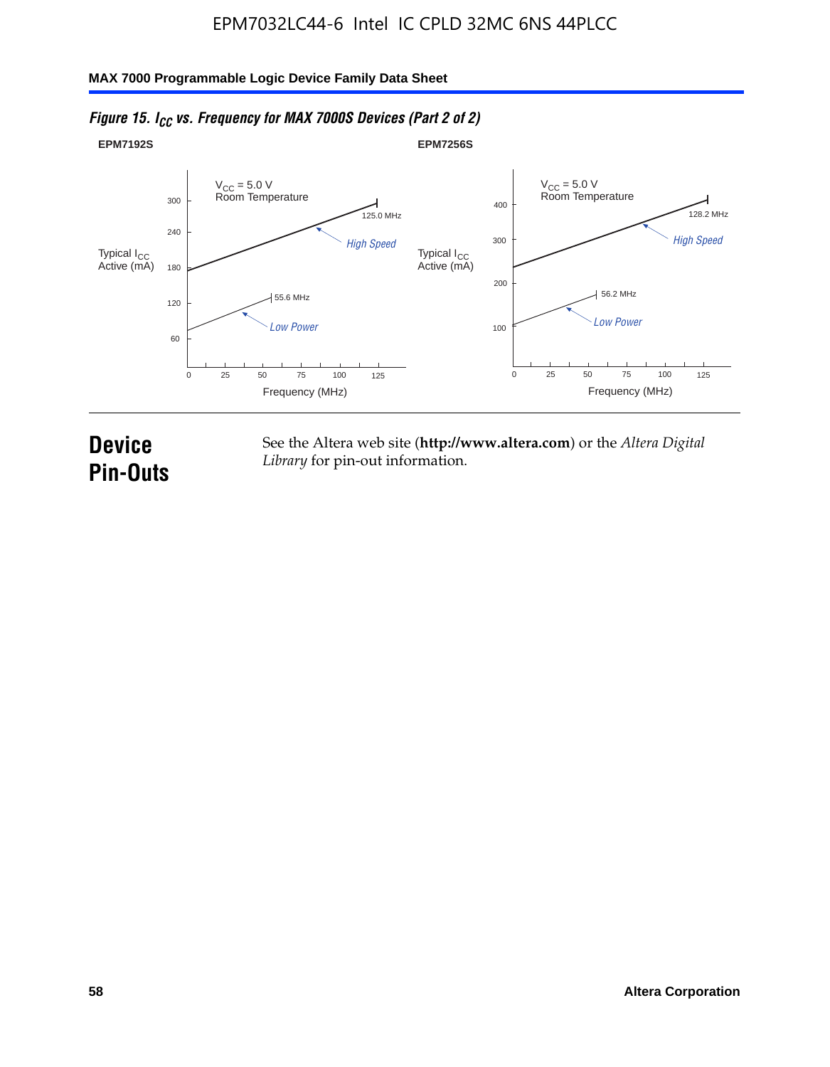*Figure 15. $I_{CC}$ vs. Frequency for MAX 7000S Devices (Part 2 of 2)*

**EPM7192S**

$V_{CC}$ = 5.0 V
Room Temperature

Typical $I_{CC}$ Active (mA)

Frequency (MHz)

High Speed: 125.0 MHz

Low Power: 55.6 MHz

**EPM7256S**

$V_{CC}$ = 5.0 V
Room Temperature

Typical $I_{CC}$ Active (mA)

Frequency (MHz)

High Speed: 128.2 MHz

Low Power: 56.2 MHz

# Device Pin-Outs

See the Altera web site (**http://www.altera.com**) or the *Altera Digital Library* for pin-out information.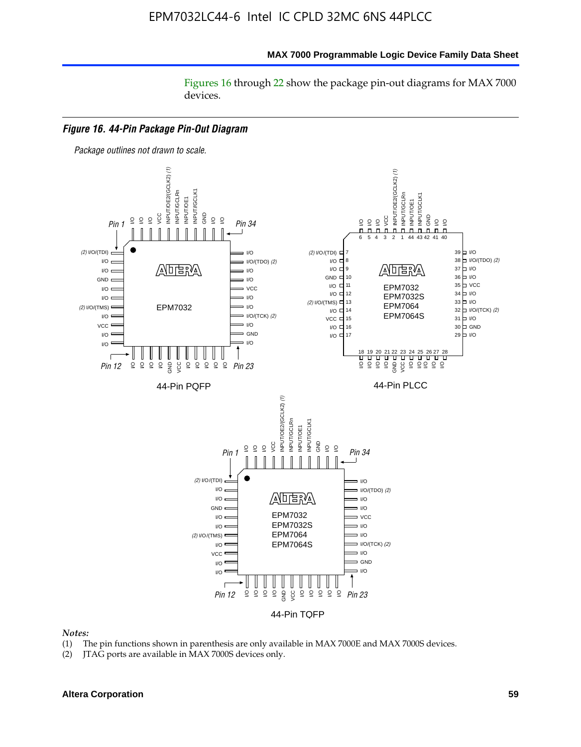Figures 16 through 22 show the package pin-out diagrams for MAX 7000 devices.

### Figure 16. 44-Pin Package Pin-Out Diagram

*Package outlines not drawn to scale.*

Notes:

(1) The pin functions shown in parenthesis are only available in MAX 7000E and MAX 7000S devices.

(2) JTAG ports are available in MAX 7000S devices only.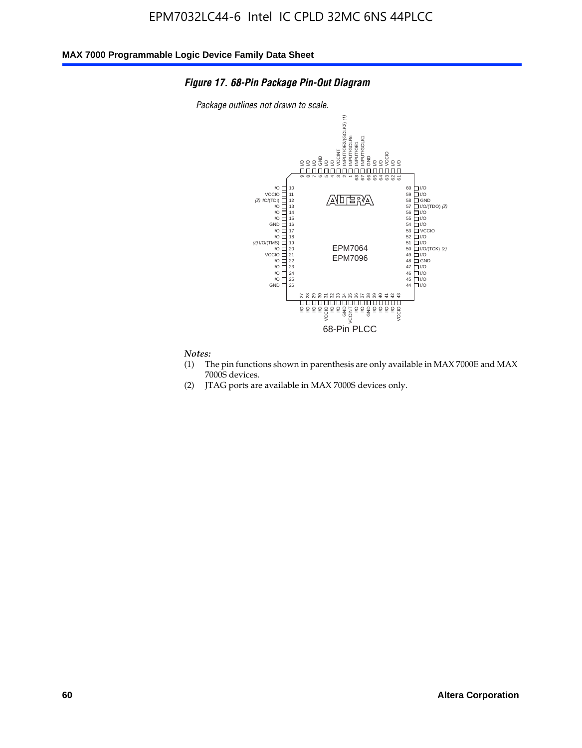*Figure 17. 68-Pin Package Pin-Out Diagram*

*Package outlines not drawn to scale.*

| Pin | Function | Pin | Function |
|---|---|---|---|
| 1 | INPUT/GCLRn | 35 | VCCINT |
| 2 | INPUT/OE2/(GCLK2) (1) | 36 | I/O |
| 3 | VCCINT | 37 | I/O |
| 4 | I/O | 38 | GND |
| 5 | I/O | 39 | I/O |
| 6 | GND | 40 | I/O |
| 7 | I/O | 41 | I/O |
| 8 | I/O | 42 | I/O |
| 9 | I/O | 43 | VCCIO |
| 10 | I/O | 44 | I/O |
| 11 | VCCIO | 45 | I/O |
| 12 | I/O/(TDI) (2) | 46 | I/O |
| 13 | I/O | 47 | I/O |
| 14 | I/O | 48 | GND |
| 15 | I/O | 49 | I/O |
| 16 | GND | 50 | I/O/(TCK) (2) |
| 17 | I/O | 51 | I/O |
| 18 | I/O | 52 | I/O |
| 19 | I/O/(TMS) (2) | 53 | VCCIO |
| 20 | I/O | 54 | I/O |
| 21 | VCCIO | 55 | I/O |
| 22 | I/O | 56 | I/O |
| 23 | I/O | 57 | I/O/(TDO) (2) |
| 24 | I/O | 58 | GND |
| 25 | I/O | 59 | I/O |
| 26 | GND | 60 | I/O |
| 27 | I/O | 61 | I/O |
| 28 | I/O | 62 | I/O |
| 29 | I/O | 63 | VCCIO |
| 30 | I/O | 64 | I/O |
| 31 | VCCIO | 65 | I/O |
| 32 | I/O | 66 | GND |
| 33 | I/O | 67 | INPUT/GCLK1 |
| 34 | GND | 68 | INPUT/OE1 |

EPM7064
EPM7096

68-Pin PLCC

*Notes:*

(1) The pin functions shown in parenthesis are only available in MAX 7000E and MAX 7000S devices.
(2) JTAG ports are available in MAX 7000S devices only.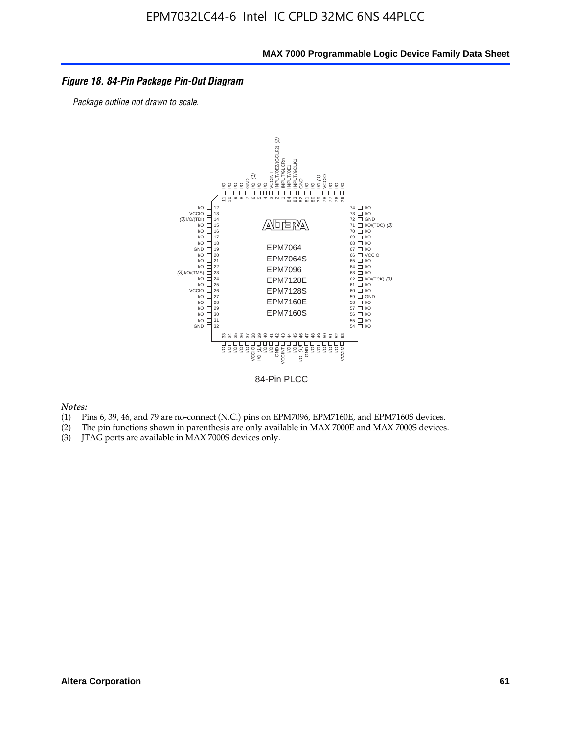### *Figure 18. 84-Pin Package Pin-Out Diagram*

*Package outline not drawn to scale.*

84-Pin PLCC

| Pin | Function | Pin | Function | Pin | Function | Pin | Function |
|---|---|---|---|---|---|---|---|
| 1 | INPUT/GLCRn | 22 | I/O | 43 | VCCINT | 64 | I/O |
| 2 | INPUT/OE2/(GCLK2) (2) | 23 | (3) I/O/(TMS) | 44 | I/O | 65 | I/O |
| 3 | VCCINT | 24 | I/O | 45 | I/O | 66 | VCCIO |
| 4 | I/O | 25 | I/O | 46 | I/O (1) | 67 | I/O |
| 5 | I/O | 26 | VCCIO | 47 | GND | 68 | I/O |
| 6 | I/O (1) | 27 | I/O | 48 | I/O | 69 | I/O |
| 7 | GND | 28 | I/O | 49 | I/O | 70 | I/O |
| 8 | I/O | 29 | I/O | 50 | I/O | 71 | I/O/(TDO) (3) |
| 9 | I/O | 30 | I/O | 51 | I/O | 72 | GND |
| 10 | I/O | 31 | I/O | 52 | I/O | 73 | I/O |
| 11 | I/O | 32 | GND | 53 | VCCIO | 74 | I/O |
| 12 | I/O | 33 | I/O | 54 | I/O | 75 | I/O |
| 13 | VCCIO | 34 | I/O | 55 | I/O | 76 | I/O |
| 14 | (3) I/O/(TDI) | 35 | I/O | 56 | I/O | 77 | I/O |
| 15 | I/O | 36 | I/O | 57 | I/O | 78 | VCCIO |
| 16 | I/O | 37 | I/O | 58 | I/O | 79 | I/O (1) |
| 17 | I/O | 38 | VCCIO | 59 | GND | 80 | I/O |
| 18 | I/O | 39 | I/O (1) | 60 | I/O | 81 | I/O |
| 19 | GND | 40 | I/O | 61 | I/O | 82 | GND |
| 20 | I/O | 41 | I/O | 62 | I/O/(TCK) (3) | 83 | INPUT/GCLK1 |
| 21 | I/O | 42 | GND | 63 | I/O | 84 | INPUT/OE1 |

Devices: EPM7064, EPM7064S, EPM7096, EPM7128E, EPM7128S, EPM7160E, EPM7160S

*Notes:*

(1) Pins 6, 39, 46, and 79 are no-connect (N.C.) pins on EPM7096, EPM7160E, and EPM7160S devices.
(2) The pin functions shown in parenthesis are only available in MAX 7000E and MAX 7000S devices.
(3) JTAG ports are available in MAX 7000S devices only.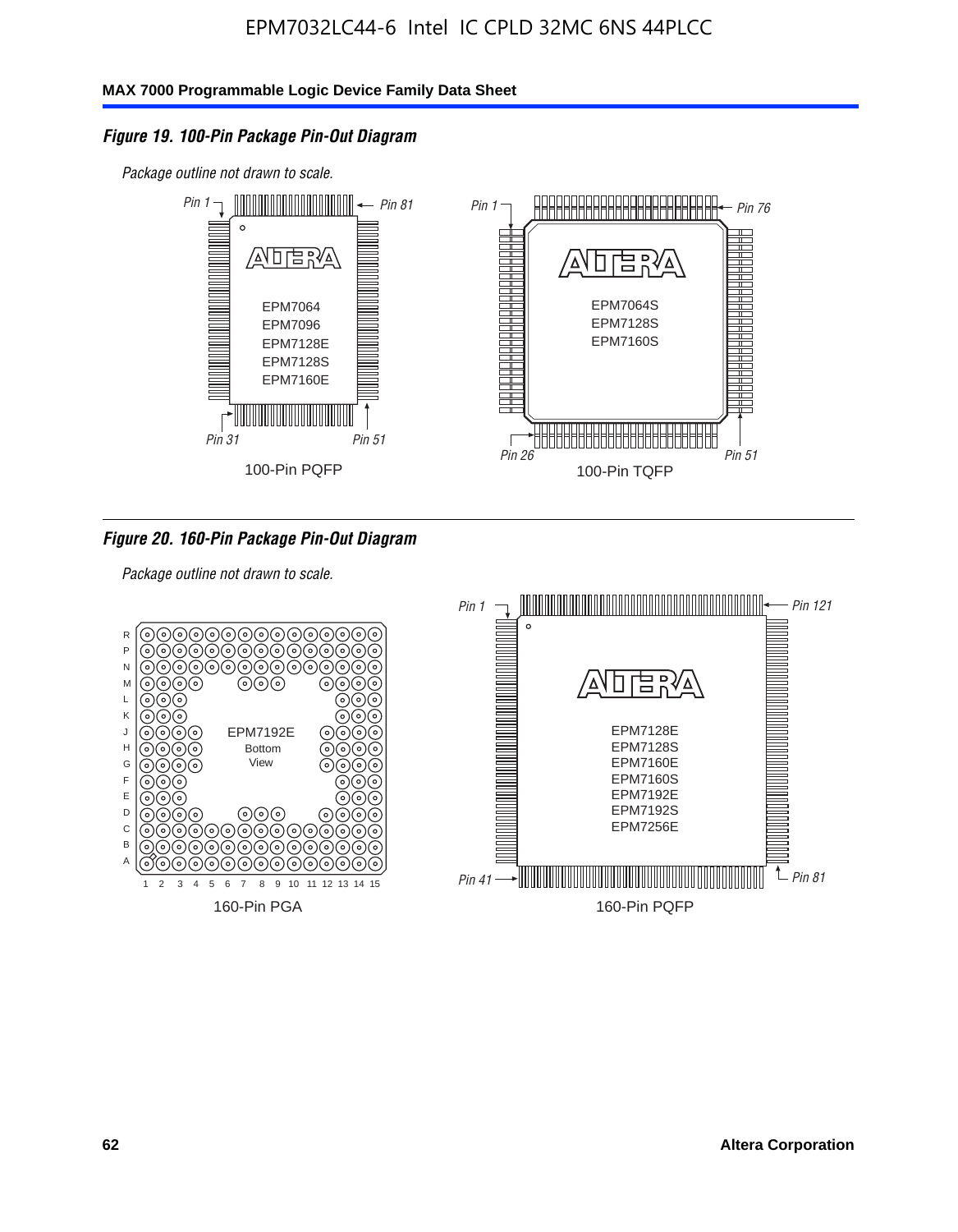### *Figure 19. 100-Pin Package Pin-Out Diagram*

*Package outline not drawn to scale.*

*Pin 1* *Pin 81*

EPM7064
EPM7096
EPM7128E
EPM7128S
EPM7160E

*Pin 31* *Pin 51*

100-Pin PQFP

*Pin 1* *Pin 76*

EPM7064S
EPM7128S
EPM7160S

*Pin 26* *Pin 51*

100-Pin TQFP

### *Figure 20. 160-Pin Package Pin-Out Diagram*

*Package outline not drawn to scale.*

R P N M L K J H G F E D C B A

EPM7192E
Bottom
View

1 2 3 4 5 6 7 8 9 10 11 12 13 14 15

160-Pin PGA

*Pin 1* *Pin 121*

EPM7128E
EPM7128S
EPM7160E
EPM7160S
EPM7192E
EPM7192S
EPM7256E

*Pin 41* *Pin 81*

160-Pin PQFP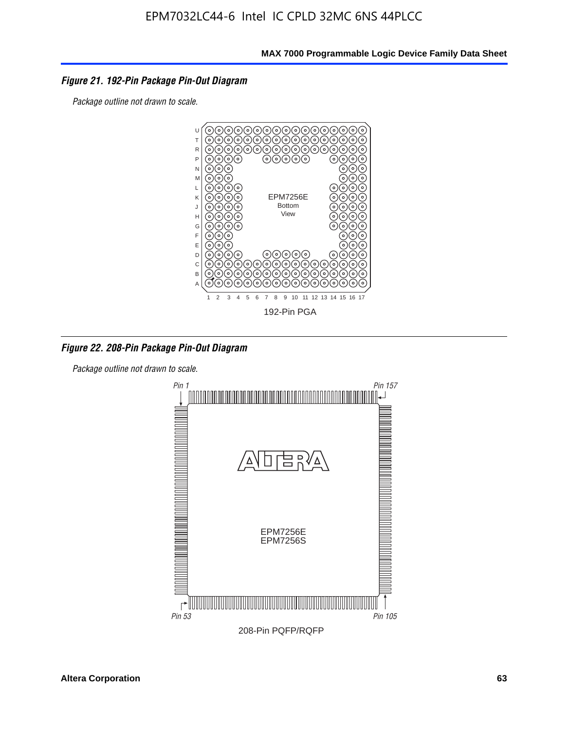### *Figure 21. 192-Pin Package Pin-Out Diagram*

*Package outline not drawn to scale.*

EPM7256E
Bottom
View

192-Pin PGA

### *Figure 22. 208-Pin Package Pin-Out Diagram*

*Package outline not drawn to scale.*

*Pin 1* *Pin 157*

EPM7256E
EPM7256S

*Pin 53* *Pin 105*

208-Pin PQFP/RQFP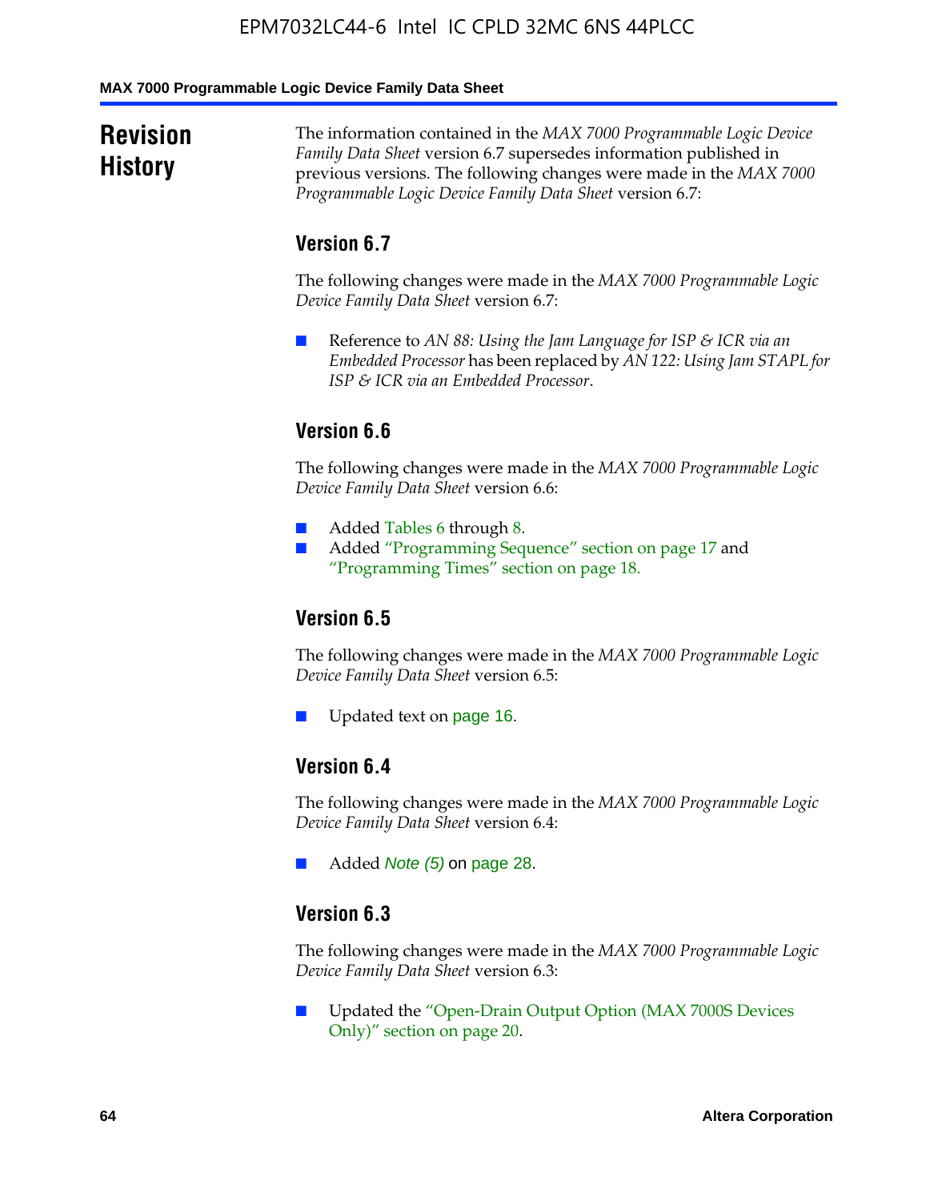## Revision History

The information contained in the *MAX 7000 Programmable Logic Device Family Data Sheet* version 6.7 supersedes information published in previous versions. The following changes were made in the *MAX 7000 Programmable Logic Device Family Data Sheet* version 6.7:

### Version 6.7

The following changes were made in the *MAX 7000 Programmable Logic Device Family Data Sheet* version 6.7:

- Reference to *AN 88: Using the Jam Language for ISP & ICR via an Embedded Processor* has been replaced by *AN 122: Using Jam STAPL for ISP & ICR via an Embedded Processor*.

### Version 6.6

The following changes were made in the *MAX 7000 Programmable Logic Device Family Data Sheet* version 6.6:

- Added Tables 6 through 8.
- Added "Programming Sequence" section on page 17 and "Programming Times" section on page 18.

### Version 6.5

The following changes were made in the *MAX 7000 Programmable Logic Device Family Data Sheet* version 6.5:

- Updated text on page 16.

### Version 6.4

The following changes were made in the *MAX 7000 Programmable Logic Device Family Data Sheet* version 6.4:

- Added *Note (5)* on page 28.

### Version 6.3

The following changes were made in the *MAX 7000 Programmable Logic Device Family Data Sheet* version 6.3:

- Updated the "Open-Drain Output Option (MAX 7000S Devices Only)" section on page 20.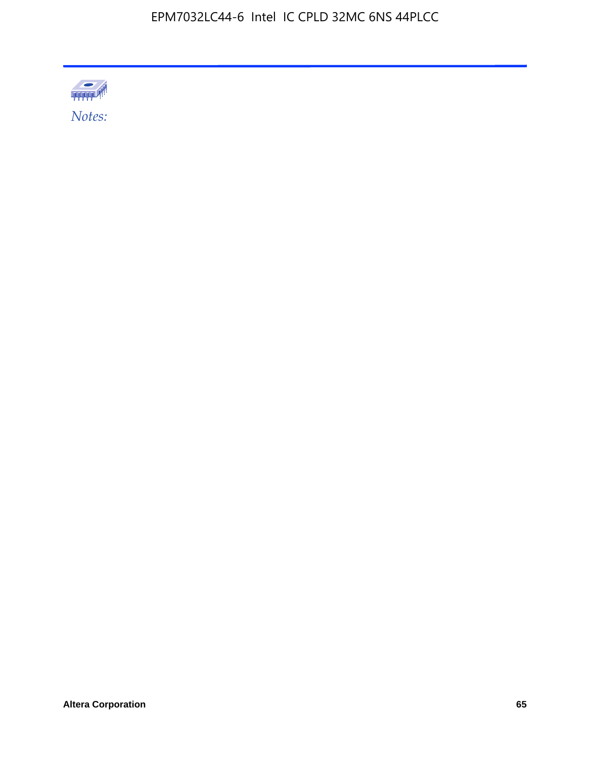*Notes:*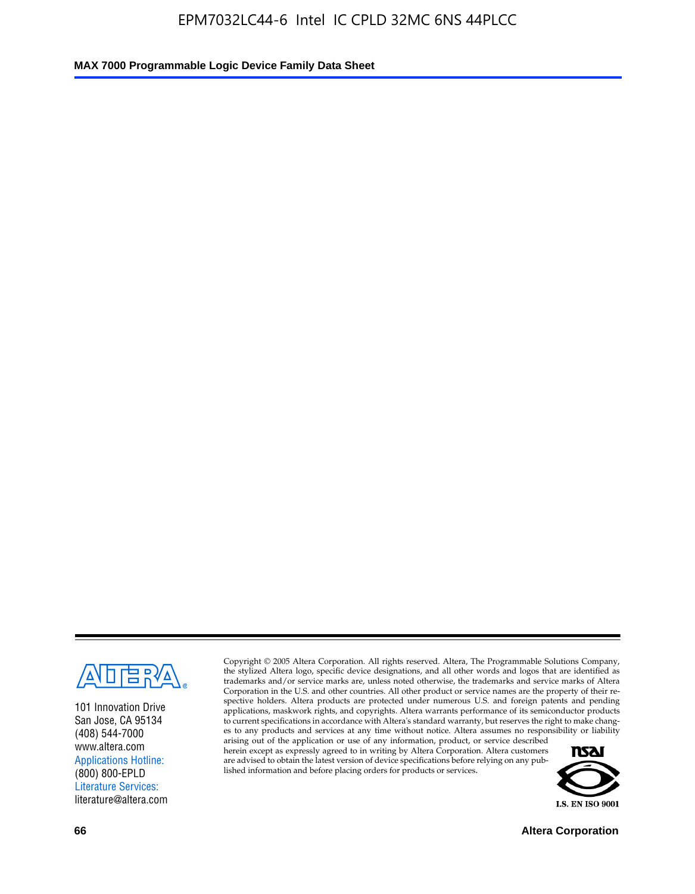101 Innovation Drive
San Jose, CA 95134
(408) 544-7000
www.altera.com
Applications Hotline:
(800) 800-EPLD
Literature Services:
literature@altera.com

Copyright © 2005 Altera Corporation. All rights reserved. Altera, The Programmable Solutions Company, the stylized Altera logo, specific device designations, and all other words and logos that are identified as trademarks and/or service marks are, unless noted otherwise, the trademarks and service marks of Altera Corporation in the U.S. and other countries. All other product or service names are the property of their respective holders. Altera products are protected under numerous U.S. and foreign patents and pending applications, maskwork rights, and copyrights. Altera warrants performance of its semiconductor products to current specifications in accordance with Altera's standard warranty, but reserves the right to make changes to any products and services at any time without notice. Altera assumes no responsibility or liability arising out of the application or use of any information, product, or service described herein except as expressly agreed to in writing by Altera Corporation. Altera customers are advised to obtain the latest version of device specifications before relying on any published information and before placing orders for products or services.

I.S. EN ISO 9001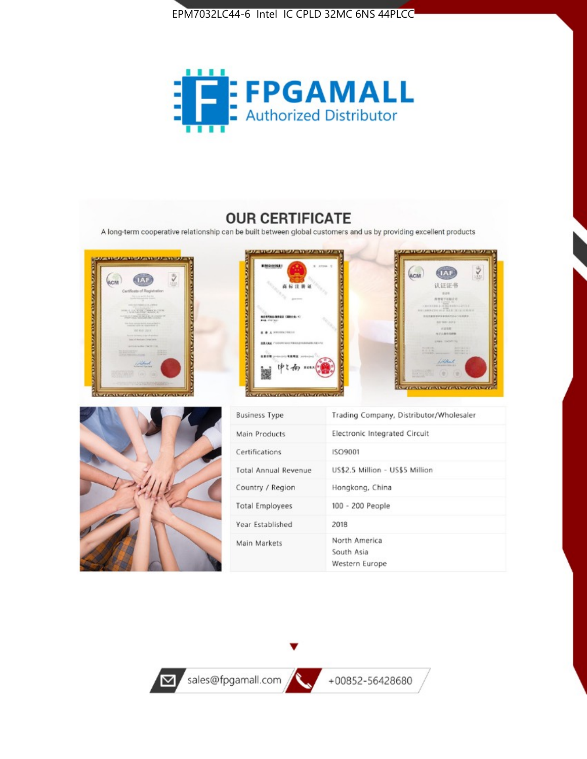FPGAMALL
Authorized Distributor

## OUR CERTIFICATE

A long-term cooperative relationship can be built between global customers and us by providing excellent products

| | |
|---|---|
| Business Type | Trading Company, Distributor/Wholesaler |
| Main Products | Electronic Integrated Circuit |
| Certifications | ISO9001 |
| Total Annual Revenue | US$2.5 Million - US$5 Million |
| Country / Region | Hongkong, China |
| Total Employees | 100 - 200 People |
| Year Established | 2018 |
| Main Markets | North America<br>South Asia<br>Western Europe |

sales@fpgamall.com

+00852-56428680